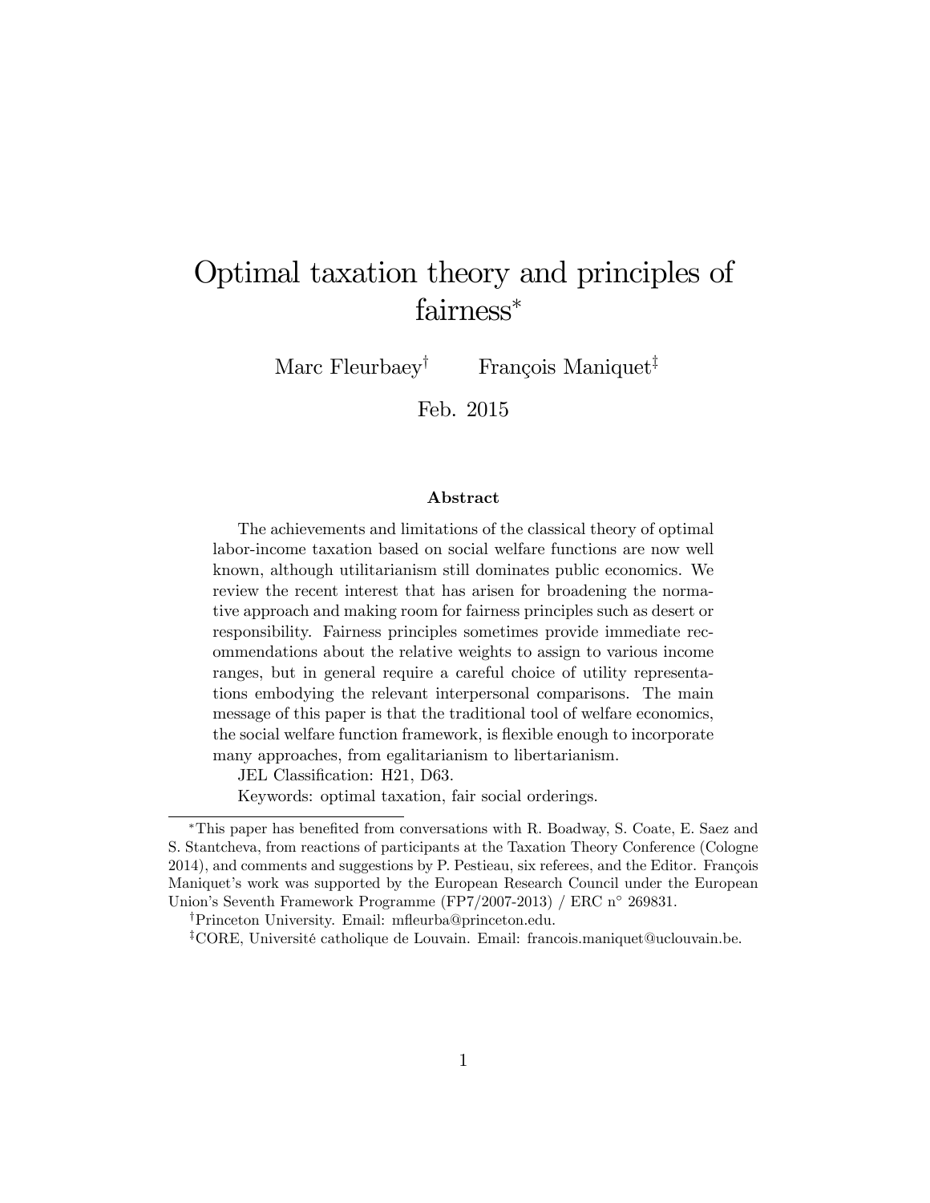# Optimal taxation theory and principles of fairness*

Marc Fleurbaey[†] François Maniquet[‡]

Feb. 2015

### Abstract

The achievements and limitations of the classical theory of optimal labor-income taxation based on social welfare functions are now well known, although utilitarianism still dominates public economics. We review the recent interest that has arisen for broadening the normative approach and making room for fairness principles such as desert or responsibility. Fairness principles sometimes provide immediate recommendations about the relative weights to assign to various income ranges, but in general require a careful choice of utility representations embodying the relevant interpersonal comparisons. The main message of this paper is that the traditional tool of welfare economics, the social welfare function framework, is flexible enough to incorporate many approaches, from egalitarianism to libertarianism.

JEL Classification: H21, D63.

Keywords: optimal taxation, fair social orderings.

---

*This paper has benefited from conversations with R. Boadway, S. Coate, E. Saez and S. Stantcheva, from reactions of participants at the Taxation Theory Conference (Cologne 2014), and comments and suggestions by P. Pestieau, six referees, and the Editor. François Maniquet's work was supported by the European Research Council under the European Union's Seventh Framework Programme (FP7/2007-2013) / ERC n° 269831.

†Princeton University. Email: mfleurba@princeton.edu.

‡CORE, Université catholique de Louvain. Email: francois.maniquet@uclouvain.be.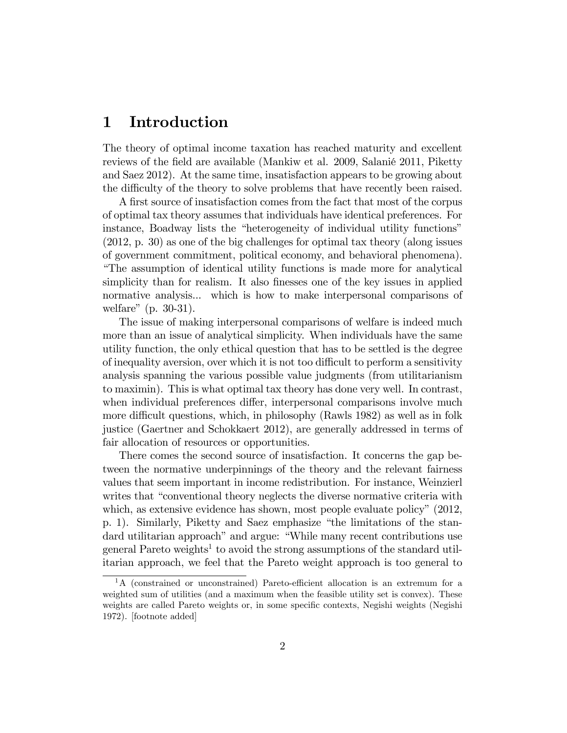# 1 Introduction

The theory of optimal income taxation has reached maturity and excellent reviews of the field are available (Mankiw et al. 2009, Salanié 2011, Piketty and Saez 2012). At the same time, insatisfaction appears to be growing about the difficulty of the theory to solve problems that have recently been raised.

A first source of insatisfaction comes from the fact that most of the corpus of optimal tax theory assumes that individuals have identical preferences. For instance, Boadway lists the "heterogeneity of individual utility functions" (2012, p. 30) as one of the big challenges for optimal tax theory (along issues of government commitment, political economy, and behavioral phenomena). "The assumption of identical utility functions is made more for analytical simplicity than for realism. It also finesses one of the key issues in applied normative analysis... which is how to make interpersonal comparisons of welfare" (p. 30-31).

The issue of making interpersonal comparisons of welfare is indeed much more than an issue of analytical simplicity. When individuals have the same utility function, the only ethical question that has to be settled is the degree of inequality aversion, over which it is not too difficult to perform a sensitivity analysis spanning the various possible value judgments (from utilitarianism to maximin). This is what optimal tax theory has done very well. In contrast, when individual preferences differ, interpersonal comparisons involve much more difficult questions, which, in philosophy (Rawls 1982) as well as in folk justice (Gaertner and Schokkaert 2012), are generally addressed in terms of fair allocation of resources or opportunities.

There comes the second source of insatisfaction. It concerns the gap between the normative underpinnings of the theory and the relevant fairness values that seem important in income redistribution. For instance, Weinzierl writes that "conventional theory neglects the diverse normative criteria with which, as extensive evidence has shown, most people evaluate policy" (2012, p. 1). Similarly, Piketty and Saez emphasize "the limitations of the standard utilitarian approach" and argue: "While many recent contributions use general Pareto weights[1] to avoid the strong assumptions of the standard utilitarian approach, we feel that the Pareto weight approach is too general to

[1] A (constrained or unconstrained) Pareto-efficient allocation is an extremum for a weighted sum of utilities (and a maximum when the feasible utility set is convex). These weights are called Pareto weights or, in some specific contexts, Negishi weights (Negishi 1972). [footnote added]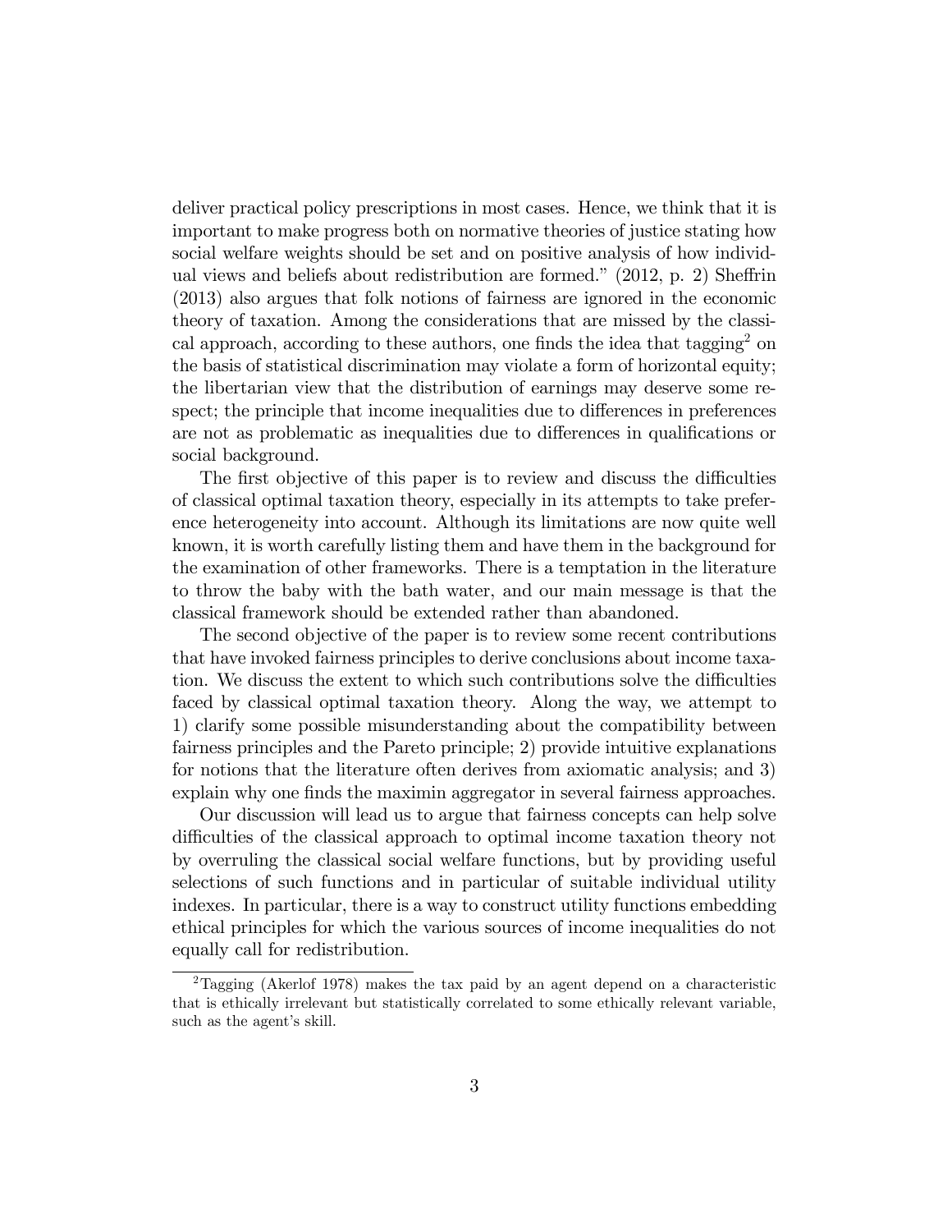deliver practical policy prescriptions in most cases. Hence, we think that it is important to make progress both on normative theories of justice stating how social welfare weights should be set and on positive analysis of how individual views and beliefs about redistribution are formed." (2012, p. 2) Sheffrin (2013) also argues that folk notions of fairness are ignored in the economic theory of taxation. Among the considerations that are missed by the classical approach, according to these authors, one finds the idea that tagging[2] on the basis of statistical discrimination may violate a form of horizontal equity; the libertarian view that the distribution of earnings may deserve some respect; the principle that income inequalities due to differences in preferences are not as problematic as inequalities due to differences in qualifications or social background.

The first objective of this paper is to review and discuss the difficulties of classical optimal taxation theory, especially in its attempts to take preference heterogeneity into account. Although its limitations are now quite well known, it is worth carefully listing them and have them in the background for the examination of other frameworks. There is a temptation in the literature to throw the baby with the bath water, and our main message is that the classical framework should be extended rather than abandoned.

The second objective of the paper is to review some recent contributions that have invoked fairness principles to derive conclusions about income taxation. We discuss the extent to which such contributions solve the difficulties faced by classical optimal taxation theory. Along the way, we attempt to 1) clarify some possible misunderstanding about the compatibility between fairness principles and the Pareto principle; 2) provide intuitive explanations for notions that the literature often derives from axiomatic analysis; and 3) explain why one finds the maximin aggregator in several fairness approaches.

Our discussion will lead us to argue that fairness concepts can help solve difficulties of the classical approach to optimal income taxation theory not by overruling the classical social welfare functions, but by providing useful selections of such functions and in particular of suitable individual utility indexes. In particular, there is a way to construct utility functions embedding ethical principles for which the various sources of income inequalities do not equally call for redistribution.

[2]Tagging (Akerlof 1978) makes the tax paid by an agent depend on a characteristic that is ethically irrelevant but statistically correlated to some ethically relevant variable, such as the agent's skill.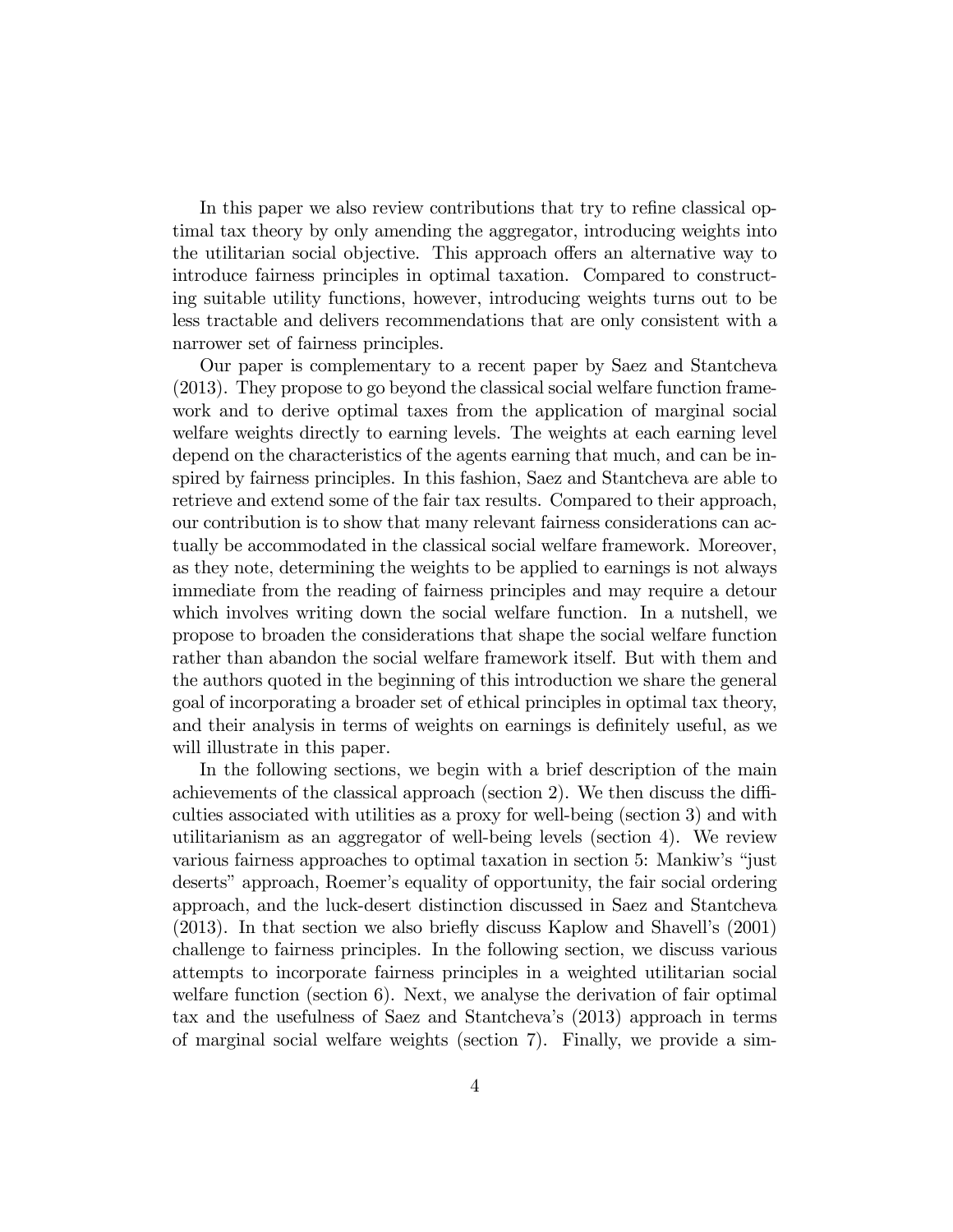In this paper we also review contributions that try to refine classical optimal tax theory by only amending the aggregator, introducing weights into the utilitarian social objective. This approach offers an alternative way to introduce fairness principles in optimal taxation. Compared to constructing suitable utility functions, however, introducing weights turns out to be less tractable and delivers recommendations that are only consistent with a narrower set of fairness principles.

Our paper is complementary to a recent paper by Saez and Stantcheva (2013). They propose to go beyond the classical social welfare function framework and to derive optimal taxes from the application of marginal social welfare weights directly to earning levels. The weights at each earning level depend on the characteristics of the agents earning that much, and can be inspired by fairness principles. In this fashion, Saez and Stantcheva are able to retrieve and extend some of the fair tax results. Compared to their approach, our contribution is to show that many relevant fairness considerations can actually be accommodated in the classical social welfare framework. Moreover, as they note, determining the weights to be applied to earnings is not always immediate from the reading of fairness principles and may require a detour which involves writing down the social welfare function. In a nutshell, we propose to broaden the considerations that shape the social welfare function rather than abandon the social welfare framework itself. But with them and the authors quoted in the beginning of this introduction we share the general goal of incorporating a broader set of ethical principles in optimal tax theory, and their analysis in terms of weights on earnings is definitely useful, as we will illustrate in this paper.

In the following sections, we begin with a brief description of the main achievements of the classical approach (section 2). We then discuss the difficulties associated with utilities as a proxy for well-being (section 3) and with utilitarianism as an aggregator of well-being levels (section 4). We review various fairness approaches to optimal taxation in section 5: Mankiw's "just deserts" approach, Roemer's equality of opportunity, the fair social ordering approach, and the luck-desert distinction discussed in Saez and Stantcheva (2013). In that section we also briefly discuss Kaplow and Shavell's (2001) challenge to fairness principles. In the following section, we discuss various attempts to incorporate fairness principles in a weighted utilitarian social welfare function (section 6). Next, we analyse the derivation of fair optimal tax and the usefulness of Saez and Stantcheva's (2013) approach in terms of marginal social welfare weights (section 7). Finally, we provide a sim-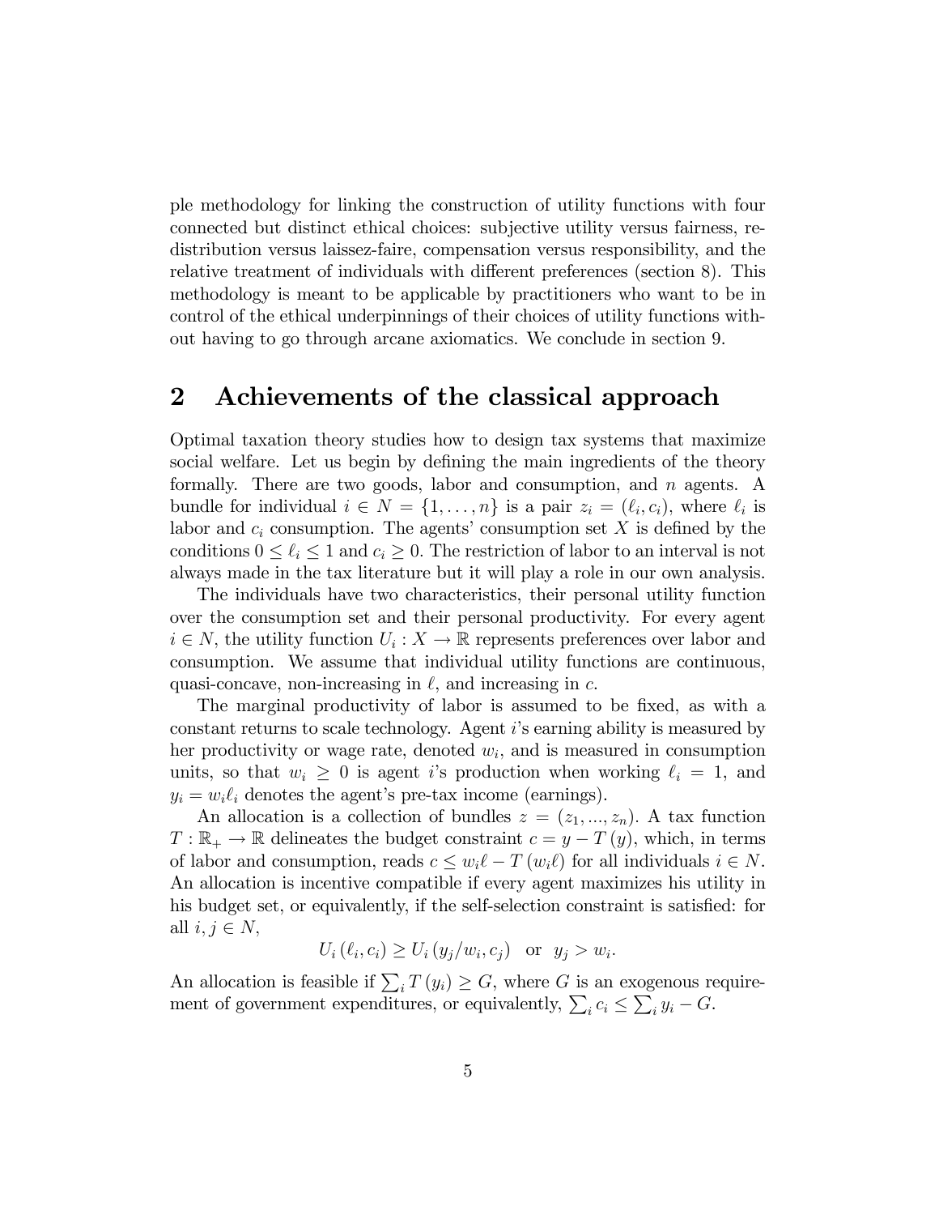ple methodology for linking the construction of utility functions with four connected but distinct ethical choices: subjective utility versus fairness, redistribution versus laissez-faire, compensation versus responsibility, and the relative treatment of individuals with different preferences (section 8). This methodology is meant to be applicable by practitioners who want to be in control of the ethical underpinnings of their choices of utility functions without having to go through arcane axiomatics. We conclude in section 9.

## 2 Achievements of the classical approach

Optimal taxation theory studies how to design tax systems that maximize social welfare. Let us begin by defining the main ingredients of the theory formally. There are two goods, labor and consumption, and $n$ agents. A bundle for individual $i \in N = \{1, \ldots, n\}$ is a pair $z_i = (\ell_i, c_i)$, where $\ell_i$ is labor and $c_i$ consumption. The agents' consumption set $X$ is defined by the conditions $0 \leq \ell_i \leq 1$ and $c_i \geq 0$. The restriction of labor to an interval is not always made in the tax literature but it will play a role in our own analysis.

The individuals have two characteristics, their personal utility function over the consumption set and their personal productivity. For every agent $i \in N$, the utility function $U_i : X \to \mathbb{R}$ represents preferences over labor and consumption. We assume that individual utility functions are continuous, quasi-concave, non-increasing in $\ell$, and increasing in $c$.

The marginal productivity of labor is assumed to be fixed, as with a constant returns to scale technology. Agent $i$'s earning ability is measured by her productivity or wage rate, denoted $w_i$, and is measured in consumption units, so that $w_i \geq 0$ is agent $i$'s production when working $\ell_i = 1$, and $y_i = w_i \ell_i$ denotes the agent's pre-tax income (earnings).

An allocation is a collection of bundles $z = (z_1, ..., z_n)$. A tax function $T : \mathbb{R}_+ \to \mathbb{R}$ delineates the budget constraint $c = y - T(y)$, which, in terms of labor and consumption, reads $c \leq w_i \ell - T(w_i \ell)$ for all individuals $i \in N$. An allocation is incentive compatible if every agent maximizes his utility in his budget set, or equivalently, if the self-selection constraint is satisfied: for all $i, j \in N$,

$$U_i(\ell_i, c_i) \geq U_i(y_j / w_i, c_j) \quad \text{or} \quad y_j > w_i.$$

An allocation is feasible if $\sum_i T(y_i) \geq G$, where $G$ is an exogenous requirement of government expenditures, or equivalently, $\sum_i c_i \leq \sum_i y_i - G$.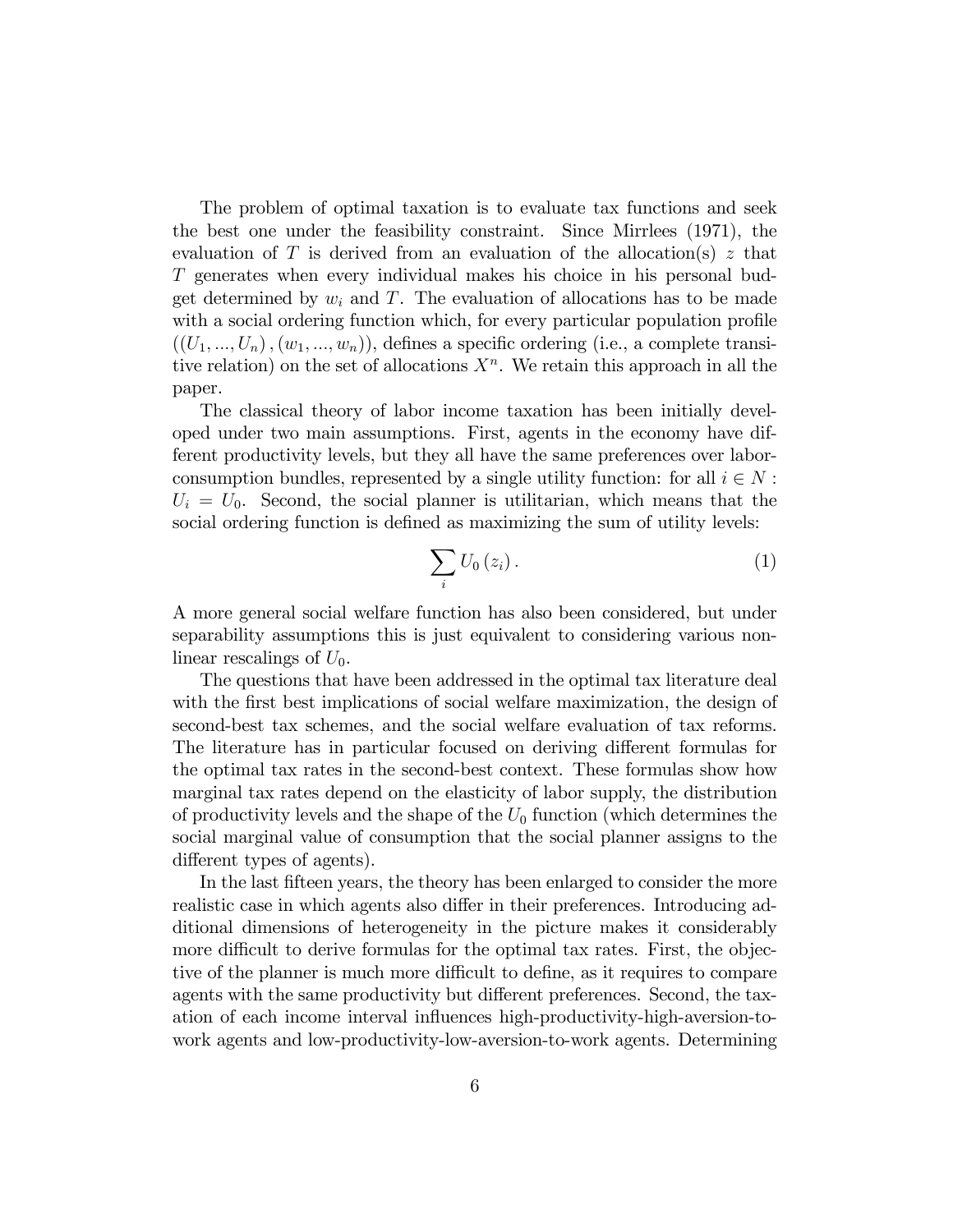The problem of optimal taxation is to evaluate tax functions and seek the best one under the feasibility constraint. Since Mirrlees (1971), the evaluation of $T$ is derived from an evaluation of the allocation(s) $z$ that $T$ generates when every individual makes his choice in his personal budget determined by $w_i$ and $T$. The evaluation of allocations has to be made with a social ordering function which, for every particular population profile $((U_1, ..., U_n), (w_1, ..., w_n))$, defines a specific ordering (i.e., a complete transitive relation) on the set of allocations $X^n$. We retain this approach in all the paper.

The classical theory of labor income taxation has been initially developed under two main assumptions. First, agents in the economy have different productivity levels, but they all have the same preferences over labor-consumption bundles, represented by a single utility function: for all $i \in N$ : $U_i = U_0$. Second, the social planner is utilitarian, which means that the social ordering function is defined as maximizing the sum of utility levels:

$$\sum_i U_0(z_i) . \tag{1}$$

A more general social welfare function has also been considered, but under separability assumptions this is just equivalent to considering various nonlinear rescalings of $U_0$.

The questions that have been addressed in the optimal tax literature deal with the first best implications of social welfare maximization, the design of second-best tax schemes, and the social welfare evaluation of tax reforms. The literature has in particular focused on deriving different formulas for the optimal tax rates in the second-best context. These formulas show how marginal tax rates depend on the elasticity of labor supply, the distribution of productivity levels and the shape of the $U_0$ function (which determines the social marginal value of consumption that the social planner assigns to the different types of agents).

In the last fifteen years, the theory has been enlarged to consider the more realistic case in which agents also differ in their preferences. Introducing additional dimensions of heterogeneity in the picture makes it considerably more difficult to derive formulas for the optimal tax rates. First, the objective of the planner is much more difficult to define, as it requires to compare agents with the same productivity but different preferences. Second, the taxation of each income interval influences high-productivity-high-aversion-to-work agents and low-productivity-low-aversion-to-work agents. Determining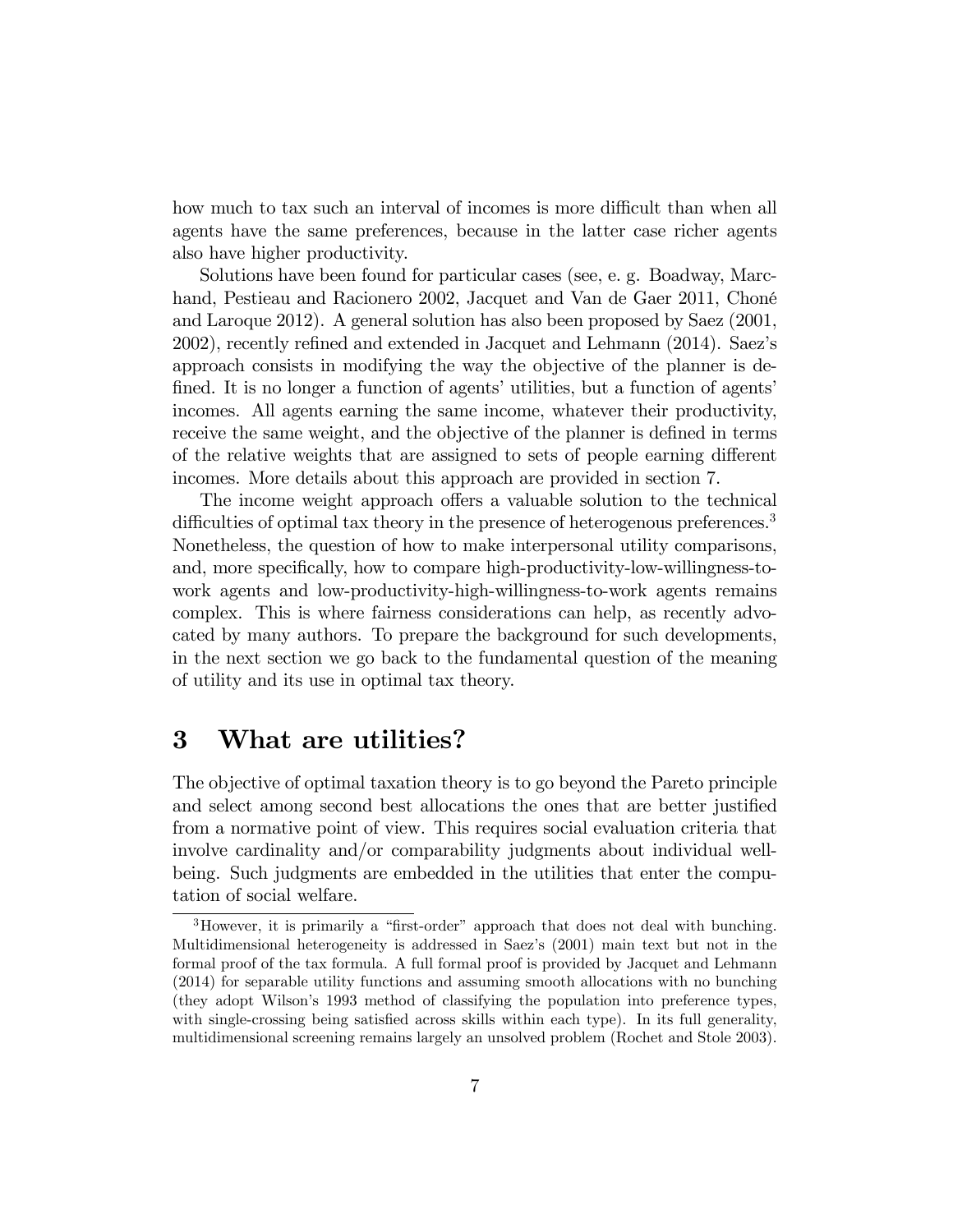how much to tax such an interval of incomes is more difficult than when all agents have the same preferences, because in the latter case richer agents also have higher productivity.

Solutions have been found for particular cases (see, e. g. Boadway, Marchand, Pestieau and Racionero 2002, Jacquet and Van de Gaer 2011, Choné and Laroque 2012). A general solution has also been proposed by Saez (2001, 2002), recently refined and extended in Jacquet and Lehmann (2014). Saez's approach consists in modifying the way the objective of the planner is defined. It is no longer a function of agents' utilities, but a function of agents' incomes. All agents earning the same income, whatever their productivity, receive the same weight, and the objective of the planner is defined in terms of the relative weights that are assigned to sets of people earning different incomes. More details about this approach are provided in section 7.

The income weight approach offers a valuable solution to the technical difficulties of optimal tax theory in the presence of heterogenous preferences.[3] Nonetheless, the question of how to make interpersonal utility comparisons, and, more specifically, how to compare high-productivity-low-willingness-to-work agents and low-productivity-high-willingness-to-work agents remains complex. This is where fairness considerations can help, as recently advocated by many authors. To prepare the background for such developments, in the next section we go back to the fundamental question of the meaning of utility and its use in optimal tax theory.

## 3 What are utilities?

The objective of optimal taxation theory is to go beyond the Pareto principle and select among second best allocations the ones that are better justified from a normative point of view. This requires social evaluation criteria that involve cardinality and/or comparability judgments about individual well-being. Such judgments are embedded in the utilities that enter the computation of social welfare.

[3] However, it is primarily a "first-order" approach that does not deal with bunching. Multidimensional heterogeneity is addressed in Saez's (2001) main text but not in the formal proof of the tax formula. A full formal proof is provided by Jacquet and Lehmann (2014) for separable utility functions and assuming smooth allocations with no bunching (they adopt Wilson's 1993 method of classifying the population into preference types, with single-crossing being satisfied across skills within each type). In its full generality, multidimensional screening remains largely an unsolved problem (Rochet and Stole 2003).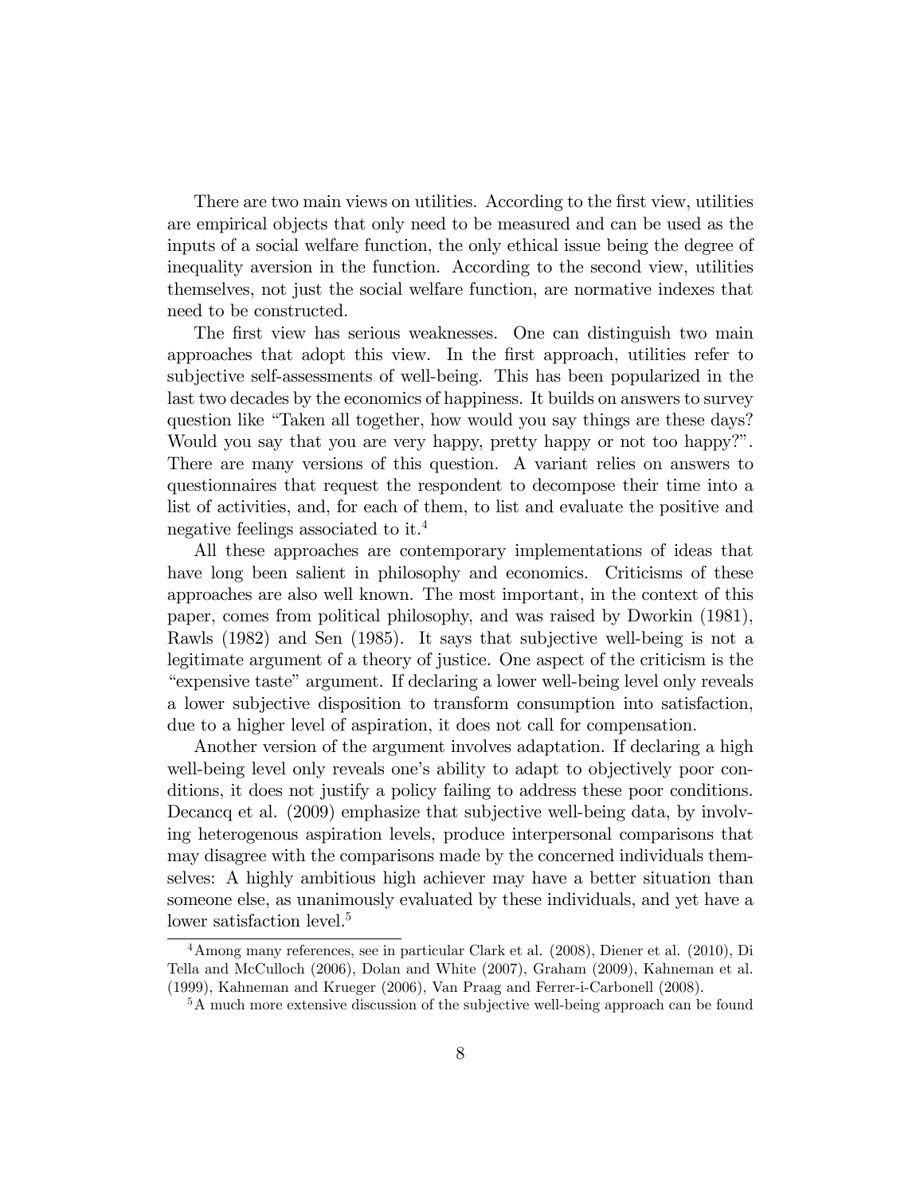There are two main views on utilities. According to the first view, utilities are empirical objects that only need to be measured and can be used as the inputs of a social welfare function, the only ethical issue being the degree of inequality aversion in the function. According to the second view, utilities themselves, not just the social welfare function, are normative indexes that need to be constructed.

The first view has serious weaknesses. One can distinguish two main approaches that adopt this view. In the first approach, utilities refer to subjective self-assessments of well-being. This has been popularized in the last two decades by the economics of happiness. It builds on answers to survey question like "Taken all together, how would you say things are these days? Would you say that you are very happy, pretty happy or not too happy?". There are many versions of this question. A variant relies on answers to questionnaires that request the respondent to decompose their time into a list of activities, and, for each of them, to list and evaluate the positive and negative feelings associated to it.[4]

All these approaches are contemporary implementations of ideas that have long been salient in philosophy and economics. Criticisms of these approaches are also well known. The most important, in the context of this paper, comes from political philosophy, and was raised by Dworkin (1981), Rawls (1982) and Sen (1985). It says that subjective well-being is not a legitimate argument of a theory of justice. One aspect of the criticism is the "expensive taste" argument. If declaring a lower well-being level only reveals a lower subjective disposition to transform consumption into satisfaction, due to a higher level of aspiration, it does not call for compensation.

Another version of the argument involves adaptation. If declaring a high well-being level only reveals one's ability to adapt to objectively poor conditions, it does not justify a policy failing to address these poor conditions. Decancq et al. (2009) emphasize that subjective well-being data, by involving heterogenous aspiration levels, produce interpersonal comparisons that may disagree with the comparisons made by the concerned individuals themselves: A highly ambitious high achiever may have a better situation than someone else, as unanimously evaluated by these individuals, and yet have a lower satisfaction level.[5]

---

[4] Among many references, see in particular Clark et al. (2008), Diener et al. (2010), Di Tella and McCulloch (2006), Dolan and White (2007), Graham (2009), Kahneman et al. (1999), Kahneman and Krueger (2006), Van Praag and Ferrer-i-Carbonell (2008).

[5] A much more extensive discussion of the subjective well-being approach can be found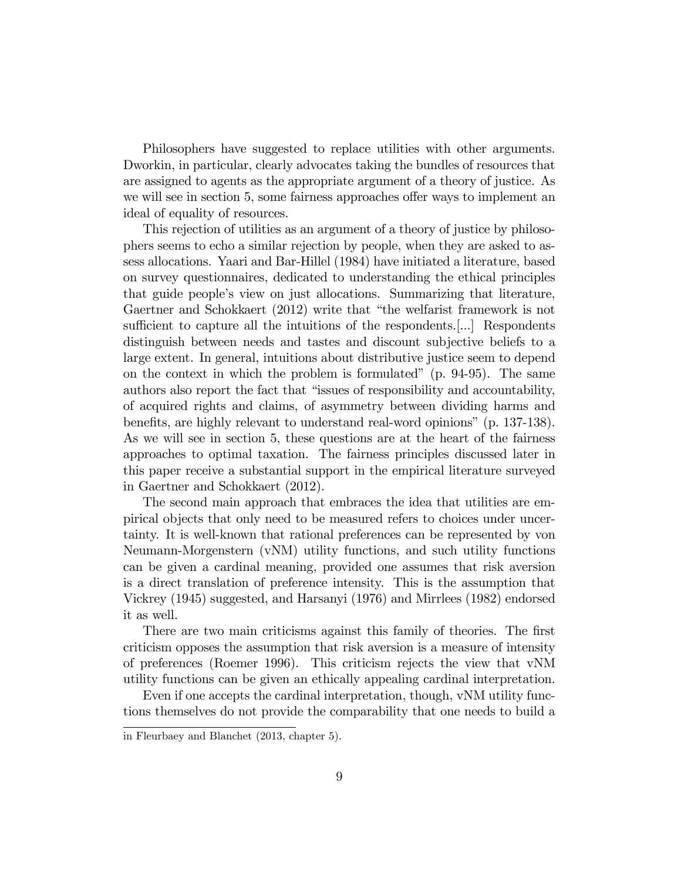Philosophers have suggested to replace utilities with other arguments. Dworkin, in particular, clearly advocates taking the bundles of resources that are assigned to agents as the appropriate argument of a theory of justice. As we will see in section 5, some fairness approaches offer ways to implement an ideal of equality of resources.

This rejection of utilities as an argument of a theory of justice by philosophers seems to echo a similar rejection by people, when they are asked to assess allocations. Yaari and Bar-Hillel (1984) have initiated a literature, based on survey questionnaires, dedicated to understanding the ethical principles that guide people's view on just allocations. Summarizing that literature, Gaertner and Schokkaert (2012) write that "the welfarist framework is not sufficient to capture all the intuitions of the respondents.[...] Respondents distinguish between needs and tastes and discount subjective beliefs to a large extent. In general, intuitions about distributive justice seem to depend on the context in which the problem is formulated" (p. 94-95). The same authors also report the fact that "issues of responsibility and accountability, of acquired rights and claims, of asymmetry between dividing harms and benefits, are highly relevant to understand real-word opinions" (p. 137-138). As we will see in section 5, these questions are at the heart of the fairness approaches to optimal taxation. The fairness principles discussed later in this paper receive a substantial support in the empirical literature surveyed in Gaertner and Schokkaert (2012).

The second main approach that embraces the idea that utilities are empirical objects that only need to be measured refers to choices under uncertainty. It is well-known that rational preferences can be represented by von Neumann-Morgenstern (vNM) utility functions, and such utility functions can be given a cardinal meaning, provided one assumes that risk aversion is a direct translation of preference intensity. This is the assumption that Vickrey (1945) suggested, and Harsanyi (1976) and Mirrlees (1982) endorsed it as well.

There are two main criticisms against this family of theories. The first criticism opposes the assumption that risk aversion is a measure of intensity of preferences (Roemer 1996). This criticism rejects the view that vNM utility functions can be given an ethically appealing cardinal interpretation.

Even if one accepts the cardinal interpretation, though, vNM utility functions themselves do not provide the comparability that one needs to build a

in Fleurbaey and Blanchet (2013, chapter 5).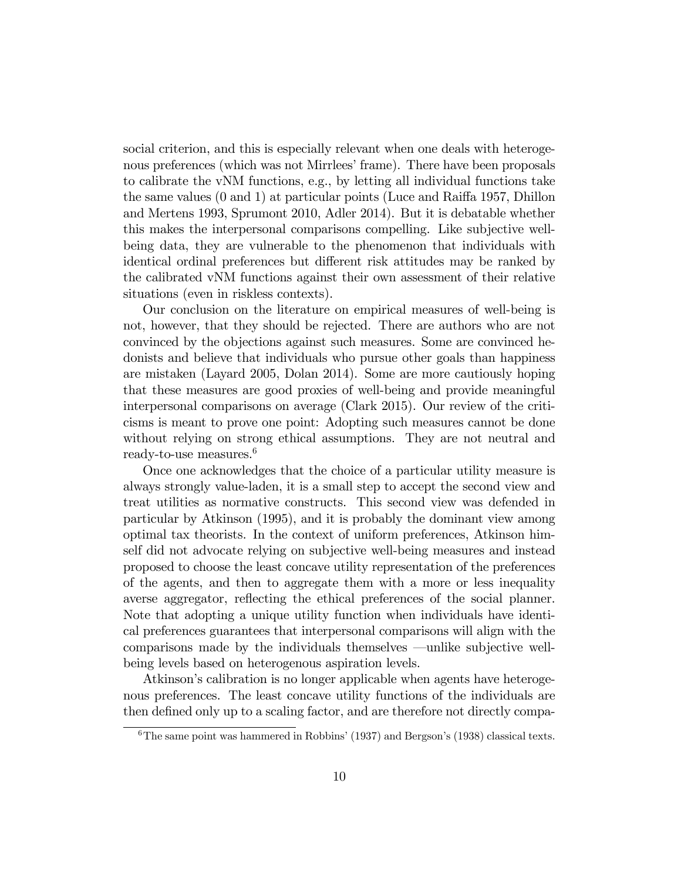social criterion, and this is especially relevant when one deals with heterogenous preferences (which was not Mirrlees' frame). There have been proposals to calibrate the vNM functions, e.g., by letting all individual functions take the same values (0 and 1) at particular points (Luce and Raiffa 1957, Dhillon and Mertens 1993, Sprumont 2010, Adler 2014). But it is debatable whether this makes the interpersonal comparisons compelling. Like subjective well-being data, they are vulnerable to the phenomenon that individuals with identical ordinal preferences but different risk attitudes may be ranked by the calibrated vNM functions against their own assessment of their relative situations (even in riskless contexts).

Our conclusion on the literature on empirical measures of well-being is not, however, that they should be rejected. There are authors who are not convinced by the objections against such measures. Some are convinced hedonists and believe that individuals who pursue other goals than happiness are mistaken (Layard 2005, Dolan 2014). Some are more cautiously hoping that these measures are good proxies of well-being and provide meaningful interpersonal comparisons on average (Clark 2015). Our review of the criticisms is meant to prove one point: Adopting such measures cannot be done without relying on strong ethical assumptions. They are not neutral and ready-to-use measures.[6]

Once one acknowledges that the choice of a particular utility measure is always strongly value-laden, it is a small step to accept the second view and treat utilities as normative constructs. This second view was defended in particular by Atkinson (1995), and it is probably the dominant view among optimal tax theorists. In the context of uniform preferences, Atkinson himself did not advocate relying on subjective well-being measures and instead proposed to choose the least concave utility representation of the preferences of the agents, and then to aggregate them with a more or less inequality averse aggregator, reflecting the ethical preferences of the social planner. Note that adopting a unique utility function when individuals have identical preferences guarantees that interpersonal comparisons will align with the comparisons made by the individuals themselves —unlike subjective well-being levels based on heterogenous aspiration levels.

Atkinson's calibration is no longer applicable when agents have heterogenous preferences. The least concave utility functions of the individuals are then defined only up to a scaling factor, and are therefore not directly compa-

[6] The same point was hammered in Robbins' (1937) and Bergson's (1938) classical texts.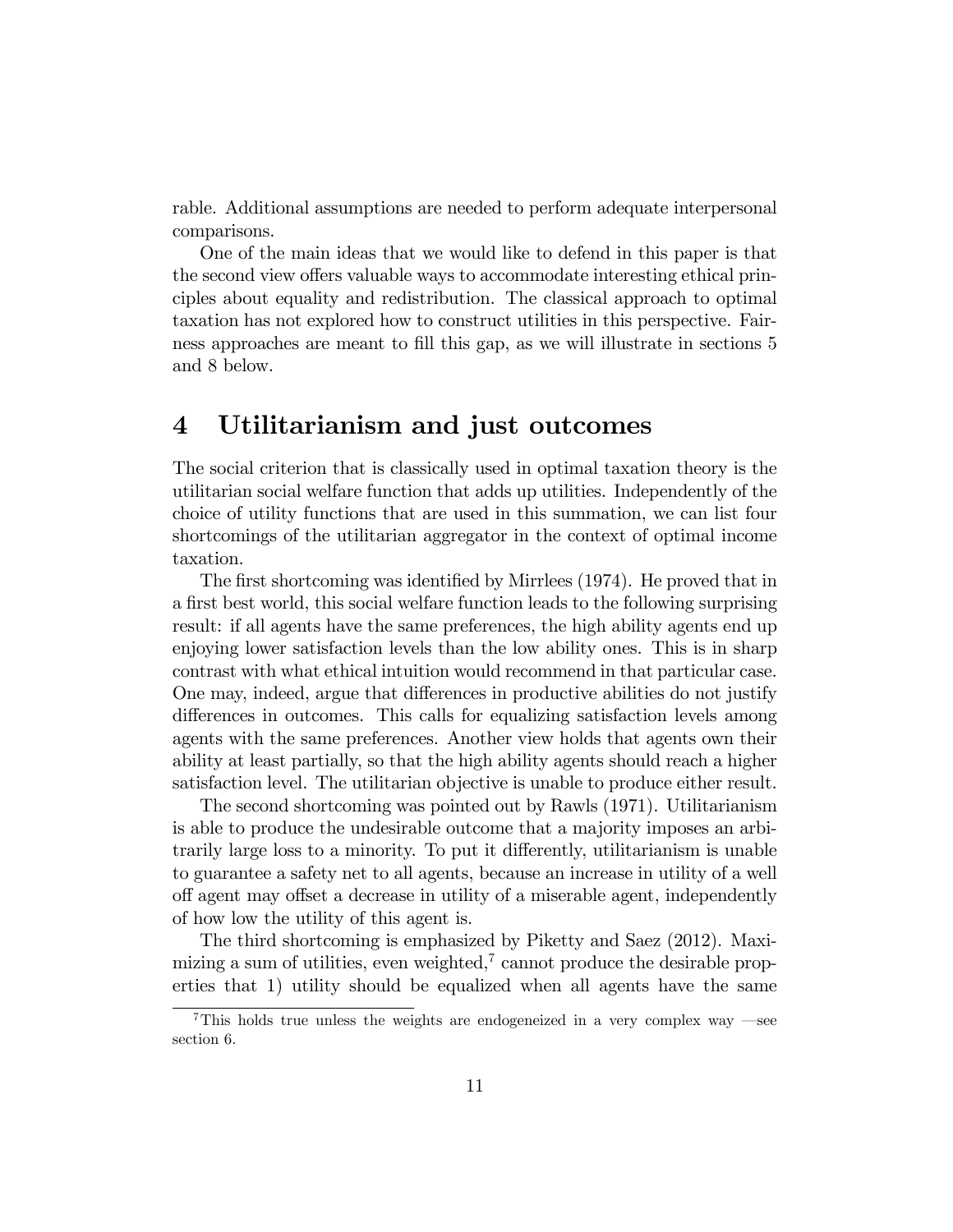rable. Additional assumptions are needed to perform adequate interpersonal comparisons.

One of the main ideas that we would like to defend in this paper is that the second view offers valuable ways to accommodate interesting ethical principles about equality and redistribution. The classical approach to optimal taxation has not explored how to construct utilities in this perspective. Fairness approaches are meant to fill this gap, as we will illustrate in sections 5 and 8 below.

# 4 Utilitarianism and just outcomes

The social criterion that is classically used in optimal taxation theory is the utilitarian social welfare function that adds up utilities. Independently of the choice of utility functions that are used in this summation, we can list four shortcomings of the utilitarian aggregator in the context of optimal income taxation.

The first shortcoming was identified by Mirrlees (1974). He proved that in a first best world, this social welfare function leads to the following surprising result: if all agents have the same preferences, the high ability agents end up enjoying lower satisfaction levels than the low ability ones. This is in sharp contrast with what ethical intuition would recommend in that particular case. One may, indeed, argue that differences in productive abilities do not justify differences in outcomes. This calls for equalizing satisfaction levels among agents with the same preferences. Another view holds that agents own their ability at least partially, so that the high ability agents should reach a higher satisfaction level. The utilitarian objective is unable to produce either result.

The second shortcoming was pointed out by Rawls (1971). Utilitarianism is able to produce the undesirable outcome that a majority imposes an arbitrarily large loss to a minority. To put it differently, utilitarianism is unable to guarantee a safety net to all agents, because an increase in utility of a well off agent may offset a decrease in utility of a miserable agent, independently of how low the utility of this agent is.

The third shortcoming is emphasized by Piketty and Saez (2012). Maximizing a sum of utilities, even weighted,[7] cannot produce the desirable properties that 1) utility should be equalized when all agents have the same

[7] This holds true unless the weights are endogeneized in a very complex way —see section 6.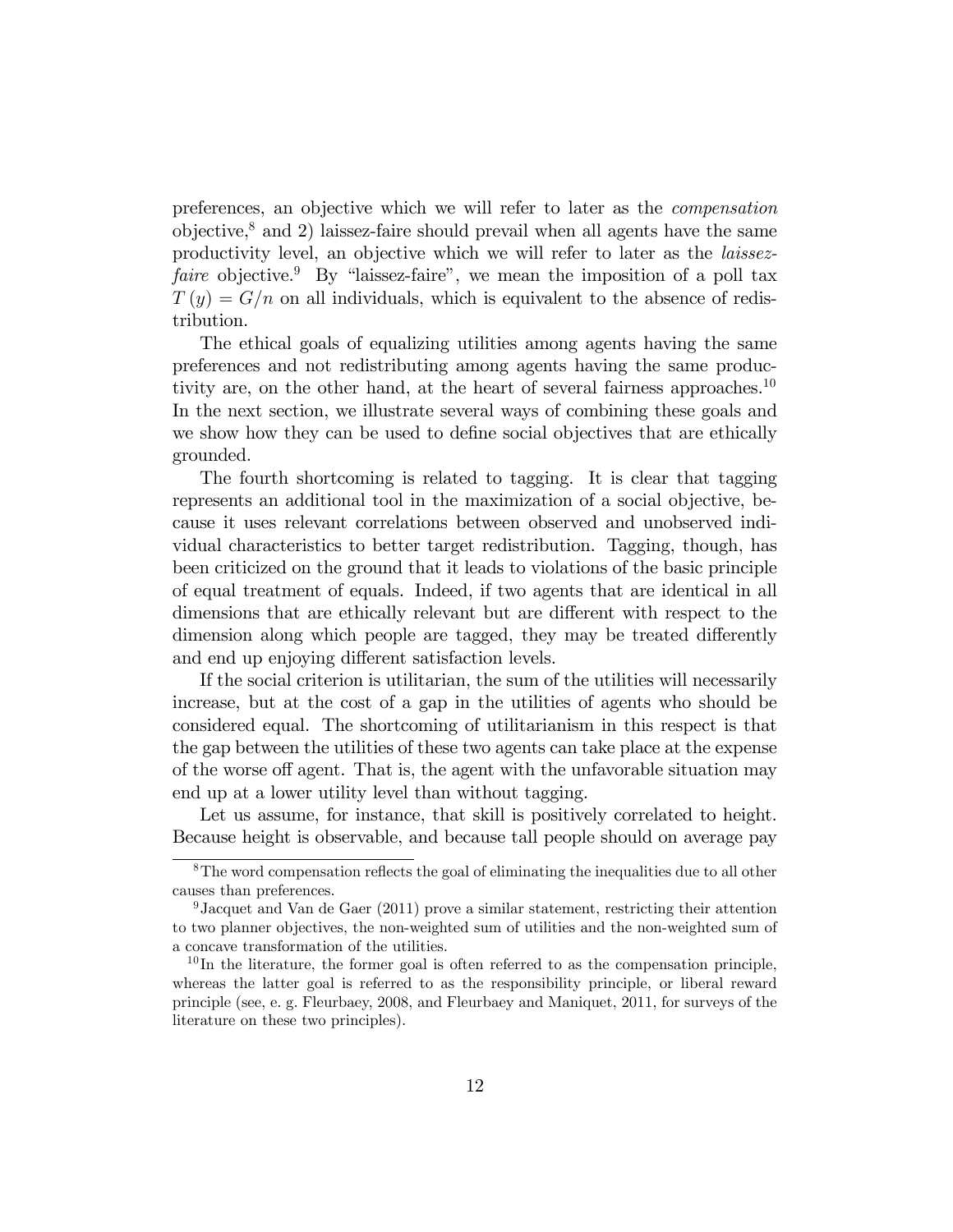preferences, an objective which we will refer to later as the *compensation* objective,[8] and 2) laissez-faire should prevail when all agents have the same productivity level, an objective which we will refer to later as the *laissez-faire* objective.[9] By "laissez-faire", we mean the imposition of a poll tax $T(y) = G/n$ on all individuals, which is equivalent to the absence of redistribution.

The ethical goals of equalizing utilities among agents having the same preferences and not redistributing among agents having the same productivity are, on the other hand, at the heart of several fairness approaches.[10] In the next section, we illustrate several ways of combining these goals and we show how they can be used to define social objectives that are ethically grounded.

The fourth shortcoming is related to tagging. It is clear that tagging represents an additional tool in the maximization of a social objective, because it uses relevant correlations between observed and unobserved individual characteristics to better target redistribution. Tagging, though, has been criticized on the ground that it leads to violations of the basic principle of equal treatment of equals. Indeed, if two agents that are identical in all dimensions that are ethically relevant but are different with respect to the dimension along which people are tagged, they may be treated differently and end up enjoying different satisfaction levels.

If the social criterion is utilitarian, the sum of the utilities will necessarily increase, but at the cost of a gap in the utilities of agents who should be considered equal. The shortcoming of utilitarianism in this respect is that the gap between the utilities of these two agents can take place at the expense of the worse off agent. That is, the agent with the unfavorable situation may end up at a lower utility level than without tagging.

Let us assume, for instance, that skill is positively correlated to height. Because height is observable, and because tall people should on average pay

---

[8] The word compensation reflects the goal of eliminating the inequalities due to all other causes than preferences.

[9] Jacquet and Van de Gaer (2011) prove a similar statement, restricting their attention to two planner objectives, the non-weighted sum of utilities and the non-weighted sum of a concave transformation of the utilities.

[10] In the literature, the former goal is often referred to as the compensation principle, whereas the latter goal is referred to as the responsibility principle, or liberal reward principle (see, e. g. Fleurbaey, 2008, and Fleurbaey and Maniquet, 2011, for surveys of the literature on these two principles).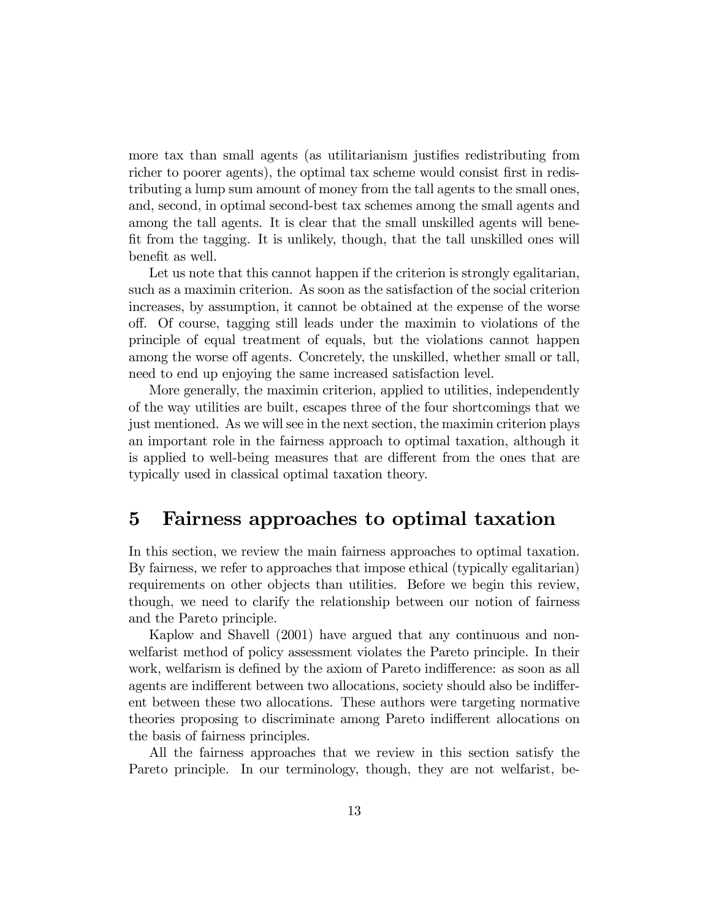more tax than small agents (as utilitarianism justifies redistributing from richer to poorer agents), the optimal tax scheme would consist first in redistributing a lump sum amount of money from the tall agents to the small ones, and, second, in optimal second-best tax schemes among the small agents and among the tall agents. It is clear that the small unskilled agents will benefit from the tagging. It is unlikely, though, that the tall unskilled ones will benefit as well.

Let us note that this cannot happen if the criterion is strongly egalitarian, such as a maximin criterion. As soon as the satisfaction of the social criterion increases, by assumption, it cannot be obtained at the expense of the worse off. Of course, tagging still leads under the maximin to violations of the principle of equal treatment of equals, but the violations cannot happen among the worse off agents. Concretely, the unskilled, whether small or tall, need to end up enjoying the same increased satisfaction level.

More generally, the maximin criterion, applied to utilities, independently of the way utilities are built, escapes three of the four shortcomings that we just mentioned. As we will see in the next section, the maximin criterion plays an important role in the fairness approach to optimal taxation, although it is applied to well-being measures that are different from the ones that are typically used in classical optimal taxation theory.

# 5 Fairness approaches to optimal taxation

In this section, we review the main fairness approaches to optimal taxation. By fairness, we refer to approaches that impose ethical (typically egalitarian) requirements on other objects than utilities. Before we begin this review, though, we need to clarify the relationship between our notion of fairness and the Pareto principle.

Kaplow and Shavell (2001) have argued that any continuous and non-welfarist method of policy assessment violates the Pareto principle. In their work, welfarism is defined by the axiom of Pareto indifference: as soon as all agents are indifferent between two allocations, society should also be indifferent between these two allocations. These authors were targeting normative theories proposing to discriminate among Pareto indifferent allocations on the basis of fairness principles.

All the fairness approaches that we review in this section satisfy the Pareto principle. In our terminology, though, they are not welfarist, be-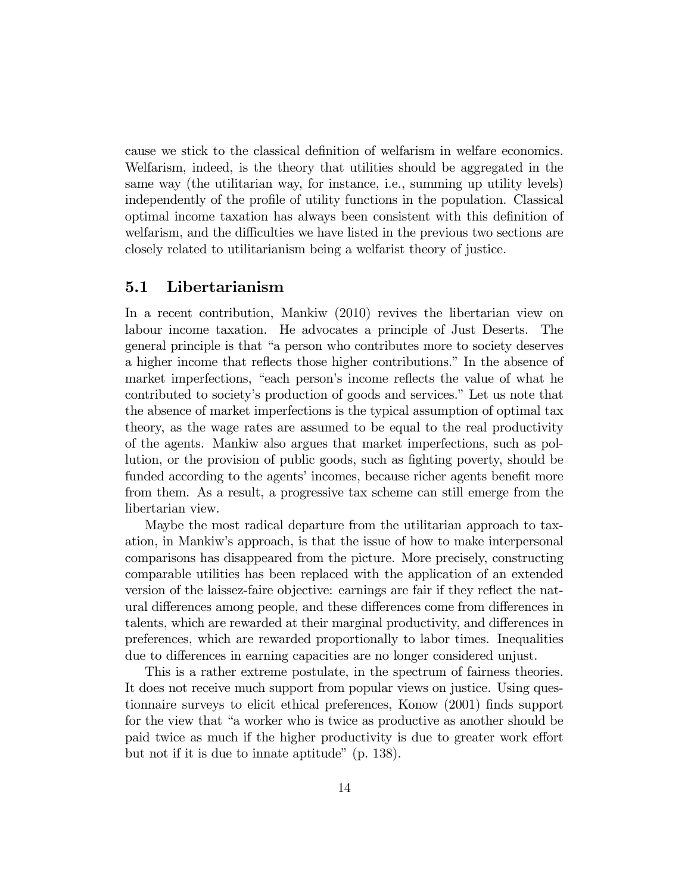cause we stick to the classical definition of welfarism in welfare economics. Welfarism, indeed, is the theory that utilities should be aggregated in the same way (the utilitarian way, for instance, i.e., summing up utility levels) independently of the profile of utility functions in the population. Classical optimal income taxation has always been consistent with this definition of welfarism, and the difficulties we have listed in the previous two sections are closely related to utilitarianism being a welfarist theory of justice.

## 5.1 Libertarianism

In a recent contribution, Mankiw (2010) revives the libertarian view on labour income taxation. He advocates a principle of Just Deserts. The general principle is that "a person who contributes more to society deserves a higher income that reflects those higher contributions." In the absence of market imperfections, "each person's income reflects the value of what he contributed to society's production of goods and services." Let us note that the absence of market imperfections is the typical assumption of optimal tax theory, as the wage rates are assumed to be equal to the real productivity of the agents. Mankiw also argues that market imperfections, such as pollution, or the provision of public goods, such as fighting poverty, should be funded according to the agents' incomes, because richer agents benefit more from them. As a result, a progressive tax scheme can still emerge from the libertarian view.

Maybe the most radical departure from the utilitarian approach to taxation, in Mankiw's approach, is that the issue of how to make interpersonal comparisons has disappeared from the picture. More precisely, constructing comparable utilities has been replaced with the application of an extended version of the laissez-faire objective: earnings are fair if they reflect the natural differences among people, and these differences come from differences in talents, which are rewarded at their marginal productivity, and differences in preferences, which are rewarded proportionally to labor times. Inequalities due to differences in earning capacities are no longer considered unjust.

This is a rather extreme postulate, in the spectrum of fairness theories. It does not receive much support from popular views on justice. Using questionnaire surveys to elicit ethical preferences, Konow (2001) finds support for the view that "a worker who is twice as productive as another should be paid twice as much if the higher productivity is due to greater work effort but not if it is due to innate aptitude" (p. 138).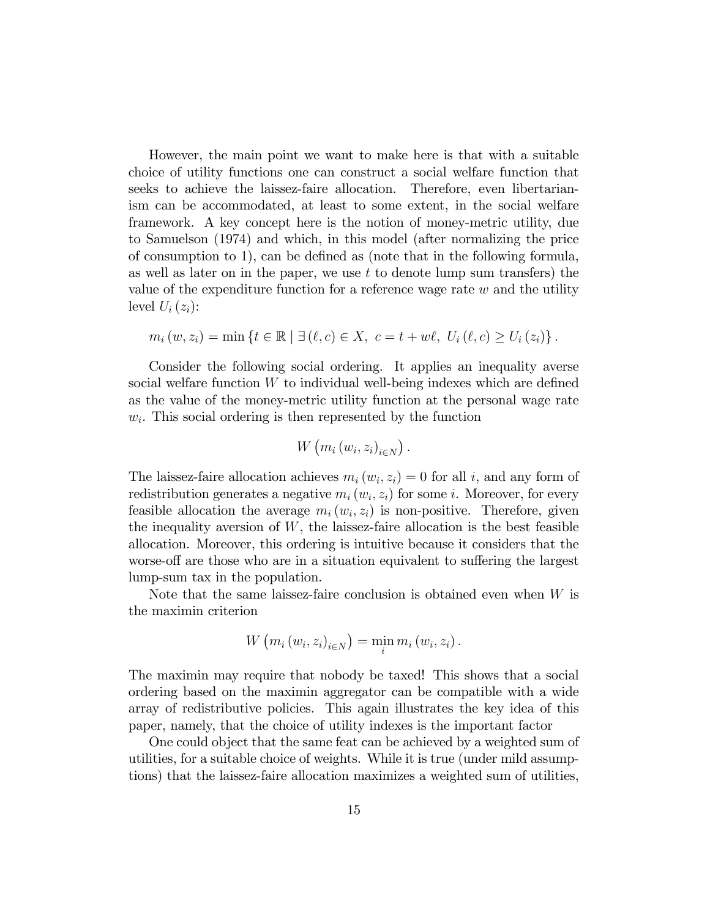However, the main point we want to make here is that with a suitable choice of utility functions one can construct a social welfare function that seeks to achieve the laissez-faire allocation. Therefore, even libertarianism can be accommodated, at least to some extent, in the social welfare framework. A key concept here is the notion of money-metric utility, due to Samuelson (1974) and which, in this model (after normalizing the price of consumption to 1), can be defined as (note that in the following formula, as well as later on in the paper, we use $t$ to denote lump sum transfers) the value of the expenditure function for a reference wage rate $w$ and the utility level $U_i(z_i)$:

$$m_i(w, z_i) = \min \{ t \in \mathbb{R} \mid \exists (\ell, c) \in X, \ c = t + w\ell, \ U_i(\ell, c) \geq U_i(z_i) \}.$$

Consider the following social ordering. It applies an inequality averse social welfare function $W$ to individual well-being indexes which are defined as the value of the money-metric utility function at the personal wage rate $w_i$. This social ordering is then represented by the function

$$W\left(m_i(w_i, z_i)_{i \in N}\right).$$

The laissez-faire allocation achieves $m_i(w_i, z_i) = 0$ for all $i$, and any form of redistribution generates a negative $m_i(w_i, z_i)$ for some $i$. Moreover, for every feasible allocation the average $m_i(w_i, z_i)$ is non-positive. Therefore, given the inequality aversion of $W$, the laissez-faire allocation is the best feasible allocation. Moreover, this ordering is intuitive because it considers that the worse-off are those who are in a situation equivalent to suffering the largest lump-sum tax in the population.

Note that the same laissez-faire conclusion is obtained even when $W$ is the maximin criterion

$$W\left(m_i(w_i, z_i)_{i \in N}\right) = \min_i m_i(w_i, z_i).$$

The maximin may require that nobody be taxed! This shows that a social ordering based on the maximin aggregator can be compatible with a wide array of redistributive policies. This again illustrates the key idea of this paper, namely, that the choice of utility indexes is the important factor

One could object that the same feat can be achieved by a weighted sum of utilities, for a suitable choice of weights. While it is true (under mild assumptions) that the laissez-faire allocation maximizes a weighted sum of utilities,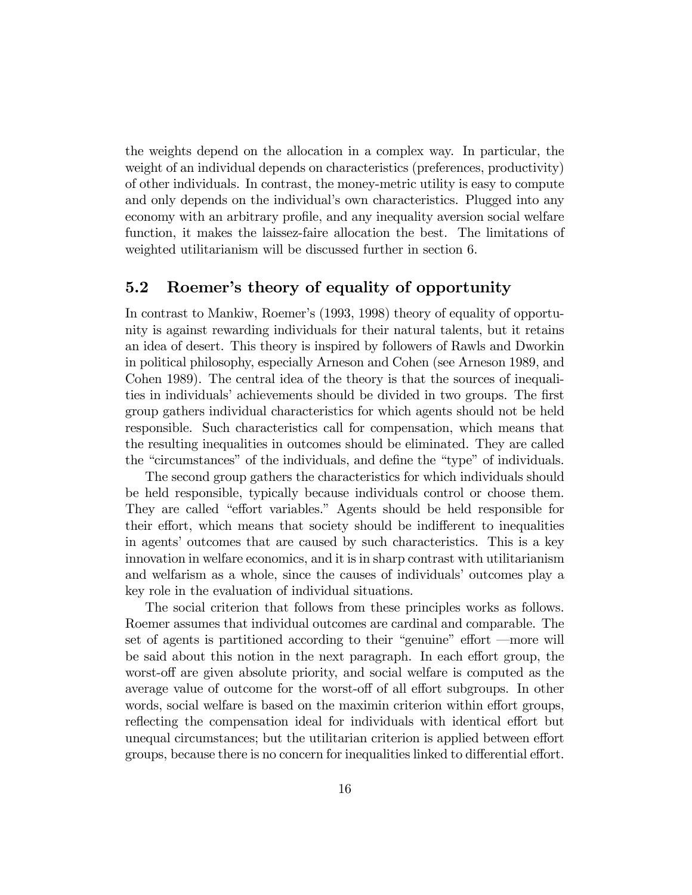the weights depend on the allocation in a complex way. In particular, the weight of an individual depends on characteristics (preferences, productivity) of other individuals. In contrast, the money-metric utility is easy to compute and only depends on the individual's own characteristics. Plugged into any economy with an arbitrary profile, and any inequality aversion social welfare function, it makes the laissez-faire allocation the best. The limitations of weighted utilitarianism will be discussed further in section 6.

### 5.2 Roemer's theory of equality of opportunity

In contrast to Mankiw, Roemer's (1993, 1998) theory of equality of opportunity is against rewarding individuals for their natural talents, but it retains an idea of desert. This theory is inspired by followers of Rawls and Dworkin in political philosophy, especially Arneson and Cohen (see Arneson 1989, and Cohen 1989). The central idea of the theory is that the sources of inequalities in individuals' achievements should be divided in two groups. The first group gathers individual characteristics for which agents should not be held responsible. Such characteristics call for compensation, which means that the resulting inequalities in outcomes should be eliminated. They are called the "circumstances" of the individuals, and define the "type" of individuals.

The second group gathers the characteristics for which individuals should be held responsible, typically because individuals control or choose them. They are called "effort variables." Agents should be held responsible for their effort, which means that society should be indifferent to inequalities in agents' outcomes that are caused by such characteristics. This is a key innovation in welfare economics, and it is in sharp contrast with utilitarianism and welfarism as a whole, since the causes of individuals' outcomes play a key role in the evaluation of individual situations.

The social criterion that follows from these principles works as follows. Roemer assumes that individual outcomes are cardinal and comparable. The set of agents is partitioned according to their "genuine" effort —more will be said about this notion in the next paragraph. In each effort group, the worst-off are given absolute priority, and social welfare is computed as the average value of outcome for the worst-off of all effort subgroups. In other words, social welfare is based on the maximin criterion within effort groups, reflecting the compensation ideal for individuals with identical effort but unequal circumstances; but the utilitarian criterion is applied between effort groups, because there is no concern for inequalities linked to differential effort.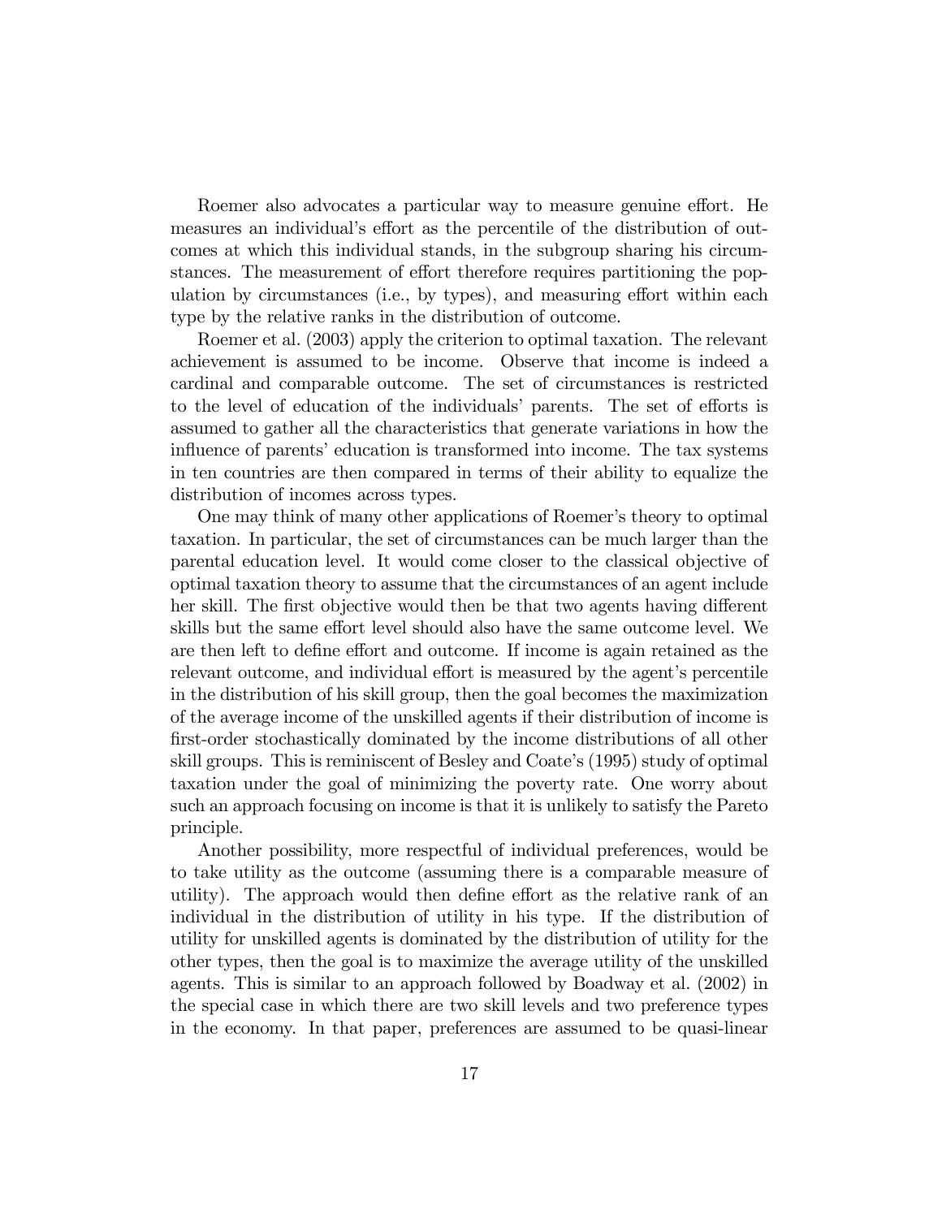Roemer also advocates a particular way to measure genuine effort. He measures an individual's effort as the percentile of the distribution of outcomes at which this individual stands, in the subgroup sharing his circumstances. The measurement of effort therefore requires partitioning the population by circumstances (i.e., by types), and measuring effort within each type by the relative ranks in the distribution of outcome.

Roemer et al. (2003) apply the criterion to optimal taxation. The relevant achievement is assumed to be income. Observe that income is indeed a cardinal and comparable outcome. The set of circumstances is restricted to the level of education of the individuals' parents. The set of efforts is assumed to gather all the characteristics that generate variations in how the influence of parents' education is transformed into income. The tax systems in ten countries are then compared in terms of their ability to equalize the distribution of incomes across types.

One may think of many other applications of Roemer's theory to optimal taxation. In particular, the set of circumstances can be much larger than the parental education level. It would come closer to the classical objective of optimal taxation theory to assume that the circumstances of an agent include her skill. The first objective would then be that two agents having different skills but the same effort level should also have the same outcome level. We are then left to define effort and outcome. If income is again retained as the relevant outcome, and individual effort is measured by the agent's percentile in the distribution of his skill group, then the goal becomes the maximization of the average income of the unskilled agents if their distribution of income is first-order stochastically dominated by the income distributions of all other skill groups. This is reminiscent of Besley and Coate's (1995) study of optimal taxation under the goal of minimizing the poverty rate. One worry about such an approach focusing on income is that it is unlikely to satisfy the Pareto principle.

Another possibility, more respectful of individual preferences, would be to take utility as the outcome (assuming there is a comparable measure of utility). The approach would then define effort as the relative rank of an individual in the distribution of utility in his type. If the distribution of utility for unskilled agents is dominated by the distribution of utility for the other types, then the goal is to maximize the average utility of the unskilled agents. This is similar to an approach followed by Boadway et al. (2002) in the special case in which there are two skill levels and two preference types in the economy. In that paper, preferences are assumed to be quasi-linear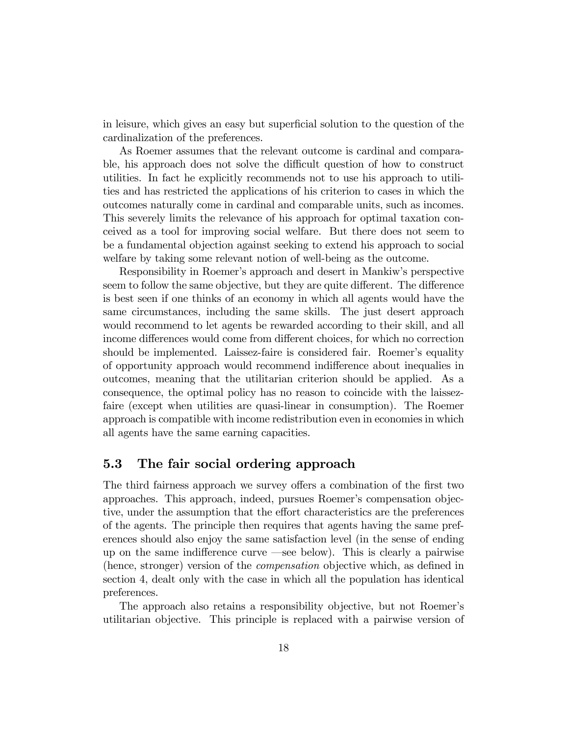in leisure, which gives an easy but superficial solution to the question of the cardinalization of the preferences.

As Roemer assumes that the relevant outcome is cardinal and comparable, his approach does not solve the difficult question of how to construct utilities. In fact he explicitly recommends not to use his approach to utilities and has restricted the applications of his criterion to cases in which the outcomes naturally come in cardinal and comparable units, such as incomes. This severely limits the relevance of his approach for optimal taxation conceived as a tool for improving social welfare. But there does not seem to be a fundamental objection against seeking to extend his approach to social welfare by taking some relevant notion of well-being as the outcome.

Responsibility in Roemer's approach and desert in Mankiw's perspective seem to follow the same objective, but they are quite different. The difference is best seen if one thinks of an economy in which all agents would have the same circumstances, including the same skills. The just desert approach would recommend to let agents be rewarded according to their skill, and all income differences would come from different choices, for which no correction should be implemented. Laissez-faire is considered fair. Roemer's equality of opportunity approach would recommend indifference about inequalies in outcomes, meaning that the utilitarian criterion should be applied. As a consequence, the optimal policy has no reason to coincide with the laissez-faire (except when utilities are quasi-linear in consumption). The Roemer approach is compatible with income redistribution even in economies in which all agents have the same earning capacities.

## 5.3 The fair social ordering approach

The third fairness approach we survey offers a combination of the first two approaches. This approach, indeed, pursues Roemer's compensation objective, under the assumption that the effort characteristics are the preferences of the agents. The principle then requires that agents having the same preferences should also enjoy the same satisfaction level (in the sense of ending up on the same indifference curve —see below). This is clearly a pairwise (hence, stronger) version of the *compensation* objective which, as defined in section 4, dealt only with the case in which all the population has identical preferences.

The approach also retains a responsibility objective, but not Roemer's utilitarian objective. This principle is replaced with a pairwise version of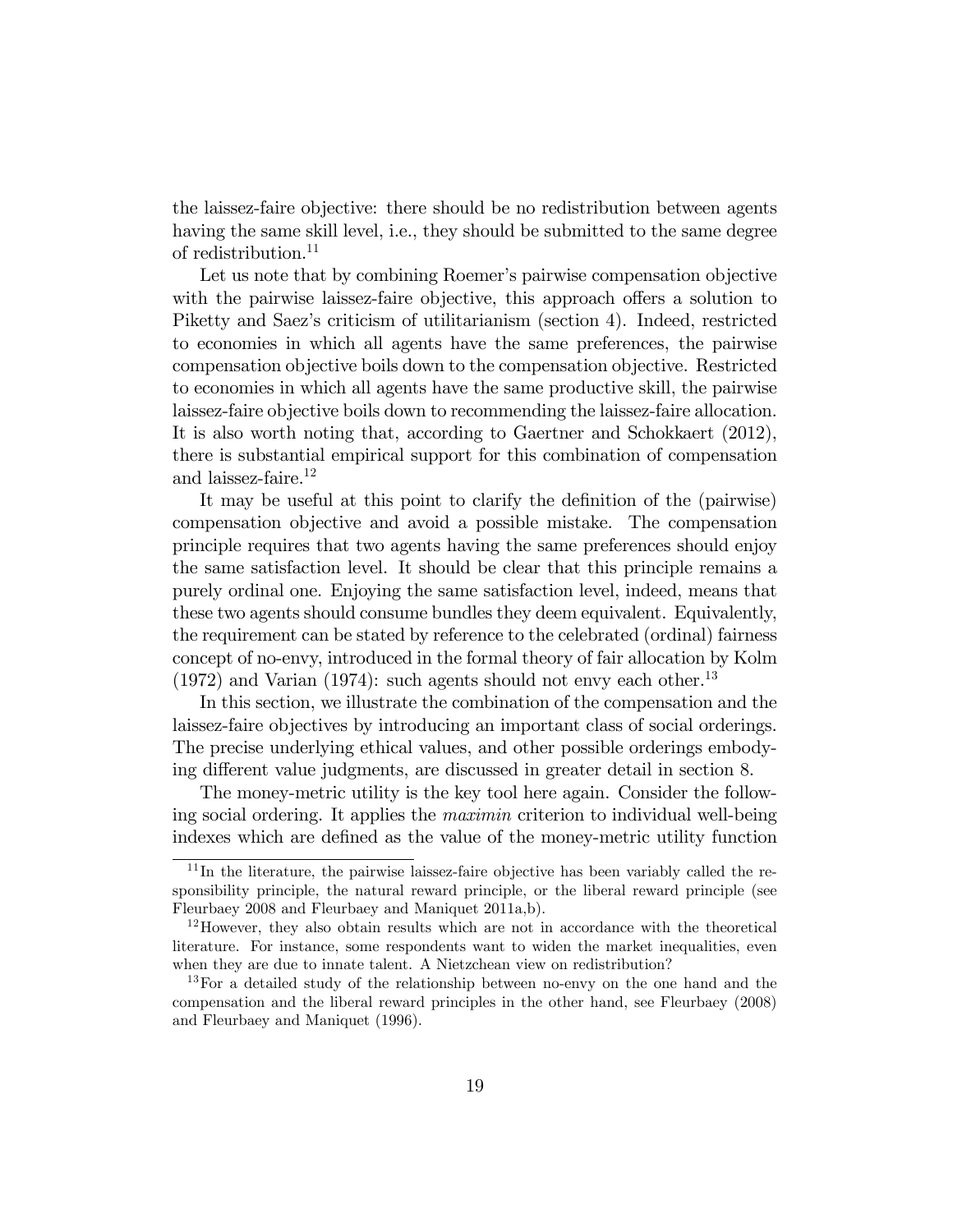the laissez-faire objective: there should be no redistribution between agents having the same skill level, i.e., they should be submitted to the same degree of redistribution.[11]

Let us note that by combining Roemer's pairwise compensation objective with the pairwise laissez-faire objective, this approach offers a solution to Piketty and Saez's criticism of utilitarianism (section 4). Indeed, restricted to economies in which all agents have the same preferences, the pairwise compensation objective boils down to the compensation objective. Restricted to economies in which all agents have the same productive skill, the pairwise laissez-faire objective boils down to recommending the laissez-faire allocation. It is also worth noting that, according to Gaertner and Schokkaert (2012), there is substantial empirical support for this combination of compensation and laissez-faire.[12]

It may be useful at this point to clarify the definition of the (pairwise) compensation objective and avoid a possible mistake. The compensation principle requires that two agents having the same preferences should enjoy the same satisfaction level. It should be clear that this principle remains a purely ordinal one. Enjoying the same satisfaction level, indeed, means that these two agents should consume bundles they deem equivalent. Equivalently, the requirement can be stated by reference to the celebrated (ordinal) fairness concept of no-envy, introduced in the formal theory of fair allocation by Kolm (1972) and Varian (1974): such agents should not envy each other.[13]

In this section, we illustrate the combination of the compensation and the laissez-faire objectives by introducing an important class of social orderings. The precise underlying ethical values, and other possible orderings embodying different value judgments, are discussed in greater detail in section 8.

The money-metric utility is the key tool here again. Consider the following social ordering. It applies the *maximin* criterion to individual well-being indexes which are defined as the value of the money-metric utility function

[11] In the literature, the pairwise laissez-faire objective has been variably called the responsibility principle, the natural reward principle, or the liberal reward principle (see Fleurbaey 2008 and Fleurbaey and Maniquet 2011a,b).

[12] However, they also obtain results which are not in accordance with the theoretical literature. For instance, some respondents want to widen the market inequalities, even when they are due to innate talent. A Nietzchean view on redistribution?

[13] For a detailed study of the relationship between no-envy on the one hand and the compensation and the liberal reward principles in the other hand, see Fleurbaey (2008) and Fleurbaey and Maniquet (1996).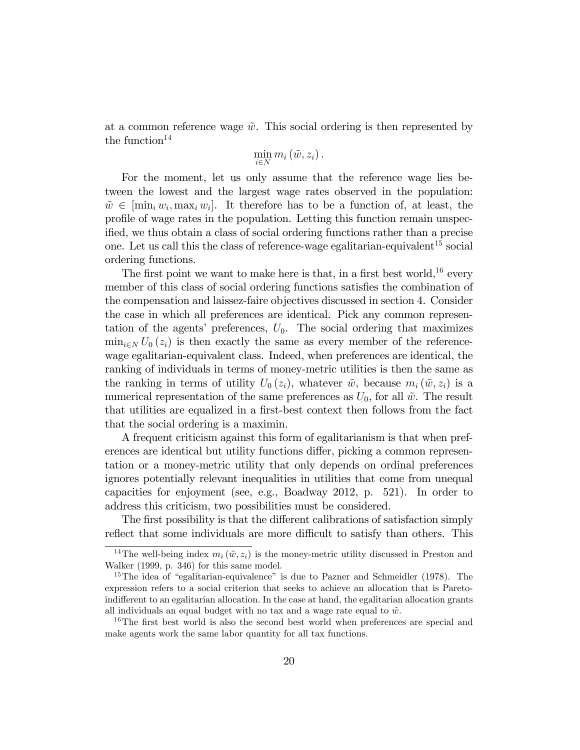at a common reference wage $\tilde{w}$. This social ordering is then represented by the function[14]

$$\min_{i \in N} m_i (\tilde{w}, z_i).$$

For the moment, let us only assume that the reference wage lies between the lowest and the largest wage rates observed in the population: $\tilde{w} \in [\min_i w_i, \max_i w_i]$. It therefore has to be a function of, at least, the profile of wage rates in the population. Letting this function remain unspecified, we thus obtain a class of social ordering functions rather than a precise one. Let us call this the class of reference-wage egalitarian-equivalent[15] social ordering functions.

The first point we want to make here is that, in a first best world,[16] every member of this class of social ordering functions satisfies the combination of the compensation and laissez-faire objectives discussed in section 4. Consider the case in which all preferences are identical. Pick any common representation of the agents' preferences, $U_0$. The social ordering that maximizes $\min_{i \in N} U_0 (z_i)$ is then exactly the same as every member of the reference-wage egalitarian-equivalent class. Indeed, when preferences are identical, the ranking of individuals in terms of money-metric utilities is then the same as the ranking in terms of utility $U_0 (z_i)$, whatever $\tilde{w}$, because $m_i (\tilde{w}, z_i)$ is a numerical representation of the same preferences as $U_0$, for all $\tilde{w}$. The result that utilities are equalized in a first-best context then follows from the fact that the social ordering is a maximin.

A frequent criticism against this form of egalitarianism is that when preferences are identical but utility functions differ, picking a common representation or a money-metric utility that only depends on ordinal preferences ignores potentially relevant inequalities in utilities that come from unequal capacities for enjoyment (see, e.g., Boadway 2012, p. 521). In order to address this criticism, two possibilities must be considered.

The first possibility is that the different calibrations of satisfaction simply reflect that some individuals are more difficult to satisfy than others. This

---

[14] The well-being index $m_i (\tilde{w}, z_i)$ is the money-metric utility discussed in Preston and Walker (1999, p. 346) for this same model.

[15] The idea of "egalitarian-equivalence" is due to Pazner and Schmeidler (1978). The expression refers to a social criterion that seeks to achieve an allocation that is Pareto-indifferent to an egalitarian allocation. In the case at hand, the egalitarian allocation grants all individuals an equal budget with no tax and a wage rate equal to $\tilde{w}$.

[16] The first best world is also the second best world when preferences are special and make agents work the same labor quantity for all tax functions.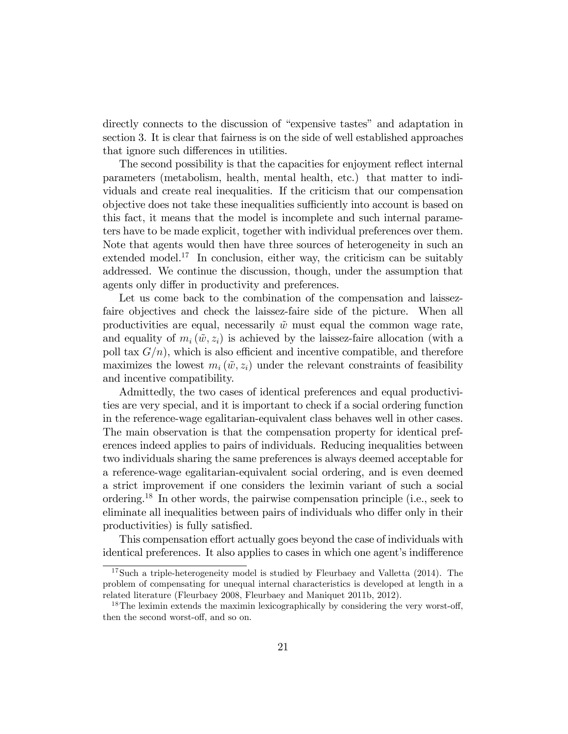directly connects to the discussion of "expensive tastes" and adaptation in section 3. It is clear that fairness is on the side of well established approaches that ignore such differences in utilities.

The second possibility is that the capacities for enjoyment reflect internal parameters (metabolism, health, mental health, etc.) that matter to individuals and create real inequalities. If the criticism that our compensation objective does not take these inequalities sufficiently into account is based on this fact, it means that the model is incomplete and such internal parameters have to be made explicit, together with individual preferences over them. Note that agents would then have three sources of heterogeneity in such an extended model.[17] In conclusion, either way, the criticism can be suitably addressed. We continue the discussion, though, under the assumption that agents only differ in productivity and preferences.

Let us come back to the combination of the compensation and laissez-faire objectives and check the laissez-faire side of the picture. When all productivities are equal, necessarily $\tilde{w}$ must equal the common wage rate, and equality of $m_i(\tilde{w}, z_i)$ is achieved by the laissez-faire allocation (with a poll tax $G/n$), which is also efficient and incentive compatible, and therefore maximizes the lowest $m_i(\tilde{w}, z_i)$ under the relevant constraints of feasibility and incentive compatibility.

Admittedly, the two cases of identical preferences and equal productivities are very special, and it is important to check if a social ordering function in the reference-wage egalitarian-equivalent class behaves well in other cases. The main observation is that the compensation property for identical preferences indeed applies to pairs of individuals. Reducing inequalities between two individuals sharing the same preferences is always deemed acceptable for a reference-wage egalitarian-equivalent social ordering, and is even deemed a strict improvement if one considers the leximin variant of such a social ordering.[18] In other words, the pairwise compensation principle (i.e., seek to eliminate all inequalities between pairs of individuals who differ only in their productivities) is fully satisfied.

This compensation effort actually goes beyond the case of individuals with identical preferences. It also applies to cases in which one agent's indifference

[17] Such a triple-heterogeneity model is studied by Fleurbaey and Valletta (2014). The problem of compensating for unequal internal characteristics is developed at length in a related literature (Fleurbaey 2008, Fleurbaey and Maniquet 2011b, 2012).

[18] The leximin extends the maximin lexicographically by considering the very worst-off, then the second worst-off, and so on.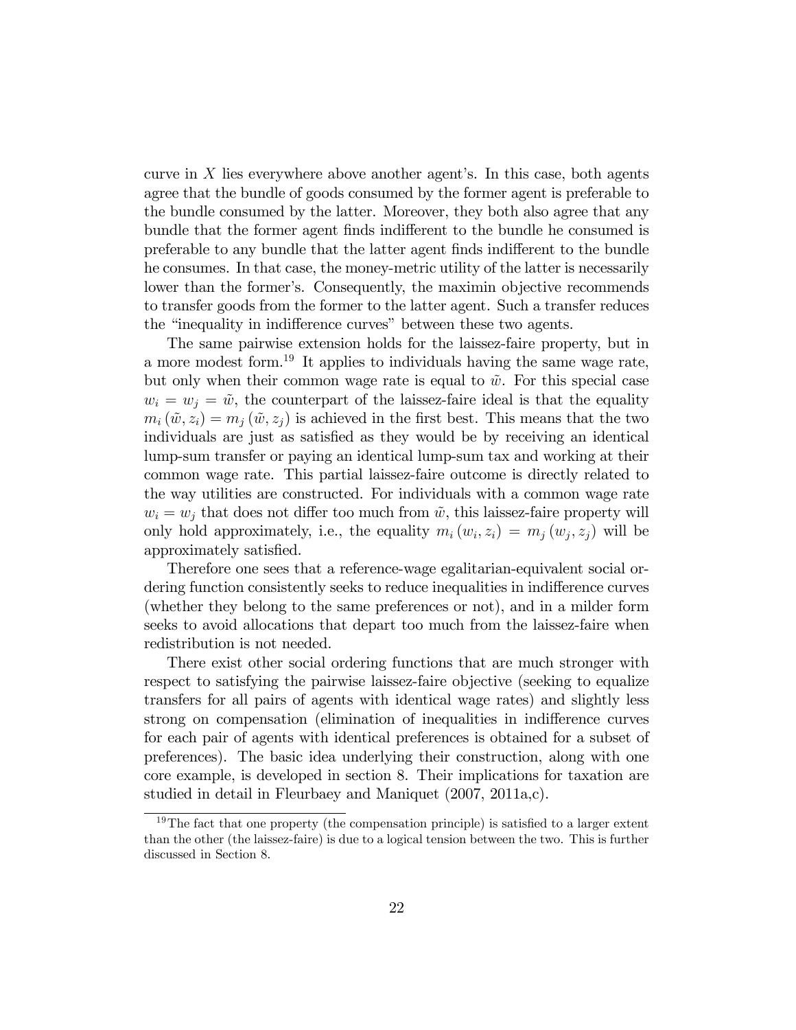curve in $X$ lies everywhere above another agent's. In this case, both agents agree that the bundle of goods consumed by the former agent is preferable to the bundle consumed by the latter. Moreover, they both also agree that any bundle that the former agent finds indifferent to the bundle he consumed is preferable to any bundle that the latter agent finds indifferent to the bundle he consumes. In that case, the money-metric utility of the latter is necessarily lower than the former's. Consequently, the maximin objective recommends to transfer goods from the former to the latter agent. Such a transfer reduces the "inequality in indifference curves" between these two agents.

The same pairwise extension holds for the laissez-faire property, but in a more modest form.[19] It applies to individuals having the same wage rate, but only when their common wage rate is equal to $\tilde{w}$. For this special case $w_i = w_j = \tilde{w}$, the counterpart of the laissez-faire ideal is that the equality $m_i(\tilde{w}, z_i) = m_j(\tilde{w}, z_j)$ is achieved in the first best. This means that the two individuals are just as satisfied as they would be by receiving an identical lump-sum transfer or paying an identical lump-sum tax and working at their common wage rate. This partial laissez-faire outcome is directly related to the way utilities are constructed. For individuals with a common wage rate $w_i = w_j$ that does not differ too much from $\tilde{w}$, this laissez-faire property will only hold approximately, i.e., the equality $m_i(w_i, z_i) = m_j(w_j, z_j)$ will be approximately satisfied.

Therefore one sees that a reference-wage egalitarian-equivalent social ordering function consistently seeks to reduce inequalities in indifference curves (whether they belong to the same preferences or not), and in a milder form seeks to avoid allocations that depart too much from the laissez-faire when redistribution is not needed.

There exist other social ordering functions that are much stronger with respect to satisfying the pairwise laissez-faire objective (seeking to equalize transfers for all pairs of agents with identical wage rates) and slightly less strong on compensation (elimination of inequalities in indifference curves for each pair of agents with identical preferences is obtained for a subset of preferences). The basic idea underlying their construction, along with one core example, is developed in section 8. Their implications for taxation are studied in detail in Fleurbaey and Maniquet (2007, 2011a,c).

[19] The fact that one property (the compensation principle) is satisfied to a larger extent than the other (the laissez-faire) is due to a logical tension between the two. This is further discussed in Section 8.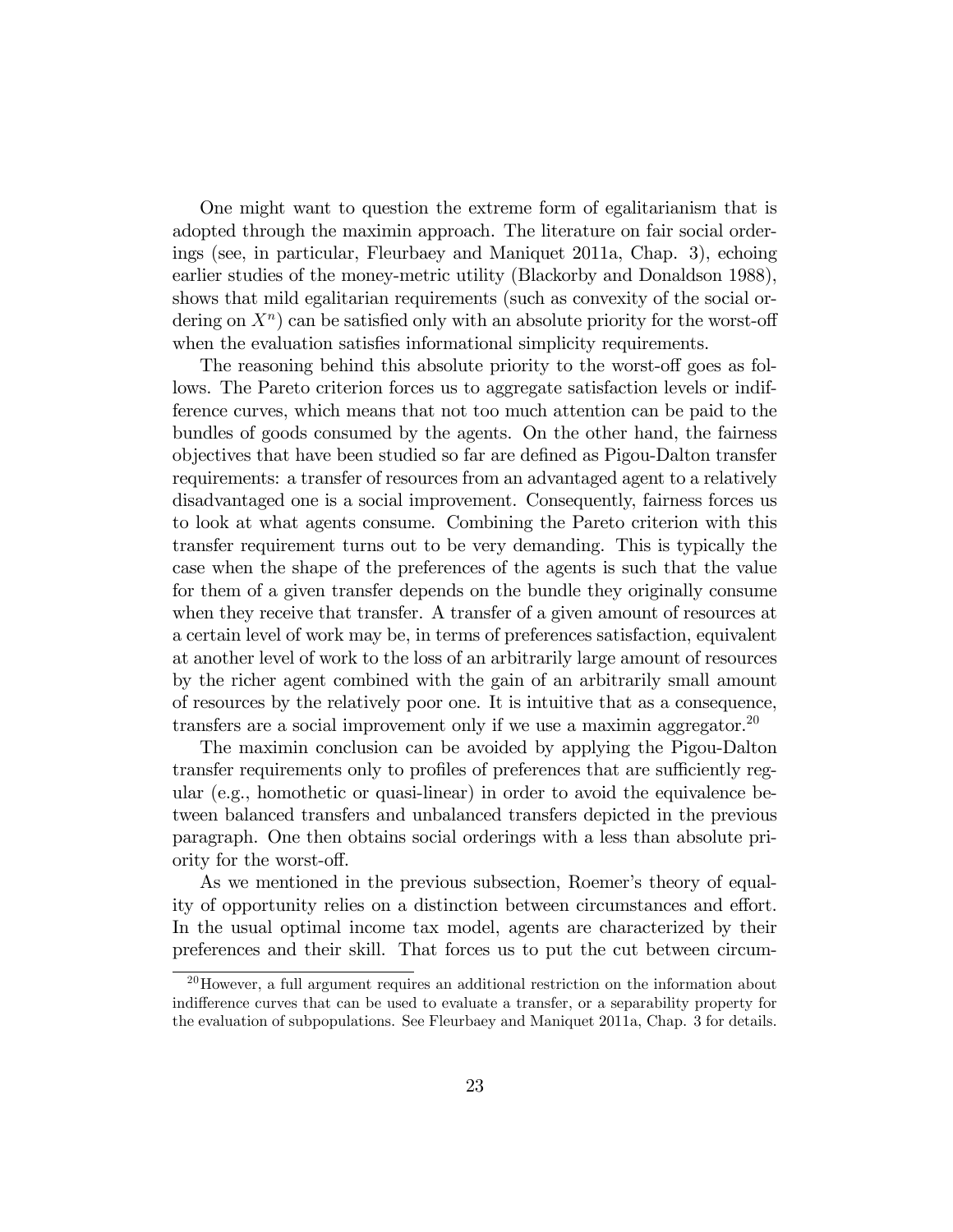One might want to question the extreme form of egalitarianism that is adopted through the maximin approach. The literature on fair social orderings (see, in particular, Fleurbaey and Maniquet 2011a, Chap. 3), echoing earlier studies of the money-metric utility (Blackorby and Donaldson 1988), shows that mild egalitarian requirements (such as convexity of the social ordering on $X^n$) can be satisfied only with an absolute priority for the worst-off when the evaluation satisfies informational simplicity requirements.

The reasoning behind this absolute priority to the worst-off goes as follows. The Pareto criterion forces us to aggregate satisfaction levels or indifference curves, which means that not too much attention can be paid to the bundles of goods consumed by the agents. On the other hand, the fairness objectives that have been studied so far are defined as Pigou-Dalton transfer requirements: a transfer of resources from an advantaged agent to a relatively disadvantaged one is a social improvement. Consequently, fairness forces us to look at what agents consume. Combining the Pareto criterion with this transfer requirement turns out to be very demanding. This is typically the case when the shape of the preferences of the agents is such that the value for them of a given transfer depends on the bundle they originally consume when they receive that transfer. A transfer of a given amount of resources at a certain level of work may be, in terms of preferences satisfaction, equivalent at another level of work to the loss of an arbitrarily large amount of resources by the richer agent combined with the gain of an arbitrarily small amount of resources by the relatively poor one. It is intuitive that as a consequence, transfers are a social improvement only if we use a maximin aggregator.[20]

The maximin conclusion can be avoided by applying the Pigou-Dalton transfer requirements only to profiles of preferences that are sufficiently regular (e.g., homothetic or quasi-linear) in order to avoid the equivalence between balanced transfers and unbalanced transfers depicted in the previous paragraph. One then obtains social orderings with a less than absolute priority for the worst-off.

As we mentioned in the previous subsection, Roemer's theory of equality of opportunity relies on a distinction between circumstances and effort. In the usual optimal income tax model, agents are characterized by their preferences and their skill. That forces us to put the cut between circum-

[20] However, a full argument requires an additional restriction on the information about indifference curves that can be used to evaluate a transfer, or a separability property for the evaluation of subpopulations. See Fleurbaey and Maniquet 2011a, Chap. 3 for details.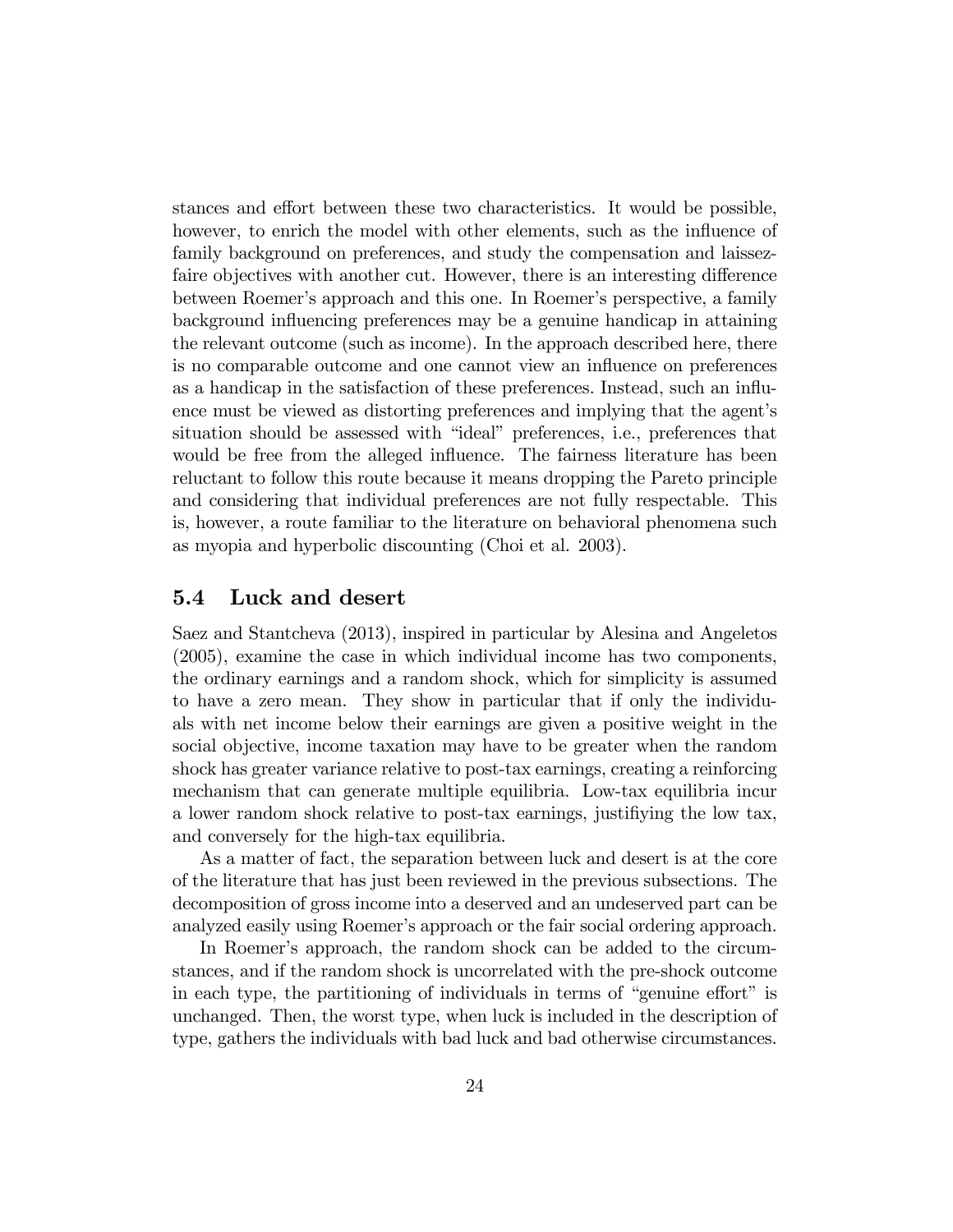stances and effort between these two characteristics. It would be possible, however, to enrich the model with other elements, such as the influence of family background on preferences, and study the compensation and laissez-faire objectives with another cut. However, there is an interesting difference between Roemer's approach and this one. In Roemer's perspective, a family background influencing preferences may be a genuine handicap in attaining the relevant outcome (such as income). In the approach described here, there is no comparable outcome and one cannot view an influence on preferences as a handicap in the satisfaction of these preferences. Instead, such an influence must be viewed as distorting preferences and implying that the agent's situation should be assessed with "ideal" preferences, i.e., preferences that would be free from the alleged influence. The fairness literature has been reluctant to follow this route because it means dropping the Pareto principle and considering that individual preferences are not fully respectable. This is, however, a route familiar to the literature on behavioral phenomena such as myopia and hyperbolic discounting (Choi et al. 2003).

## 5.4 Luck and desert

Saez and Stantcheva (2013), inspired in particular by Alesina and Angeletos (2005), examine the case in which individual income has two components, the ordinary earnings and a random shock, which for simplicity is assumed to have a zero mean. They show in particular that if only the individuals with net income below their earnings are given a positive weight in the social objective, income taxation may have to be greater when the random shock has greater variance relative to post-tax earnings, creating a reinforcing mechanism that can generate multiple equilibria. Low-tax equilibria incur a lower random shock relative to post-tax earnings, justifiying the low tax, and conversely for the high-tax equilibria.

As a matter of fact, the separation between luck and desert is at the core of the literature that has just been reviewed in the previous subsections. The decomposition of gross income into a deserved and an undeserved part can be analyzed easily using Roemer's approach or the fair social ordering approach.

In Roemer's approach, the random shock can be added to the circumstances, and if the random shock is uncorrelated with the pre-shock outcome in each type, the partitioning of individuals in terms of "genuine effort" is unchanged. Then, the worst type, when luck is included in the description of type, gathers the individuals with bad luck and bad otherwise circumstances.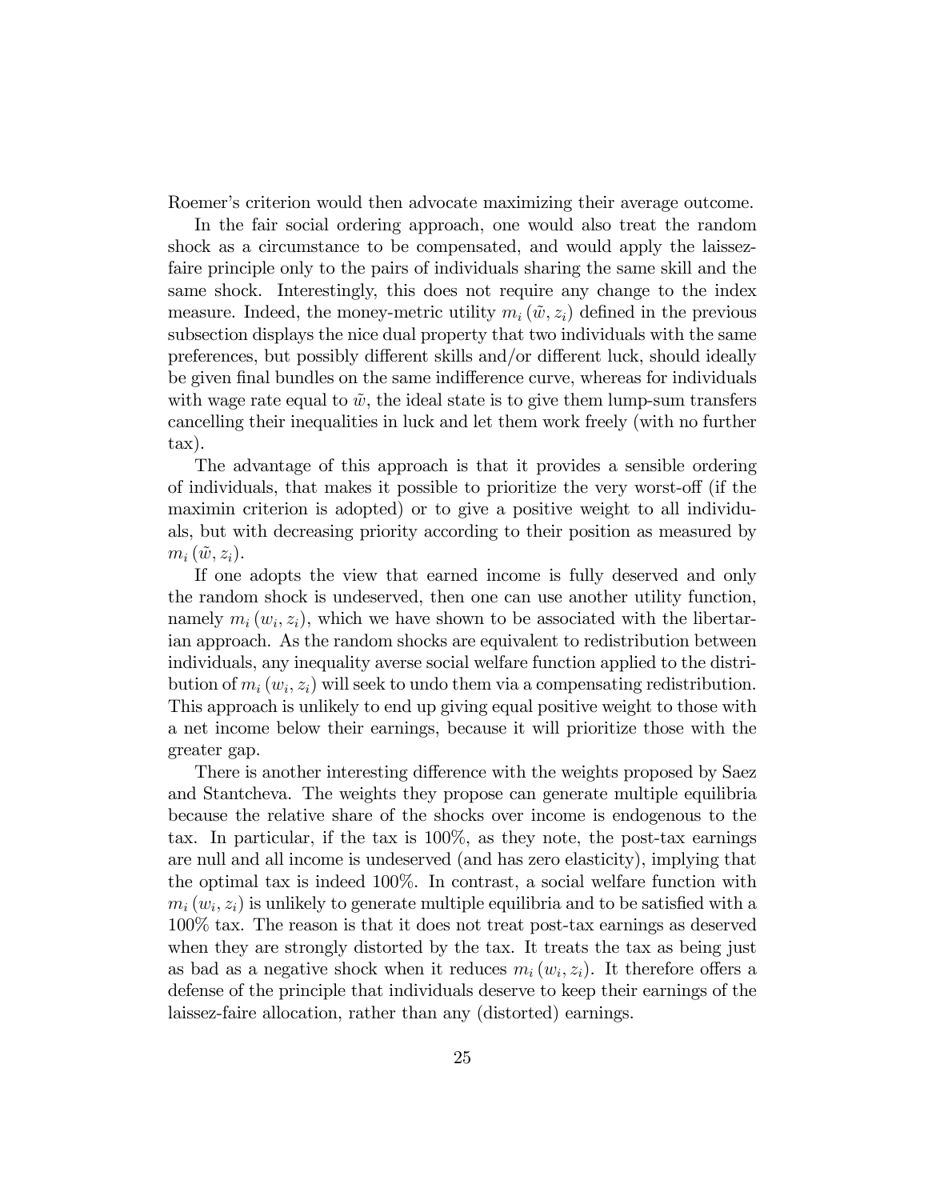Roemer's criterion would then advocate maximizing their average outcome.

In the fair social ordering approach, one would also treat the random shock as a circumstance to be compensated, and would apply the laissez-faire principle only to the pairs of individuals sharing the same skill and the same shock. Interestingly, this does not require any change to the index measure. Indeed, the money-metric utility $m_i(\tilde{w}, z_i)$ defined in the previous subsection displays the nice dual property that two individuals with the same preferences, but possibly different skills and/or different luck, should ideally be given final bundles on the same indifference curve, whereas for individuals with wage rate equal to $\tilde{w}$, the ideal state is to give them lump-sum transfers cancelling their inequalities in luck and let them work freely (with no further tax).

The advantage of this approach is that it provides a sensible ordering of individuals, that makes it possible to prioritize the very worst-off (if the maximin criterion is adopted) or to give a positive weight to all individuals, but with decreasing priority according to their position as measured by $m_i(\tilde{w}, z_i)$.

If one adopts the view that earned income is fully deserved and only the random shock is undeserved, then one can use another utility function, namely $m_i(w_i, z_i)$, which we have shown to be associated with the libertarian approach. As the random shocks are equivalent to redistribution between individuals, any inequality averse social welfare function applied to the distribution of $m_i(w_i, z_i)$ will seek to undo them via a compensating redistribution. This approach is unlikely to end up giving equal positive weight to those with a net income below their earnings, because it will prioritize those with the greater gap.

There is another interesting difference with the weights proposed by Saez and Stantcheva. The weights they propose can generate multiple equilibria because the relative share of the shocks over income is endogenous to the tax. In particular, if the tax is 100%, as they note, the post-tax earnings are null and all income is undeserved (and has zero elasticity), implying that the optimal tax is indeed 100%. In contrast, a social welfare function with $m_i(w_i, z_i)$ is unlikely to generate multiple equilibria and to be satisfied with a 100% tax. The reason is that it does not treat post-tax earnings as deserved when they are strongly distorted by the tax. It treats the tax as being just as bad as a negative shock when it reduces $m_i(w_i, z_i)$. It therefore offers a defense of the principle that individuals deserve to keep their earnings of the laissez-faire allocation, rather than any (distorted) earnings.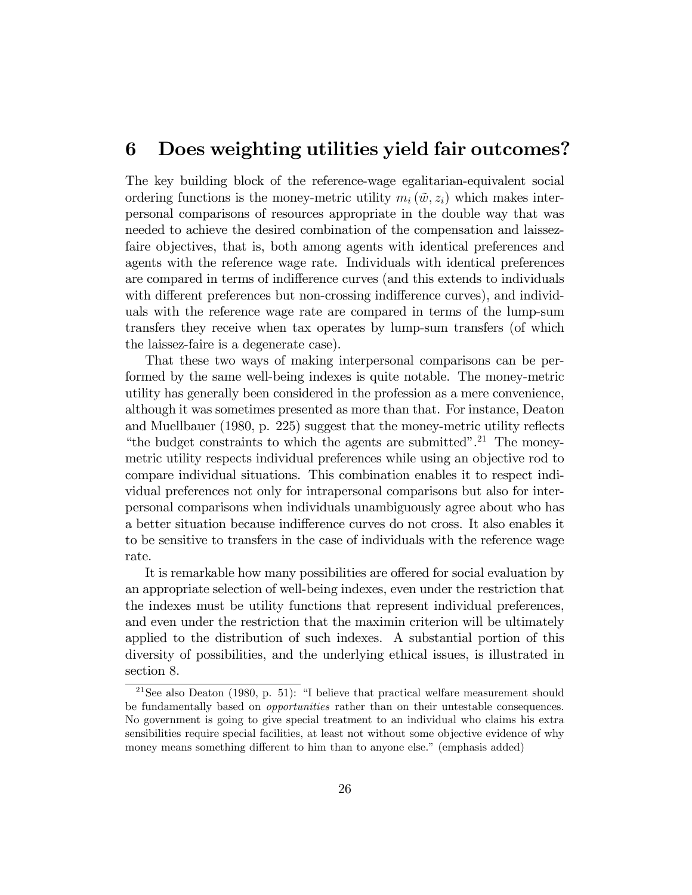## 6 Does weighting utilities yield fair outcomes?

The key building block of the reference-wage egalitarian-equivalent social ordering functions is the money-metric utility $m_i(\tilde{w}, z_i)$ which makes interpersonal comparisons of resources appropriate in the double way that was needed to achieve the desired combination of the compensation and laissez-faire objectives, that is, both among agents with identical preferences and agents with the reference wage rate. Individuals with identical preferences are compared in terms of indifference curves (and this extends to individuals with different preferences but non-crossing indifference curves), and individuals with the reference wage rate are compared in terms of the lump-sum transfers they receive when tax operates by lump-sum transfers (of which the laissez-faire is a degenerate case).

That these two ways of making interpersonal comparisons can be performed by the same well-being indexes is quite notable. The money-metric utility has generally been considered in the profession as a mere convenience, although it was sometimes presented as more than that. For instance, Deaton and Muellbauer (1980, p. 225) suggest that the money-metric utility reflects "the budget constraints to which the agents are submitted".[21] The money-metric utility respects individual preferences while using an objective rod to compare individual situations. This combination enables it to respect individual preferences not only for intrapersonal comparisons but also for interpersonal comparisons when individuals unambiguously agree about who has a better situation because indifference curves do not cross. It also enables it to be sensitive to transfers in the case of individuals with the reference wage rate.

It is remarkable how many possibilities are offered for social evaluation by an appropriate selection of well-being indexes, even under the restriction that the indexes must be utility functions that represent individual preferences, and even under the restriction that the maximin criterion will be ultimately applied to the distribution of such indexes. A substantial portion of this diversity of possibilities, and the underlying ethical issues, is illustrated in section 8.

[21] See also Deaton (1980, p. 51): "I believe that practical welfare measurement should be fundamentally based on *opportunities* rather than on their untestable consequences. No government is going to give special treatment to an individual who claims his extra sensibilities require special facilities, at least not without some objective evidence of why money means something different to him than to anyone else." (emphasis added)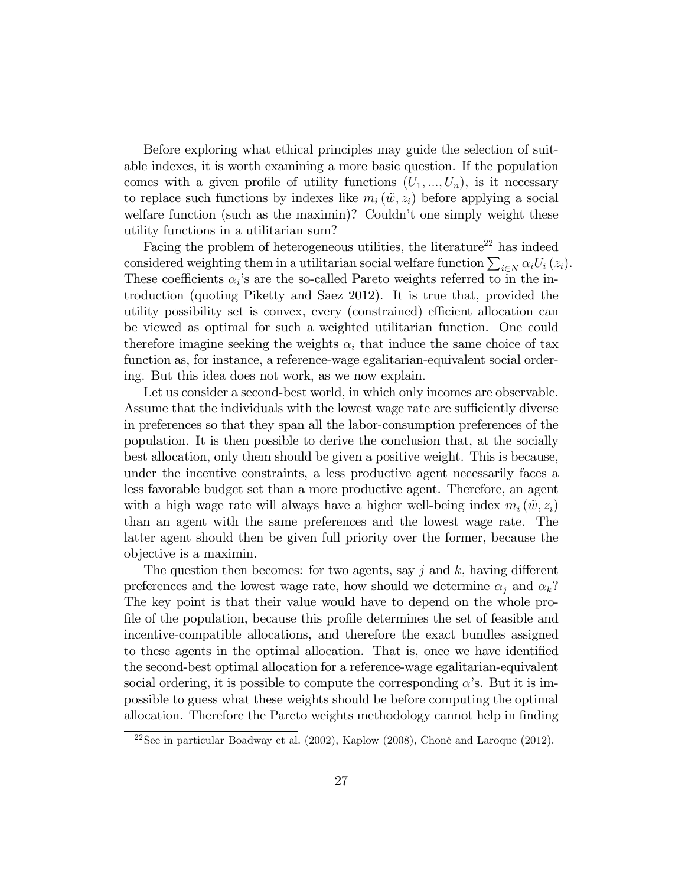Before exploring what ethical principles may guide the selection of suitable indexes, it is worth examining a more basic question. If the population comes with a given profile of utility functions $(U_1, ..., U_n)$, is it necessary to replace such functions by indexes like $m_i(\tilde{w}, z_i)$ before applying a social welfare function (such as the maximin)? Couldn't one simply weight these utility functions in a utilitarian sum?

Facing the problem of heterogeneous utilities, the literature[22] has indeed considered weighting them in a utilitarian social welfare function $\sum_{i \in N} \alpha_i U_i(z_i)$. These coefficients $\alpha_i$'s are the so-called Pareto weights referred to in the introduction (quoting Piketty and Saez 2012). It is true that, provided the utility possibility set is convex, every (constrained) efficient allocation can be viewed as optimal for such a weighted utilitarian function. One could therefore imagine seeking the weights $\alpha_i$ that induce the same choice of tax function as, for instance, a reference-wage egalitarian-equivalent social ordering. But this idea does not work, as we now explain.

Let us consider a second-best world, in which only incomes are observable. Assume that the individuals with the lowest wage rate are sufficiently diverse in preferences so that they span all the labor-consumption preferences of the population. It is then possible to derive the conclusion that, at the socially best allocation, only them should be given a positive weight. This is because, under the incentive constraints, a less productive agent necessarily faces a less favorable budget set than a more productive agent. Therefore, an agent with a high wage rate will always have a higher well-being index $m_i(\tilde{w}, z_i)$ than an agent with the same preferences and the lowest wage rate. The latter agent should then be given full priority over the former, because the objective is a maximin.

The question then becomes: for two agents, say $j$ and $k$, having different preferences and the lowest wage rate, how should we determine $\alpha_j$ and $\alpha_k$? The key point is that their value would have to depend on the whole profile of the population, because this profile determines the set of feasible and incentive-compatible allocations, and therefore the exact bundles assigned to these agents in the optimal allocation. That is, once we have identified the second-best optimal allocation for a reference-wage egalitarian-equivalent social ordering, it is possible to compute the corresponding $\alpha$'s. But it is impossible to guess what these weights should be before computing the optimal allocation. Therefore the Pareto weights methodology cannot help in finding

[22] See in particular Boadway et al. (2002), Kaplow (2008), Choné and Laroque (2012).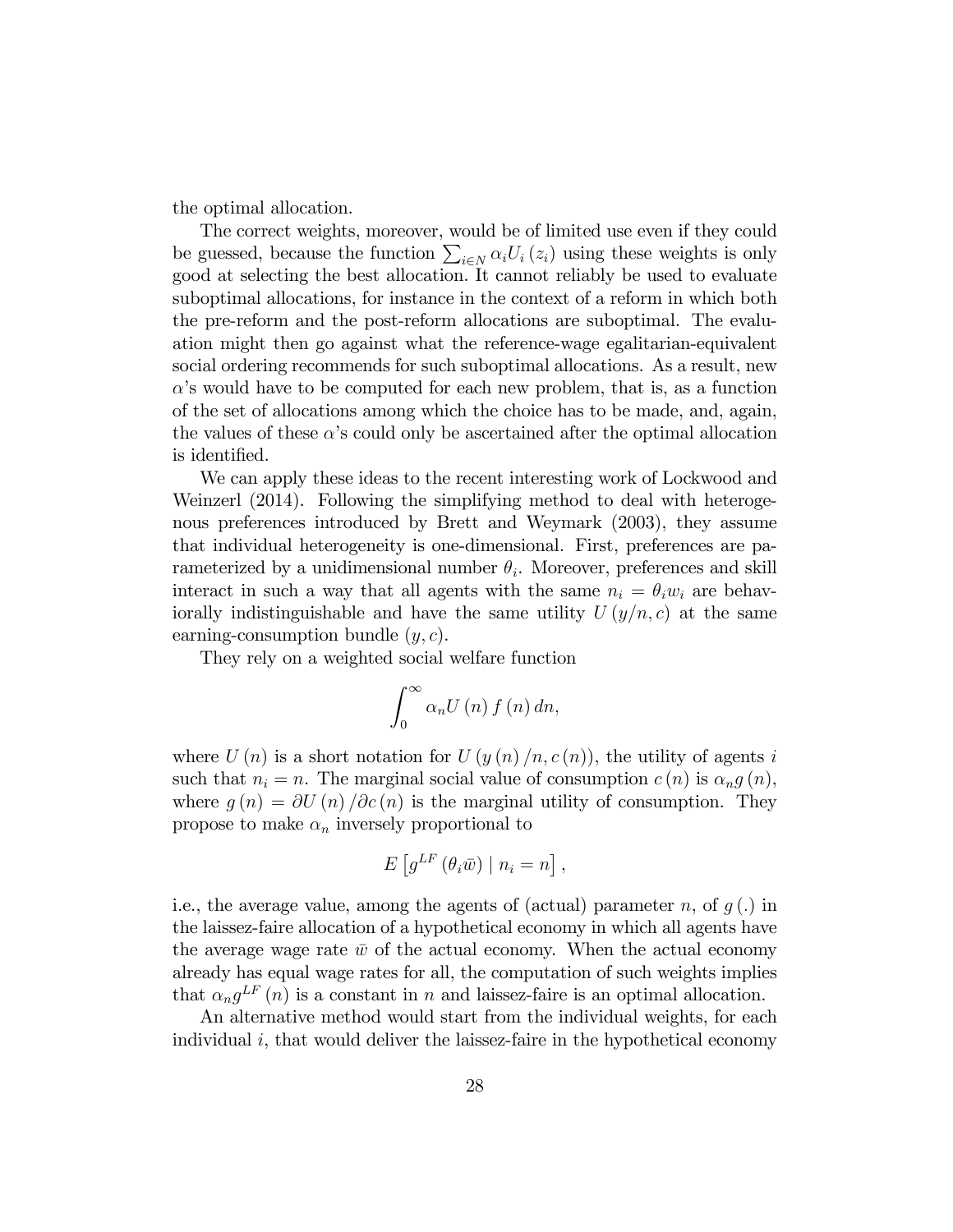the optimal allocation.

The correct weights, moreover, would be of limited use even if they could be guessed, because the function $\sum_{i \in N} \alpha_i U_i(z_i)$ using these weights is only good at selecting the best allocation. It cannot reliably be used to evaluate suboptimal allocations, for instance in the context of a reform in which both the pre-reform and the post-reform allocations are suboptimal. The evaluation might then go against what the reference-wage egalitarian-equivalent social ordering recommends for such suboptimal allocations. As a result, new $\alpha$'s would have to be computed for each new problem, that is, as a function of the set of allocations among which the choice has to be made, and, again, the values of these $\alpha$'s could only be ascertained after the optimal allocation is identified.

We can apply these ideas to the recent interesting work of Lockwood and Weinzerl (2014). Following the simplifying method to deal with heterogenous preferences introduced by Brett and Weymark (2003), they assume that individual heterogeneity is one-dimensional. First, preferences are parameterized by a unidimensional number $\theta_i$. Moreover, preferences and skill interact in such a way that all agents with the same $n_i = \theta_i w_i$ are behaviorally indistinguishable and have the same utility $U(y/n, c)$ at the same earning-consumption bundle $(y, c)$.

They rely on a weighted social welfare function

$$\int_0^\infty \alpha_n U(n) f(n) \, dn,$$

where $U(n)$ is a short notation for $U(y(n)/n, c(n))$, the utility of agents $i$ such that $n_i = n$. The marginal social value of consumption $c(n)$ is $\alpha_n g(n)$, where $g(n) = \partial U(n) / \partial c(n)$ is the marginal utility of consumption. They propose to make $\alpha_n$ inversely proportional to

$$E\left[g^{LF}(\theta_i \bar{w}) \mid n_i = n\right],$$

i.e., the average value, among the agents of (actual) parameter $n$, of $g(.)$ in the laissez-faire allocation of a hypothetical economy in which all agents have the average wage rate $\bar{w}$ of the actual economy. When the actual economy already has equal wage rates for all, the computation of such weights implies that $\alpha_n g^{LF}(n)$ is a constant in $n$ and laissez-faire is an optimal allocation.

An alternative method would start from the individual weights, for each individual $i$, that would deliver the laissez-faire in the hypothetical economy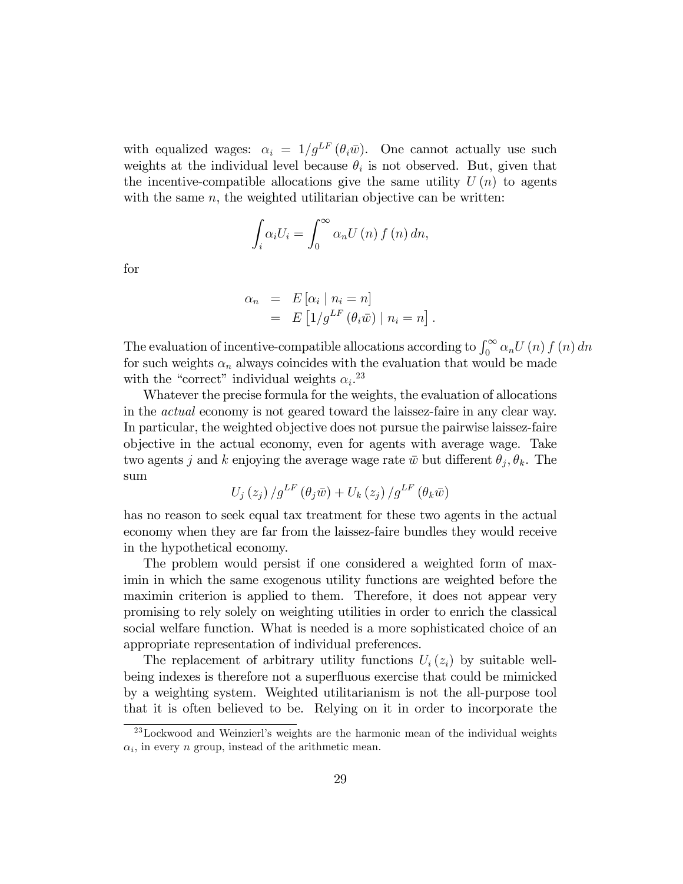with equalized wages: $\alpha_i = 1/g^{LF}(\theta_i \bar{w})$. One cannot actually use such weights at the individual level because $\theta_i$ is not observed. But, given that the incentive-compatible allocations give the same utility $U(n)$ to agents with the same $n$, the weighted utilitarian objective can be written:

$$\int_i \alpha_i U_i = \int_0^\infty \alpha_n U(n) f(n) \, dn,$$

for

$$\begin{aligned} \alpha_n &= E[\alpha_i \mid n_i = n] \\ &= E\left[1/g^{LF}(\theta_i \bar{w}) \mid n_i = n\right]. \end{aligned}$$

The evaluation of incentive-compatible allocations according to $\int_0^\infty \alpha_n U(n) f(n) \, dn$ for such weights $\alpha_n$ always coincides with the evaluation that would be made with the "correct" individual weights $\alpha_i$.[23]

Whatever the precise formula for the weights, the evaluation of allocations in the *actual* economy is not geared toward the laissez-faire in any clear way. In particular, the weighted objective does not pursue the pairwise laissez-faire objective in the actual economy, even for agents with average wage. Take two agents $j$ and $k$ enjoying the average wage rate $\bar{w}$ but different $\theta_j, \theta_k$. The sum

$$U_j(z_j) / g^{LF}(\theta_j \bar{w}) + U_k(z_j) / g^{LF}(\theta_k \bar{w})$$

has no reason to seek equal tax treatment for these two agents in the actual economy when they are far from the laissez-faire bundles they would receive in the hypothetical economy.

The problem would persist if one considered a weighted form of maximin in which the same exogenous utility functions are weighted before the maximin criterion is applied to them. Therefore, it does not appear very promising to rely solely on weighting utilities in order to enrich the classical social welfare function. What is needed is a more sophisticated choice of an appropriate representation of individual preferences.

The replacement of arbitrary utility functions $U_i(z_i)$ by suitable well-being indexes is therefore not a superfluous exercise that could be mimicked by a weighting system. Weighted utilitarianism is not the all-purpose tool that it is often believed to be. Relying on it in order to incorporate the

[23] Lockwood and Weinzierl's weights are the harmonic mean of the individual weights $\alpha_i$, in every $n$ group, instead of the arithmetic mean.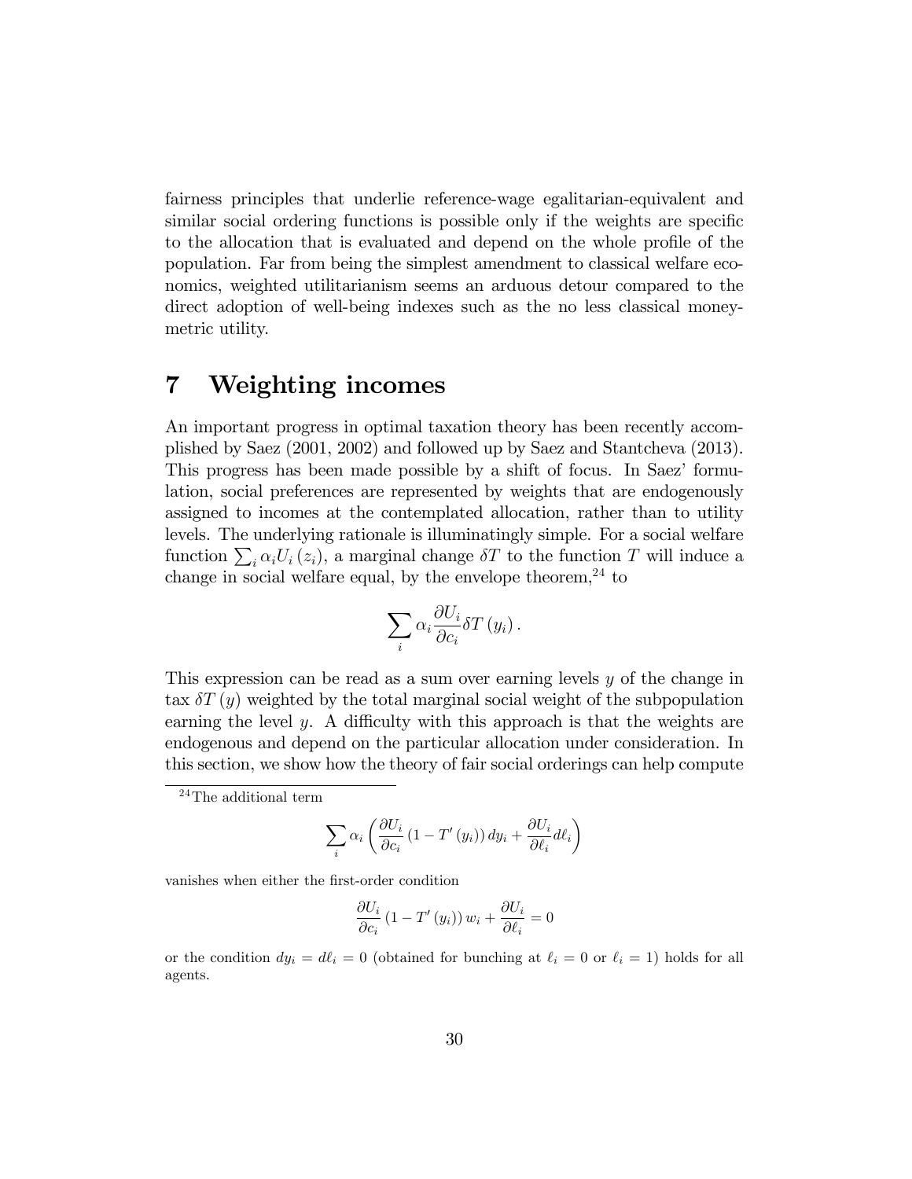fairness principles that underlie reference-wage egalitarian-equivalent and similar social ordering functions is possible only if the weights are specific to the allocation that is evaluated and depend on the whole profile of the population. Far from being the simplest amendment to classical welfare economics, weighted utilitarianism seems an arduous detour compared to the direct adoption of well-being indexes such as the no less classical money-metric utility.

# 7 Weighting incomes

An important progress in optimal taxation theory has been recently accomplished by Saez (2001, 2002) and followed up by Saez and Stantcheva (2013). This progress has been made possible by a shift of focus. In Saez' formulation, social preferences are represented by weights that are endogenously assigned to incomes at the contemplated allocation, rather than to utility levels. The underlying rationale is illuminatingly simple. For a social welfare function $\sum_i \alpha_i U_i(z_i)$, a marginal change $\delta T$ to the function $T$ will induce a change in social welfare equal, by the envelope theorem,[24] to

$$\sum_i \alpha_i \frac{\partial U_i}{\partial c_i} \delta T(y_i).$$

This expression can be read as a sum over earning levels $y$ of the change in tax $\delta T(y)$ weighted by the total marginal social weight of the subpopulation earning the level $y$. A difficulty with this approach is that the weights are endogenous and depend on the particular allocation under consideration. In this section, we show how the theory of fair social orderings can help compute

[24] The additional term

$$\sum_i \alpha_i \left( \frac{\partial U_i}{\partial c_i} (1 - T'(y_i)) \, dy_i + \frac{\partial U_i}{\partial \ell_i} d\ell_i \right)$$

vanishes when either the first-order condition

$$\frac{\partial U_i}{\partial c_i} (1 - T'(y_i)) \, w_i + \frac{\partial U_i}{\partial \ell_i} = 0$$

or the condition $dy_i = d\ell_i = 0$ (obtained for bunching at $\ell_i = 0$ or $\ell_i = 1$) holds for all agents.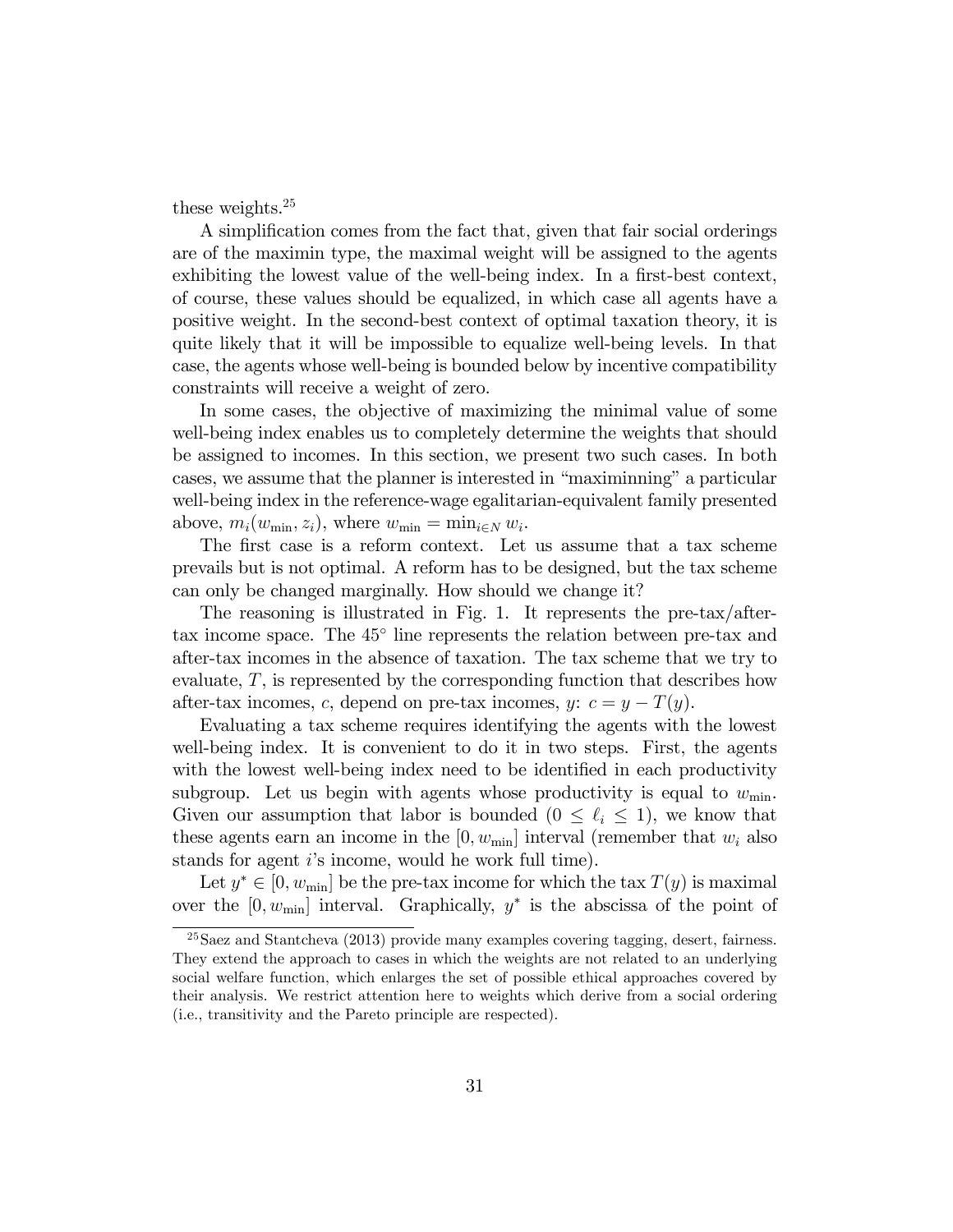these weights.[25]

A simplification comes from the fact that, given that fair social orderings are of the maximin type, the maximal weight will be assigned to the agents exhibiting the lowest value of the well-being index. In a first-best context, of course, these values should be equalized, in which case all agents have a positive weight. In the second-best context of optimal taxation theory, it is quite likely that it will be impossible to equalize well-being levels. In that case, the agents whose well-being is bounded below by incentive compatibility constraints will receive a weight of zero.

In some cases, the objective of maximizing the minimal value of some well-being index enables us to completely determine the weights that should be assigned to incomes. In this section, we present two such cases. In both cases, we assume that the planner is interested in "maximinning" a particular well-being index in the reference-wage egalitarian-equivalent family presented above, $m_i(w_{\min}, z_i)$, where $w_{\min} = \min_{i \in N} w_i$.

The first case is a reform context. Let us assume that a tax scheme prevails but is not optimal. A reform has to be designed, but the tax scheme can only be changed marginally. How should we change it?

The reasoning is illustrated in Fig. 1. It represents the pre-tax/after-tax income space. The 45° line represents the relation between pre-tax and after-tax incomes in the absence of taxation. The tax scheme that we try to evaluate, $T$, is represented by the corresponding function that describes how after-tax incomes, $c$, depend on pre-tax incomes, $y$: $c = y - T(y)$.

Evaluating a tax scheme requires identifying the agents with the lowest well-being index. It is convenient to do it in two steps. First, the agents with the lowest well-being index need to be identified in each productivity subgroup. Let us begin with agents whose productivity is equal to $w_{\min}$. Given our assumption that labor is bounded ($0 \leq \ell_i \leq 1$), we know that these agents earn an income in the $[0, w_{\min}]$ interval (remember that $w_i$ also stands for agent $i$'s income, would he work full time).

Let $y^* \in [0, w_{\min}]$ be the pre-tax income for which the tax $T(y)$ is maximal over the $[0, w_{\min}]$ interval. Graphically, $y^*$ is the abscissa of the point of

[25] Saez and Stantcheva (2013) provide many examples covering tagging, desert, fairness. They extend the approach to cases in which the weights are not related to an underlying social welfare function, which enlarges the set of possible ethical approaches covered by their analysis. We restrict attention here to weights which derive from a social ordering (i.e., transitivity and the Pareto principle are respected).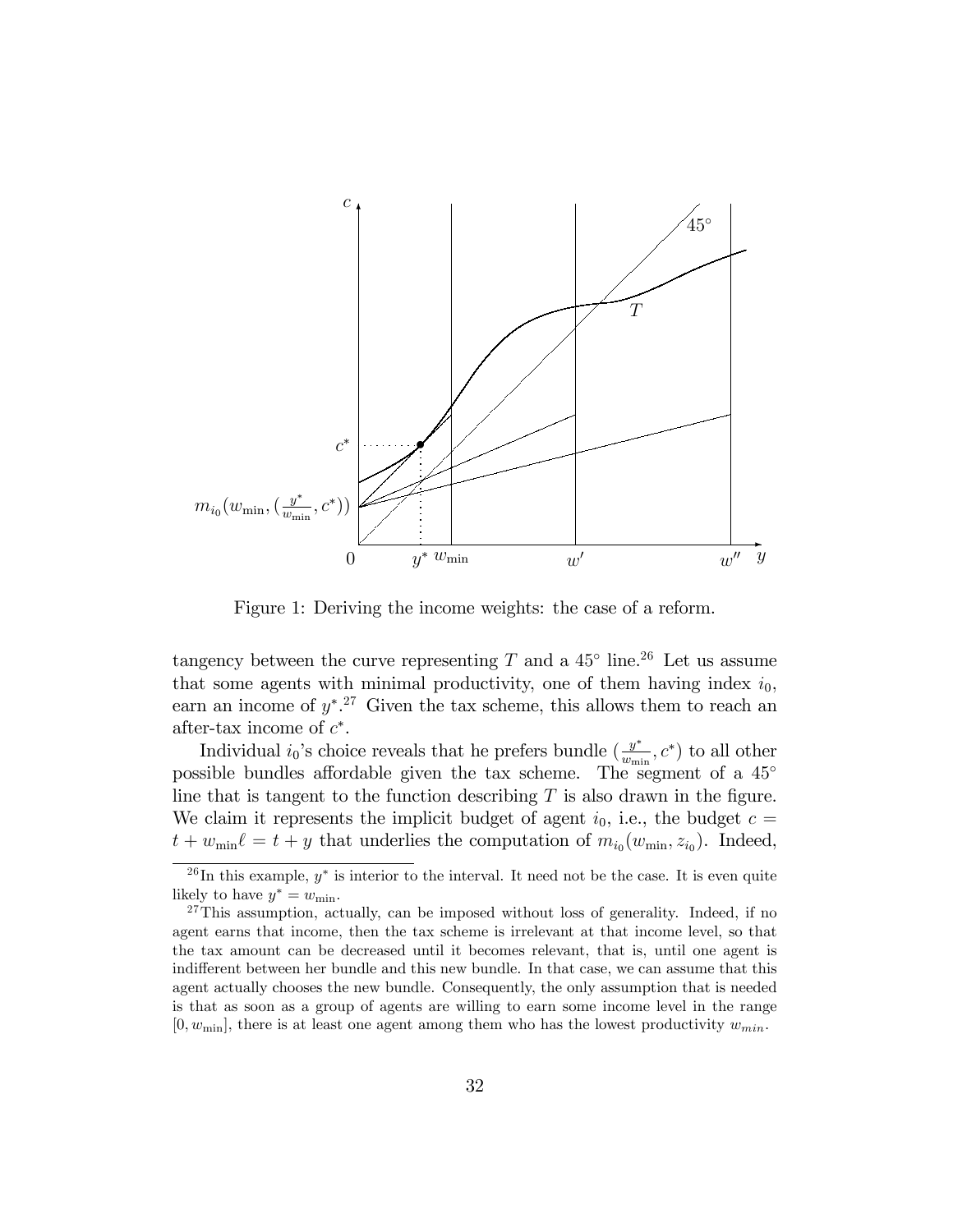Figure 1: Deriving the income weights: the case of a reform.

tangency between the curve representing $T$ and a $45^\circ$ line.[26] Let us assume that some agents with minimal productivity, one of them having index $i_0$, earn an income of $y^*$.[27] Given the tax scheme, this allows them to reach an after-tax income of $c^*$.

Individual $i_0$'s choice reveals that he prefers bundle $(\frac{y^*}{w_{\min}}, c^*)$ to all other possible bundles affordable given the tax scheme. The segment of a $45^\circ$ line that is tangent to the function describing $T$ is also drawn in the figure. We claim it represents the implicit budget of agent $i_0$, i.e., the budget $c = t + w_{\min}\ell = t + y$ that underlies the computation of $m_{i_0}(w_{\min}, z_{i_0})$. Indeed,

[26] In this example, $y^*$ is interior to the interval. It need not be the case. It is even quite likely to have $y^* = w_{\min}$.

[27] This assumption, actually, can be imposed without loss of generality. Indeed, if no agent earns that income, then the tax scheme is irrelevant at that income level, so that the tax amount can be decreased until it becomes relevant, that is, until one agent is indifferent between her bundle and this new bundle. In that case, we can assume that this agent actually chooses the new bundle. Consequently, the only assumption that is needed is that as soon as a group of agents are willing to earn some income level in the range $[0, w_{\min}]$, there is at least one agent among them who has the lowest productivity $w_{min}$.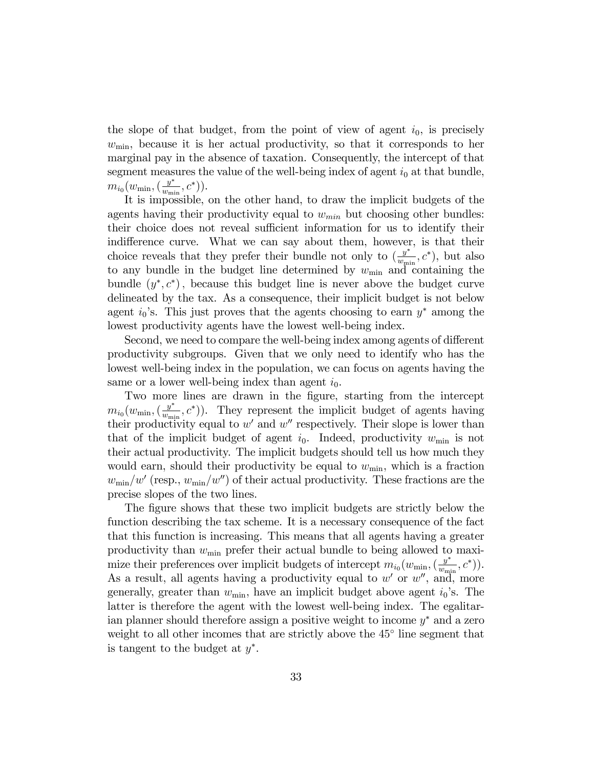the slope of that budget, from the point of view of agent $i_0$, is precisely $w_{\min}$, because it is her actual productivity, so that it corresponds to her marginal pay in the absence of taxation. Consequently, the intercept of that segment measures the value of the well-being index of agent $i_0$ at that bundle, $m_{i_0}(w_{\min}, (\frac{y^*}{w_{\min}}, c^*))$.

It is impossible, on the other hand, to draw the implicit budgets of the agents having their productivity equal to $w_{min}$ but choosing other bundles: their choice does not reveal sufficient information for us to identify their indifference curve. What we can say about them, however, is that their choice reveals that they prefer their bundle not only to $(\frac{y^*}{w_{\min}}, c^*)$, but also to any bundle in the budget line determined by $w_{\min}$ and containing the bundle $(y^*, c^*)$, because this budget line is never above the budget curve delineated by the tax. As a consequence, their implicit budget is not below agent $i_0$'s. This just proves that the agents choosing to earn $y^*$ among the lowest productivity agents have the lowest well-being index.

Second, we need to compare the well-being index among agents of different productivity subgroups. Given that we only need to identify who has the lowest well-being index in the population, we can focus on agents having the same or a lower well-being index than agent $i_0$.

Two more lines are drawn in the figure, starting from the intercept $m_{i_0}(w_{\min}, (\frac{y^*}{w_{\min}}, c^*))$. They represent the implicit budget of agents having their productivity equal to $w'$ and $w''$ respectively. Their slope is lower than that of the implicit budget of agent $i_0$. Indeed, productivity $w_{\min}$ is not their actual productivity. The implicit budgets should tell us how much they would earn, should their productivity be equal to $w_{\min}$, which is a fraction $w_{\min}/w'$ (resp., $w_{\min}/w''$) of their actual productivity. These fractions are the precise slopes of the two lines.

The figure shows that these two implicit budgets are strictly below the function describing the tax scheme. It is a necessary consequence of the fact that this function is increasing. This means that all agents having a greater productivity than $w_{\min}$ prefer their actual bundle to being allowed to maximize their preferences over implicit budgets of intercept $m_{i_0}(w_{\min}, (\frac{y^*}{w_{\min}}, c^*))$. As a result, all agents having a productivity equal to $w'$ or $w''$, and, more generally, greater than $w_{\min}$, have an implicit budget above agent $i_0$'s. The latter is therefore the agent with the lowest well-being index. The egalitarian planner should therefore assign a positive weight to income $y^*$ and a zero weight to all other incomes that are strictly above the 45° line segment that is tangent to the budget at $y^*$.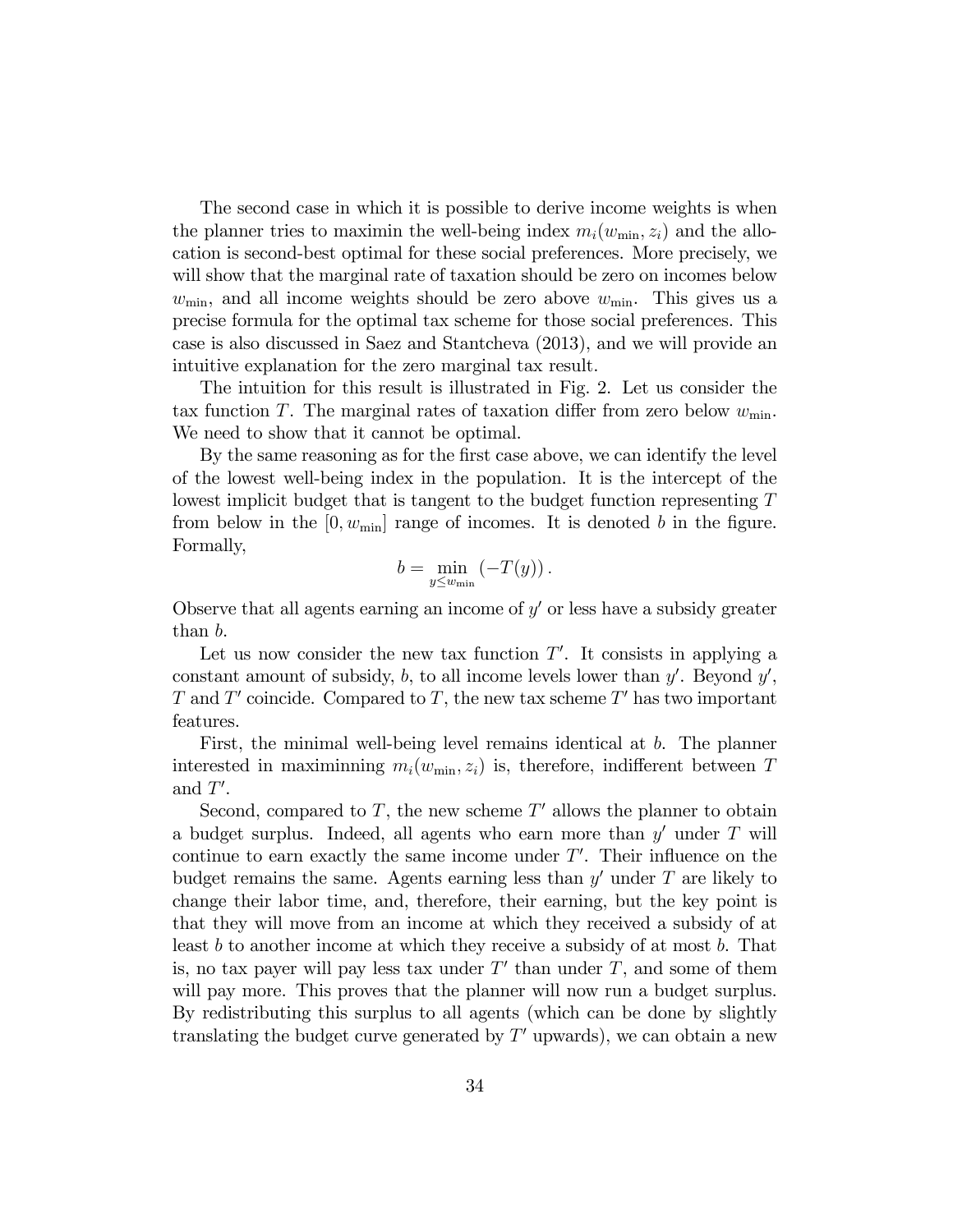The second case in which it is possible to derive income weights is when the planner tries to maximin the well-being index $m_i(w_{\min}, z_i)$ and the allocation is second-best optimal for these social preferences. More precisely, we will show that the marginal rate of taxation should be zero on incomes below $w_{\min}$, and all income weights should be zero above $w_{\min}$. This gives us a precise formula for the optimal tax scheme for those social preferences. This case is also discussed in Saez and Stantcheva (2013), and we will provide an intuitive explanation for the zero marginal tax result.

The intuition for this result is illustrated in Fig. 2. Let us consider the tax function $T$. The marginal rates of taxation differ from zero below $w_{\min}$. We need to show that it cannot be optimal.

By the same reasoning as for the first case above, we can identify the level of the lowest well-being index in the population. It is the intercept of the lowest implicit budget that is tangent to the budget function representing $T$ from below in the $[0, w_{\min}]$ range of incomes. It is denoted $b$ in the figure. Formally,

$$b = \min_{y \leq w_{\min}} \left(-T(y)\right).$$

Observe that all agents earning an income of $y'$ or less have a subsidy greater than $b$.

Let us now consider the new tax function $T'$. It consists in applying a constant amount of subsidy, $b$, to all income levels lower than $y'$. Beyond $y'$, $T$ and $T'$ coincide. Compared to $T$, the new tax scheme $T'$ has two important features.

First, the minimal well-being level remains identical at $b$. The planner interested in maximinning $m_i(w_{\min}, z_i)$ is, therefore, indifferent between $T$ and $T'$.

Second, compared to $T$, the new scheme $T'$ allows the planner to obtain a budget surplus. Indeed, all agents who earn more than $y'$ under $T$ will continue to earn exactly the same income under $T'$. Their influence on the budget remains the same. Agents earning less than $y'$ under $T$ are likely to change their labor time, and, therefore, their earning, but the key point is that they will move from an income at which they received a subsidy of at least $b$ to another income at which they receive a subsidy of at most $b$. That is, no tax payer will pay less tax under $T'$ than under $T$, and some of them will pay more. This proves that the planner will now run a budget surplus. By redistributing this surplus to all agents (which can be done by slightly translating the budget curve generated by $T'$ upwards), we can obtain a new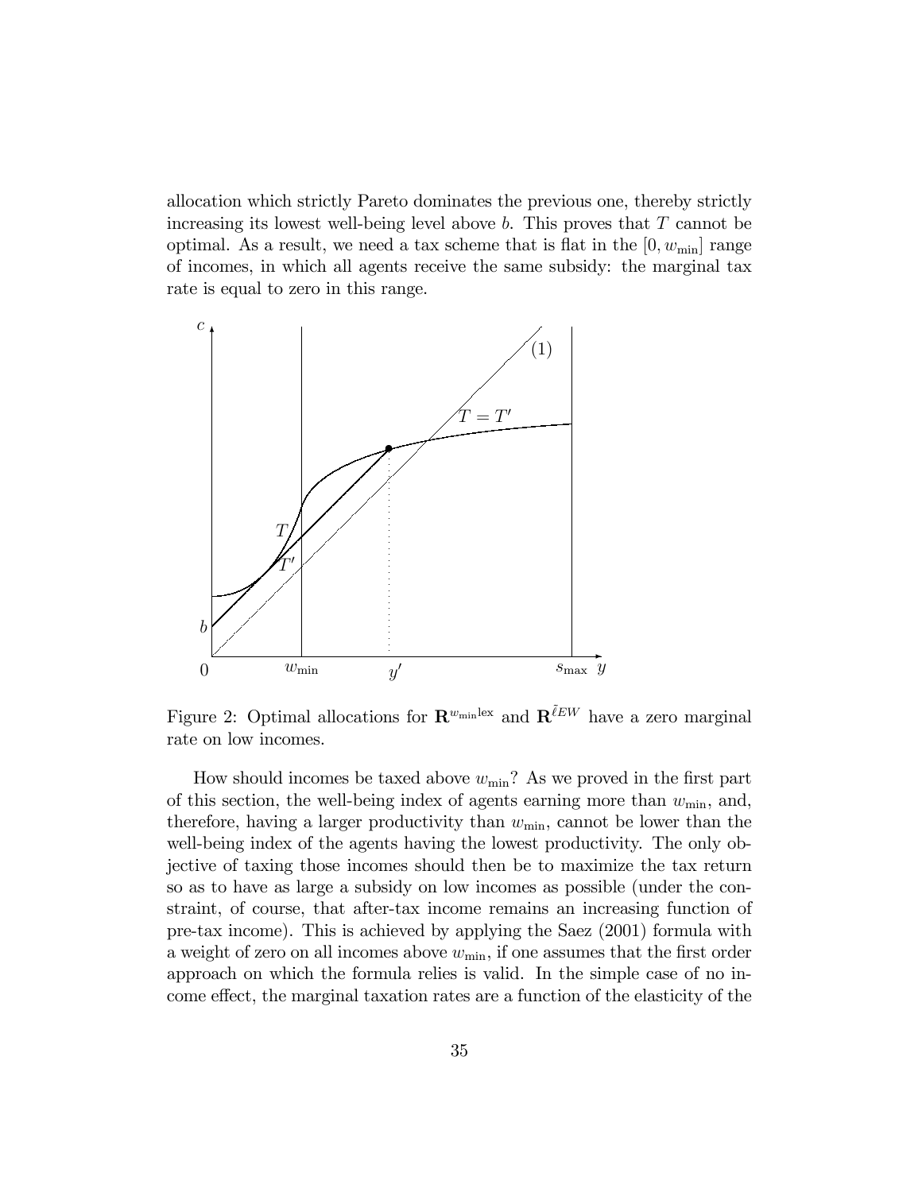allocation which strictly Pareto dominates the previous one, thereby strictly increasing its lowest well-being level above $b$. This proves that $T$ cannot be optimal. As a result, we need a tax scheme that is flat in the $[0, w_{\min}]$ range of incomes, in which all agents receive the same subsidy: the marginal tax rate is equal to zero in this range.

Figure 2: Optimal allocations for $\mathbf{R}^{w_{\min}\text{lex}}$ and $\mathbf{R}^{\tilde{\ell}EW}$ have a zero marginal rate on low incomes.

How should incomes be taxed above $w_{\min}$? As we proved in the first part of this section, the well-being index of agents earning more than $w_{\min}$, and, therefore, having a larger productivity than $w_{\min}$, cannot be lower than the well-being index of the agents having the lowest productivity. The only objective of taxing those incomes should then be to maximize the tax return so as to have as large a subsidy on low incomes as possible (under the constraint, of course, that after-tax income remains an increasing function of pre-tax income). This is achieved by applying the Saez (2001) formula with a weight of zero on all incomes above $w_{\min}$, if one assumes that the first order approach on which the formula relies is valid. In the simple case of no income effect, the marginal taxation rates are a function of the elasticity of the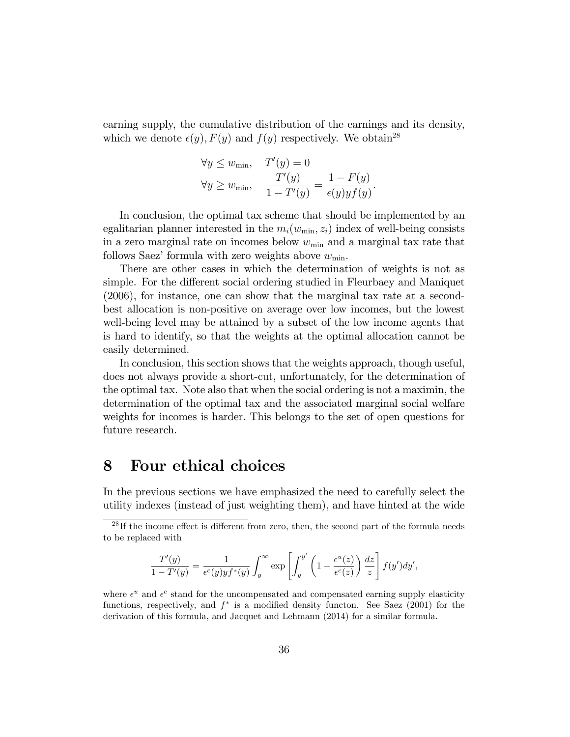earning supply, the cumulative distribution of the earnings and its density, which we denote $\epsilon(y), F(y)$ and $f(y)$ respectively. We obtain[28]

$$
\begin{aligned}
\forall y \leq w_{\min}, &\quad T'(y) = 0 \\
\forall y \geq w_{\min}, &\quad \frac{T'(y)}{1 - T'(y)} = \frac{1 - F(y)}{\epsilon(y) y f(y)}.
\end{aligned}
$$

In conclusion, the optimal tax scheme that should be implemented by an egalitarian planner interested in the $m_i(w_{\min}, z_i)$ index of well-being consists in a zero marginal rate on incomes below $w_{\min}$ and a marginal tax rate that follows Saez' formula with zero weights above $w_{\min}$.

There are other cases in which the determination of weights is not as simple. For the different social ordering studied in Fleurbaey and Maniquet (2006), for instance, one can show that the marginal tax rate at a second-best allocation is non-positive on average over low incomes, but the lowest well-being level may be attained by a subset of the low income agents that is hard to identify, so that the weights at the optimal allocation cannot be easily determined.

In conclusion, this section shows that the weights approach, though useful, does not always provide a short-cut, unfortunately, for the determination of the optimal tax. Note also that when the social ordering is not a maximin, the determination of the optimal tax and the associated marginal social welfare weights for incomes is harder. This belongs to the set of open questions for future research.

# 8 Four ethical choices

In the previous sections we have emphasized the need to carefully select the utility indexes (instead of just weighting them), and have hinted at the wide

[28] If the income effect is different from zero, then, the second part of the formula needs to be replaced with

$$
\frac{T'(y)}{1 - T'(y)} = \frac{1}{\epsilon^c(y) y f^*(y)} \int_y^\infty \exp\left[\int_y^{y'} \left(1 - \frac{\epsilon^u(z)}{\epsilon^c(z)}\right) \frac{dz}{z}\right] f(y') dy',
$$

where $\epsilon^u$ and $\epsilon^c$ stand for the uncompensated and compensated earning supply elasticity functions, respectively, and $f^*$ is a modified density functon. See Saez (2001) for the derivation of this formula, and Jacquet and Lehmann (2014) for a similar formula.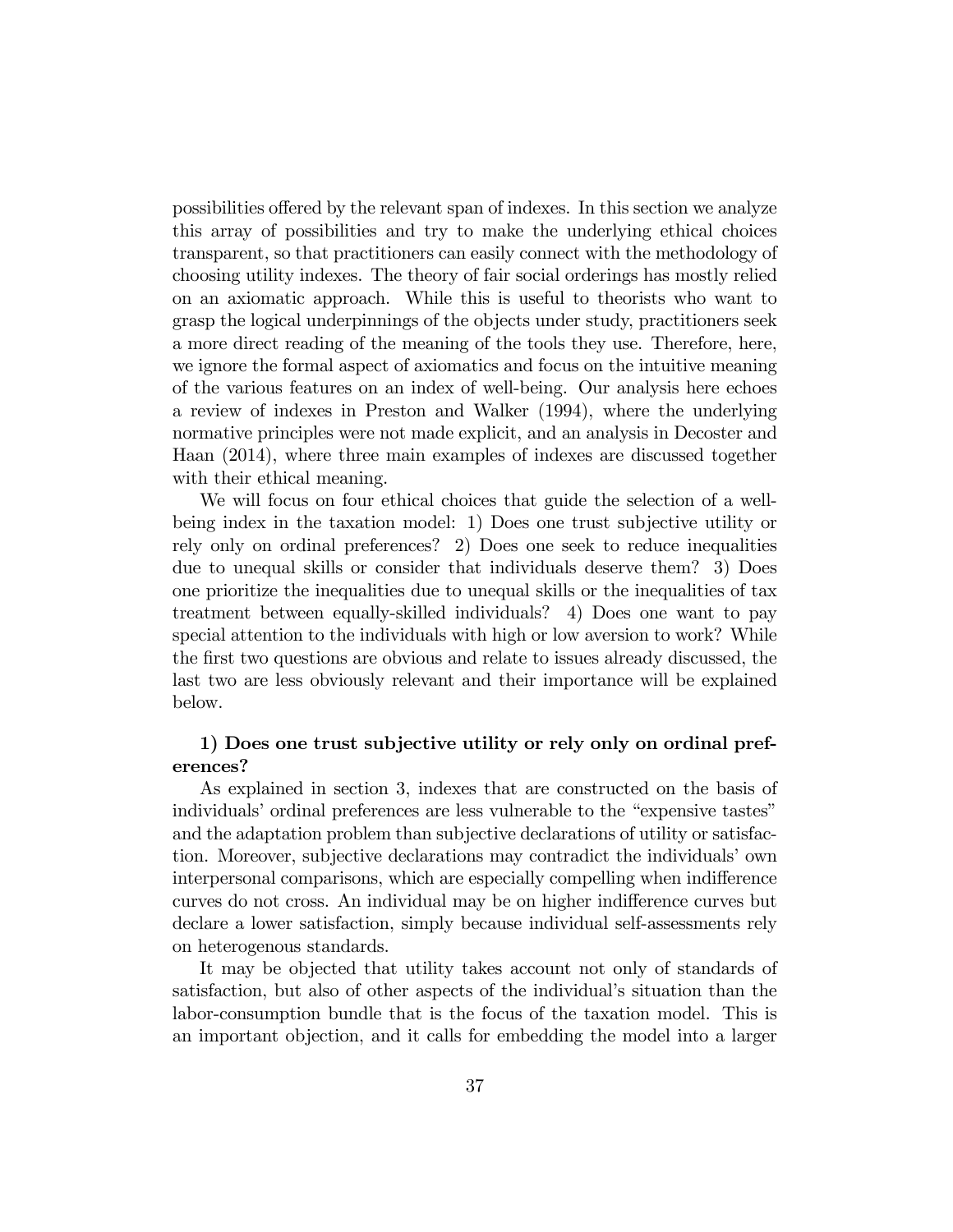possibilities offered by the relevant span of indexes. In this section we analyze this array of possibilities and try to make the underlying ethical choices transparent, so that practitioners can easily connect with the methodology of choosing utility indexes. The theory of fair social orderings has mostly relied on an axiomatic approach. While this is useful to theorists who want to grasp the logical underpinnings of the objects under study, practitioners seek a more direct reading of the meaning of the tools they use. Therefore, here, we ignore the formal aspect of axiomatics and focus on the intuitive meaning of the various features on an index of well-being. Our analysis here echoes a review of indexes in Preston and Walker (1994), where the underlying normative principles were not made explicit, and an analysis in Decoster and Haan (2014), where three main examples of indexes are discussed together with their ethical meaning.

We will focus on four ethical choices that guide the selection of a well-being index in the taxation model: 1) Does one trust subjective utility or rely only on ordinal preferences? 2) Does one seek to reduce inequalities due to unequal skills or consider that individuals deserve them? 3) Does one prioritize the inequalities due to unequal skills or the inequalities of tax treatment between equally-skilled individuals? 4) Does one want to pay special attention to the individuals with high or low aversion to work? While the first two questions are obvious and relate to issues already discussed, the last two are less obviously relevant and their importance will be explained below.

**1) Does one trust subjective utility or rely only on ordinal preferences?**

As explained in section 3, indexes that are constructed on the basis of individuals' ordinal preferences are less vulnerable to the "expensive tastes" and the adaptation problem than subjective declarations of utility or satisfaction. Moreover, subjective declarations may contradict the individuals' own interpersonal comparisons, which are especially compelling when indifference curves do not cross. An individual may be on higher indifference curves but declare a lower satisfaction, simply because individual self-assessments rely on heterogenous standards.

It may be objected that utility takes account not only of standards of satisfaction, but also of other aspects of the individual's situation than the labor-consumption bundle that is the focus of the taxation model. This is an important objection, and it calls for embedding the model into a larger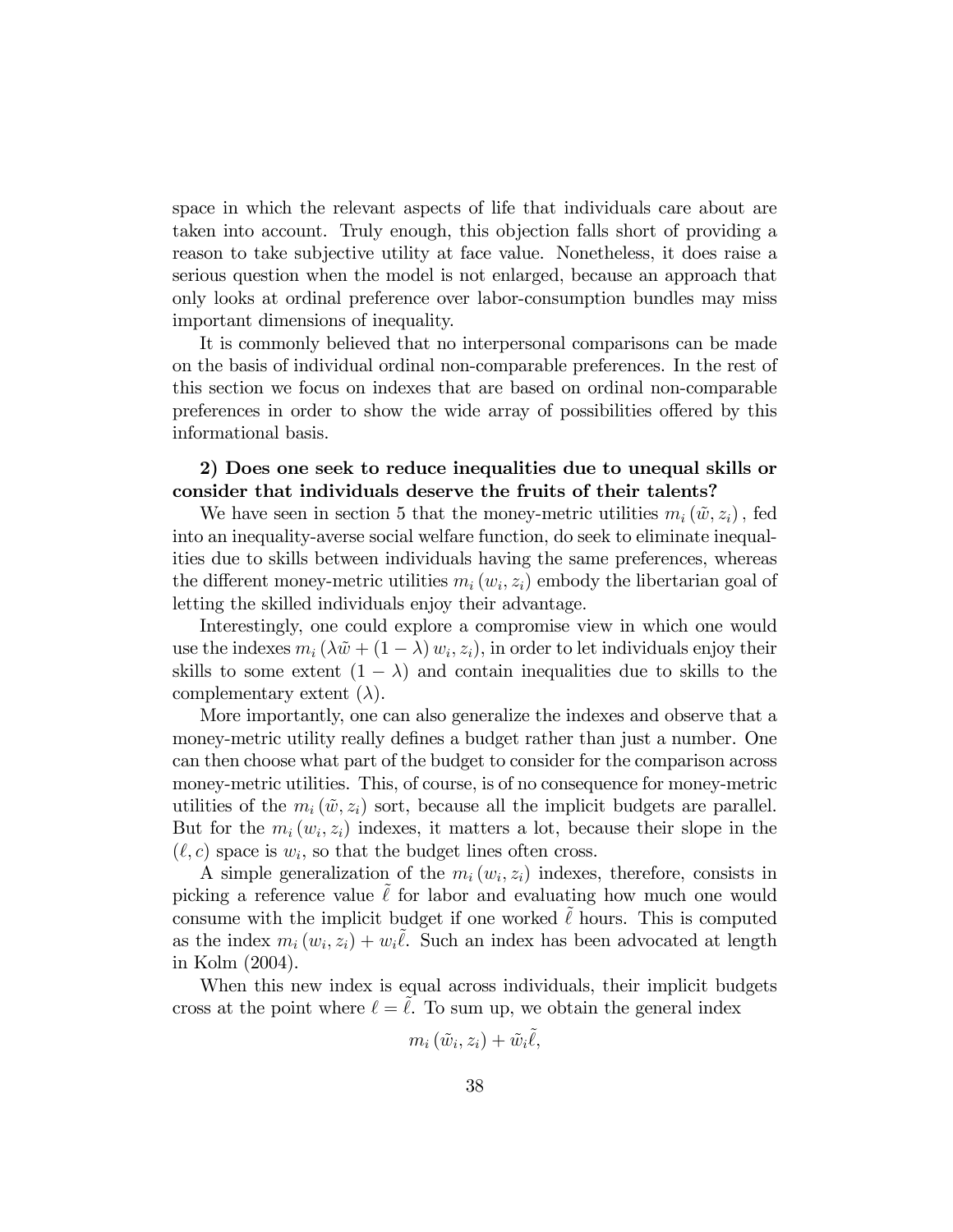space in which the relevant aspects of life that individuals care about are taken into account. Truly enough, this objection falls short of providing a reason to take subjective utility at face value. Nonetheless, it does raise a serious question when the model is not enlarged, because an approach that only looks at ordinal preference over labor-consumption bundles may miss important dimensions of inequality.

It is commonly believed that no interpersonal comparisons can be made on the basis of individual ordinal non-comparable preferences. In the rest of this section we focus on indexes that are based on ordinal non-comparable preferences in order to show the wide array of possibilities offered by this informational basis.

**2) Does one seek to reduce inequalities due to unequal skills or consider that individuals deserve the fruits of their talents?**

We have seen in section 5 that the money-metric utilities $m_i(\tilde{w}, z_i)$, fed into an inequality-averse social welfare function, do seek to eliminate inequalities due to skills between individuals having the same preferences, whereas the different money-metric utilities $m_i(w_i, z_i)$ embody the libertarian goal of letting the skilled individuals enjoy their advantage.

Interestingly, one could explore a compromise view in which one would use the indexes $m_i(\lambda\tilde{w} + (1-\lambda) w_i, z_i)$, in order to let individuals enjoy their skills to some extent $(1-\lambda)$ and contain inequalities due to skills to the complementary extent $(\lambda)$.

More importantly, one can also generalize the indexes and observe that a money-metric utility really defines a budget rather than just a number. One can then choose what part of the budget to consider for the comparison across money-metric utilities. This, of course, is of no consequence for money-metric utilities of the $m_i(\tilde{w}, z_i)$ sort, because all the implicit budgets are parallel. But for the $m_i(w_i, z_i)$ indexes, it matters a lot, because their slope in the $(\ell, c)$ space is $w_i$, so that the budget lines often cross.

A simple generalization of the $m_i(w_i, z_i)$ indexes, therefore, consists in picking a reference value $\tilde{\ell}$ for labor and evaluating how much one would consume with the implicit budget if one worked $\tilde{\ell}$ hours. This is computed as the index $m_i(w_i, z_i) + w_i\tilde{\ell}$. Such an index has been advocated at length in Kolm (2004).

When this new index is equal across individuals, their implicit budgets cross at the point where $\ell = \tilde{\ell}$. To sum up, we obtain the general index

$$m_i(\tilde{w}_i, z_i) + \tilde{w}_i\tilde{\ell},$$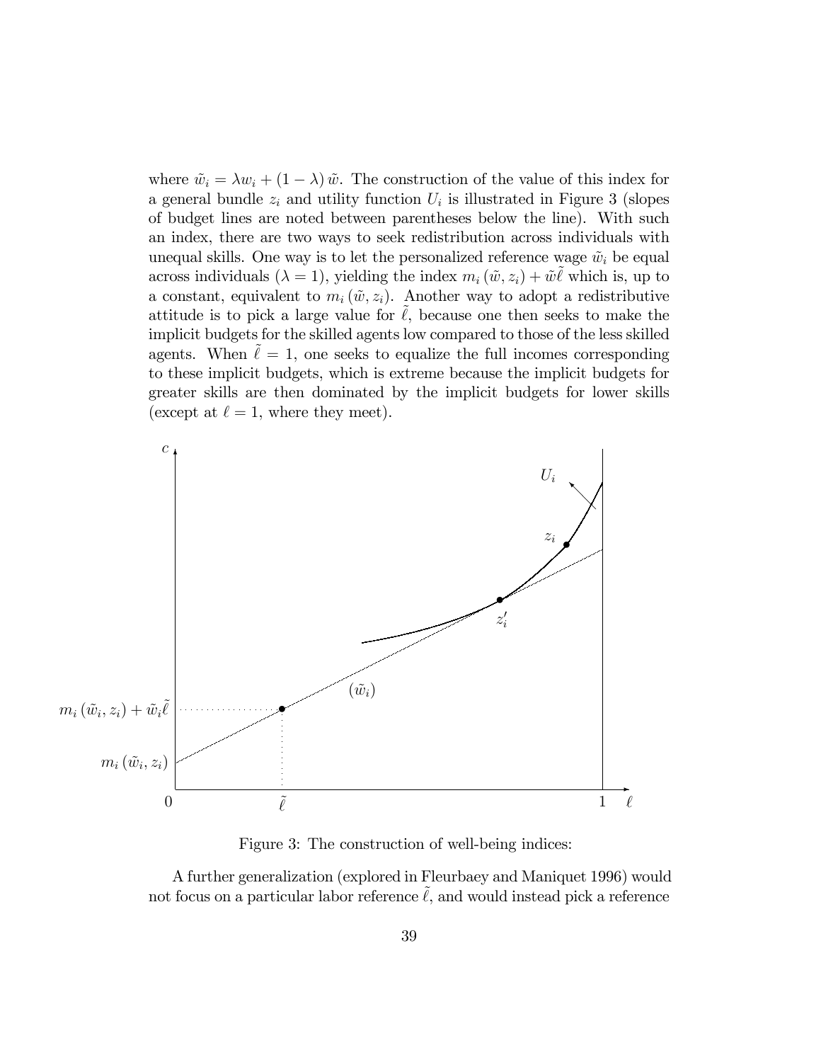where $\tilde{w}_i = \lambda w_i + (1 - \lambda)\tilde{w}$. The construction of the value of this index for a general bundle $z_i$ and utility function $U_i$ is illustrated in Figure 3 (slopes of budget lines are noted between parentheses below the line). With such an index, there are two ways to seek redistribution across individuals with unequal skills. One way is to let the personalized reference wage $\tilde{w}_i$ be equal across individuals ($\lambda = 1$), yielding the index $m_i(\tilde{w}, z_i) + \tilde{w}\tilde{\ell}$ which is, up to a constant, equivalent to $m_i(\tilde{w}, z_i)$. Another way to adopt a redistributive attitude is to pick a large value for $\tilde{\ell}$, because one then seeks to make the implicit budgets for the skilled agents low compared to those of the less skilled agents. When $\tilde{\ell} = 1$, one seeks to equalize the full incomes corresponding to these implicit budgets, which is extreme because the implicit budgets for greater skills are then dominated by the implicit budgets for lower skills (except at $\ell = 1$, where they meet).

Figure 3: The construction of well-being indices:

A further generalization (explored in Fleurbaey and Maniquet 1996) would not focus on a particular labor reference $\tilde{\ell}$, and would instead pick a reference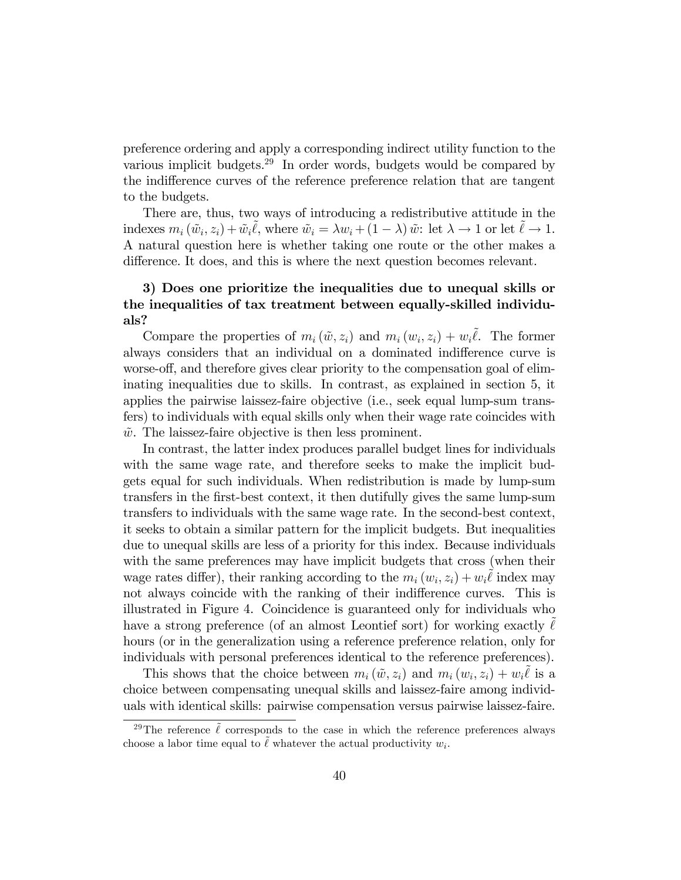preference ordering and apply a corresponding indirect utility function to the various implicit budgets.[29] In order words, budgets would be compared by the indifference curves of the reference preference relation that are tangent to the budgets.

There are, thus, two ways of introducing a redistributive attitude in the indexes $m_i(\tilde{w}_i, z_i) + \tilde{w}_i\tilde{\ell}$, where $\tilde{w}_i = \lambda w_i + (1 - \lambda)\tilde{w}$: let $\lambda \to 1$ or let $\tilde{\ell} \to 1$. A natural question here is whether taking one route or the other makes a difference. It does, and this is where the next question becomes relevant.

**3) Does one prioritize the inequalities due to unequal skills or the inequalities of tax treatment between equally-skilled individuals?**

Compare the properties of $m_i(\tilde{w}, z_i)$ and $m_i(w_i, z_i) + w_i\tilde{\ell}$. The former always considers that an individual on a dominated indifference curve is worse-off, and therefore gives clear priority to the compensation goal of eliminating inequalities due to skills. In contrast, as explained in section 5, it applies the pairwise laissez-faire objective (i.e., seek equal lump-sum transfers) to individuals with equal skills only when their wage rate coincides with $\tilde{w}$. The laissez-faire objective is then less prominent.

In contrast, the latter index produces parallel budget lines for individuals with the same wage rate, and therefore seeks to make the implicit budgets equal for such individuals. When redistribution is made by lump-sum transfers in the first-best context, it then dutifully gives the same lump-sum transfers to individuals with the same wage rate. In the second-best context, it seeks to obtain a similar pattern for the implicit budgets. But inequalities due to unequal skills are less of a priority for this index. Because individuals with the same preferences may have implicit budgets that cross (when their wage rates differ), their ranking according to the $m_i(w_i, z_i) + w_i\tilde{\ell}$ index may not always coincide with the ranking of their indifference curves. This is illustrated in Figure 4. Coincidence is guaranteed only for individuals who have a strong preference (of an almost Leontief sort) for working exactly $\tilde{\ell}$ hours (or in the generalization using a reference preference relation, only for individuals with personal preferences identical to the reference preferences).

This shows that the choice between $m_i(\tilde{w}, z_i)$ and $m_i(w_i, z_i) + w_i\tilde{\ell}$ is a choice between compensating unequal skills and laissez-faire among individuals with identical skills: pairwise compensation versus pairwise laissez-faire.

[29] The reference $\tilde{\ell}$ corresponds to the case in which the reference preferences always choose a labor time equal to $\tilde{\ell}$ whatever the actual productivity $w_i$.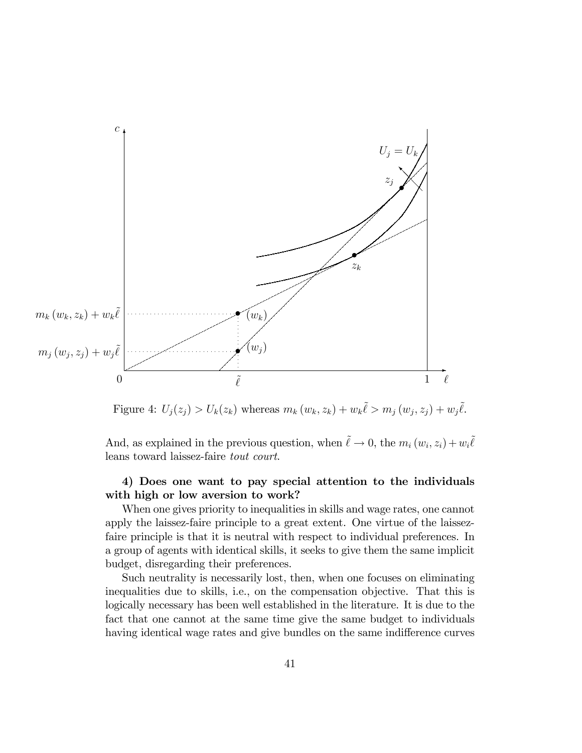Figure 4: $U_j(z_j) > U_k(z_k)$ whereas $m_k(w_k, z_k) + w_k\tilde{\ell} > m_j(w_j, z_j) + w_j\tilde{\ell}$.

And, as explained in the previous question, when $\tilde{\ell} \to 0$, the $m_i(w_i, z_i) + w_i\tilde{\ell}$ leans toward laissez-faire *tout court*.

**4) Does one want to pay special attention to the individuals with high or low aversion to work?**

When one gives priority to inequalities in skills and wage rates, one cannot apply the laissez-faire principle to a great extent. One virtue of the laissez-faire principle is that it is neutral with respect to individual preferences. In a group of agents with identical skills, it seeks to give them the same implicit budget, disregarding their preferences.

Such neutrality is necessarily lost, then, when one focuses on eliminating inequalities due to skills, i.e., on the compensation objective. That this is logically necessary has been well established in the literature. It is due to the fact that one cannot at the same time give the same budget to individuals having identical wage rates and give bundles on the same indifference curves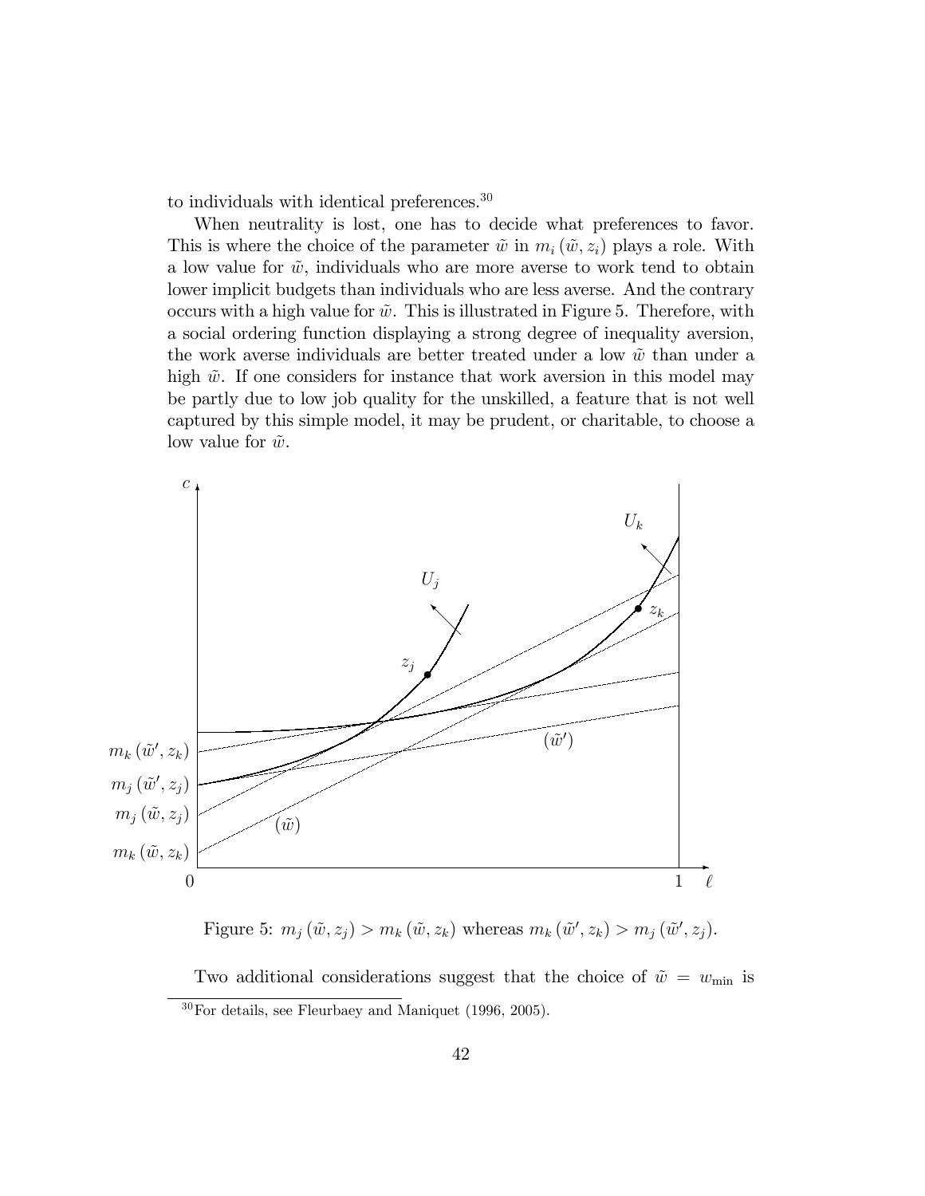to individuals with identical preferences.[30]

When neutrality is lost, one has to decide what preferences to favor. This is where the choice of the parameter $\tilde{w}$ in $m_i(\tilde{w}, z_i)$ plays a role. With a low value for $\tilde{w}$, individuals who are more averse to work tend to obtain lower implicit budgets than individuals who are less averse. And the contrary occurs with a high value for $\tilde{w}$. This is illustrated in Figure 5. Therefore, with a social ordering function displaying a strong degree of inequality aversion, the work averse individuals are better treated under a low $\tilde{w}$ than under a high $\tilde{w}$. If one considers for instance that work aversion in this model may be partly due to low job quality for the unskilled, a feature that is not well captured by this simple model, it may be prudent, or charitable, to choose a low value for $\tilde{w}$.

Figure 5: $m_j(\tilde{w}, z_j) > m_k(\tilde{w}, z_k)$ whereas $m_k(\tilde{w}', z_k) > m_j(\tilde{w}', z_j)$.

Two additional considerations suggest that the choice of $\tilde{w} = w_{\min}$ is

[30] For details, see Fleurbaey and Maniquet (1996, 2005).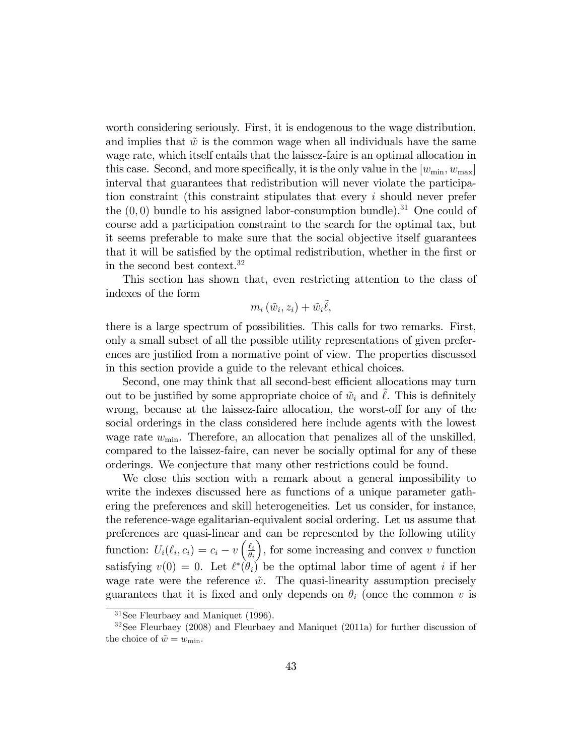worth considering seriously. First, it is endogenous to the wage distribution, and implies that $\tilde{w}$ is the common wage when all individuals have the same wage rate, which itself entails that the laissez-faire is an optimal allocation in this case. Second, and more specifically, it is the only value in the $[w_{\min}, w_{\max}]$ interval that guarantees that redistribution will never violate the participation constraint (this constraint stipulates that every $i$ should never prefer the $(0,0)$ bundle to his assigned labor-consumption bundle).[31] One could of course add a participation constraint to the search for the optimal tax, but it seems preferable to make sure that the social objective itself guarantees that it will be satisfied by the optimal redistribution, whether in the first or in the second best context.[32]

This section has shown that, even restricting attention to the class of indexes of the form

$$m_i(\tilde{w}_i, z_i) + \tilde{w}_i \tilde{\ell},$$

there is a large spectrum of possibilities. This calls for two remarks. First, only a small subset of all the possible utility representations of given preferences are justified from a normative point of view. The properties discussed in this section provide a guide to the relevant ethical choices.

Second, one may think that all second-best efficient allocations may turn out to be justified by some appropriate choice of $\tilde{w}_i$ and $\tilde{\ell}$. This is definitely wrong, because at the laissez-faire allocation, the worst-off for any of the social orderings in the class considered here include agents with the lowest wage rate $w_{\min}$. Therefore, an allocation that penalizes all of the unskilled, compared to the laissez-faire, can never be socially optimal for any of these orderings. We conjecture that many other restrictions could be found.

We close this section with a remark about a general impossibility to write the indexes discussed here as functions of a unique parameter gathering the preferences and skill heterogeneities. Let us consider, for instance, the reference-wage egalitarian-equivalent social ordering. Let us assume that preferences are quasi-linear and can be represented by the following utility function: $U_i(\ell_i, c_i) = c_i - v\left(\frac{\ell_i}{\theta_i}\right)$, for some increasing and convex $v$ function satisfying $v(0) = 0$. Let $\ell^*(\theta_i)$ be the optimal labor time of agent $i$ if her wage rate were the reference $\tilde{w}$. The quasi-linearity assumption precisely guarantees that it is fixed and only depends on $\theta_i$ (once the common $v$ is

[31] See Fleurbaey and Maniquet (1996).

[32] See Fleurbaey (2008) and Fleurbaey and Maniquet (2011a) for further discussion of the choice of $\tilde{w} = w_{\min}$.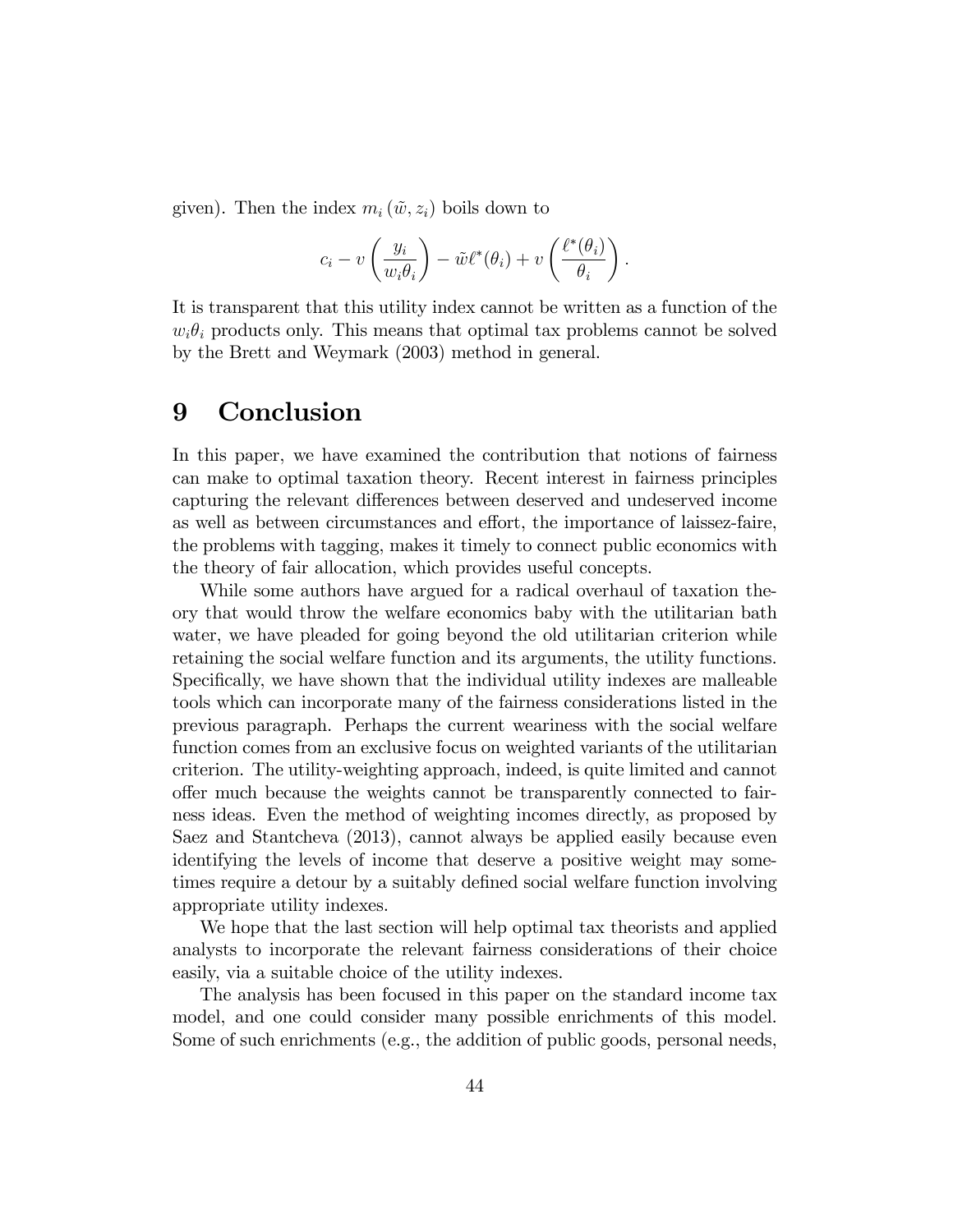given). Then the index $m_i(\tilde{w}, z_i)$ boils down to

$$c_i - v\left(\frac{y_i}{w_i\theta_i}\right) - \tilde{w}\ell^*(\theta_i) + v\left(\frac{\ell^*(\theta_i)}{\theta_i}\right).$$

It is transparent that this utility index cannot be written as a function of the $w_i\theta_i$ products only. This means that optimal tax problems cannot be solved by the Brett and Weymark (2003) method in general.

# 9 Conclusion

In this paper, we have examined the contribution that notions of fairness can make to optimal taxation theory. Recent interest in fairness principles capturing the relevant differences between deserved and undeserved income as well as between circumstances and effort, the importance of laissez-faire, the problems with tagging, makes it timely to connect public economics with the theory of fair allocation, which provides useful concepts.

While some authors have argued for a radical overhaul of taxation theory that would throw the welfare economics baby with the utilitarian bath water, we have pleaded for going beyond the old utilitarian criterion while retaining the social welfare function and its arguments, the utility functions. Specifically, we have shown that the individual utility indexes are malleable tools which can incorporate many of the fairness considerations listed in the previous paragraph. Perhaps the current weariness with the social welfare function comes from an exclusive focus on weighted variants of the utilitarian criterion. The utility-weighting approach, indeed, is quite limited and cannot offer much because the weights cannot be transparently connected to fairness ideas. Even the method of weighting incomes directly, as proposed by Saez and Stantcheva (2013), cannot always be applied easily because even identifying the levels of income that deserve a positive weight may sometimes require a detour by a suitably defined social welfare function involving appropriate utility indexes.

We hope that the last section will help optimal tax theorists and applied analysts to incorporate the relevant fairness considerations of their choice easily, via a suitable choice of the utility indexes.

The analysis has been focused in this paper on the standard income tax model, and one could consider many possible enrichments of this model. Some of such enrichments (e.g., the addition of public goods, personal needs,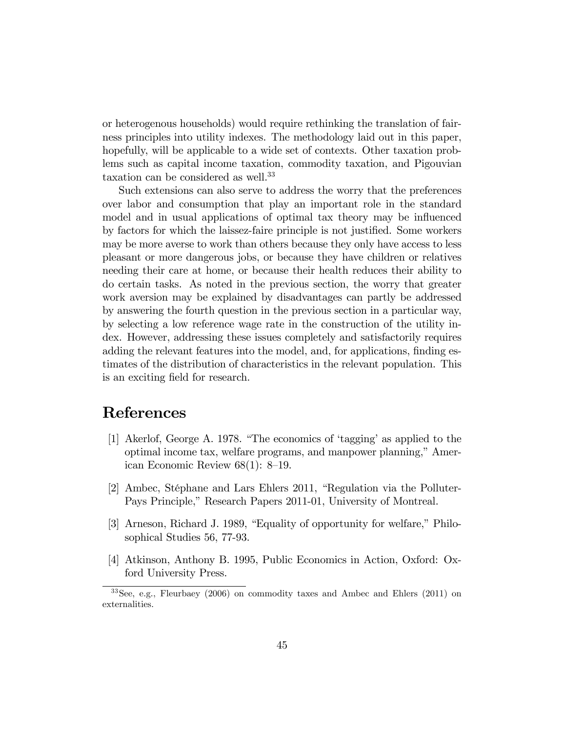or heterogenous households) would require rethinking the translation of fairness principles into utility indexes. The methodology laid out in this paper, hopefully, will be applicable to a wide set of contexts. Other taxation problems such as capital income taxation, commodity taxation, and Pigouvian taxation can be considered as well.[33]

Such extensions can also serve to address the worry that the preferences over labor and consumption that play an important role in the standard model and in usual applications of optimal tax theory may be influenced by factors for which the laissez-faire principle is not justified. Some workers may be more averse to work than others because they only have access to less pleasant or more dangerous jobs, or because they have children or relatives needing their care at home, or because their health reduces their ability to do certain tasks. As noted in the previous section, the worry that greater work aversion may be explained by disadvantages can partly be addressed by answering the fourth question in the previous section in a particular way, by selecting a low reference wage rate in the construction of the utility index. However, addressing these issues completely and satisfactorily requires adding the relevant features into the model, and, for applications, finding estimates of the distribution of characteristics in the relevant population. This is an exciting field for research.

# References

[1] Akerlof, George A. 1978. "The economics of 'tagging' as applied to the optimal income tax, welfare programs, and manpower planning," American Economic Review 68(1): 8–19.

[2] Ambec, Stéphane and Lars Ehlers 2011, "Regulation via the Polluter-Pays Principle," Research Papers 2011-01, University of Montreal.

[3] Arneson, Richard J. 1989, "Equality of opportunity for welfare," Philosophical Studies 56, 77-93.

[4] Atkinson, Anthony B. 1995, Public Economics in Action, Oxford: Oxford University Press.

[33] See, e.g., Fleurbaey (2006) on commodity taxes and Ambec and Ehlers (2011) on externalities.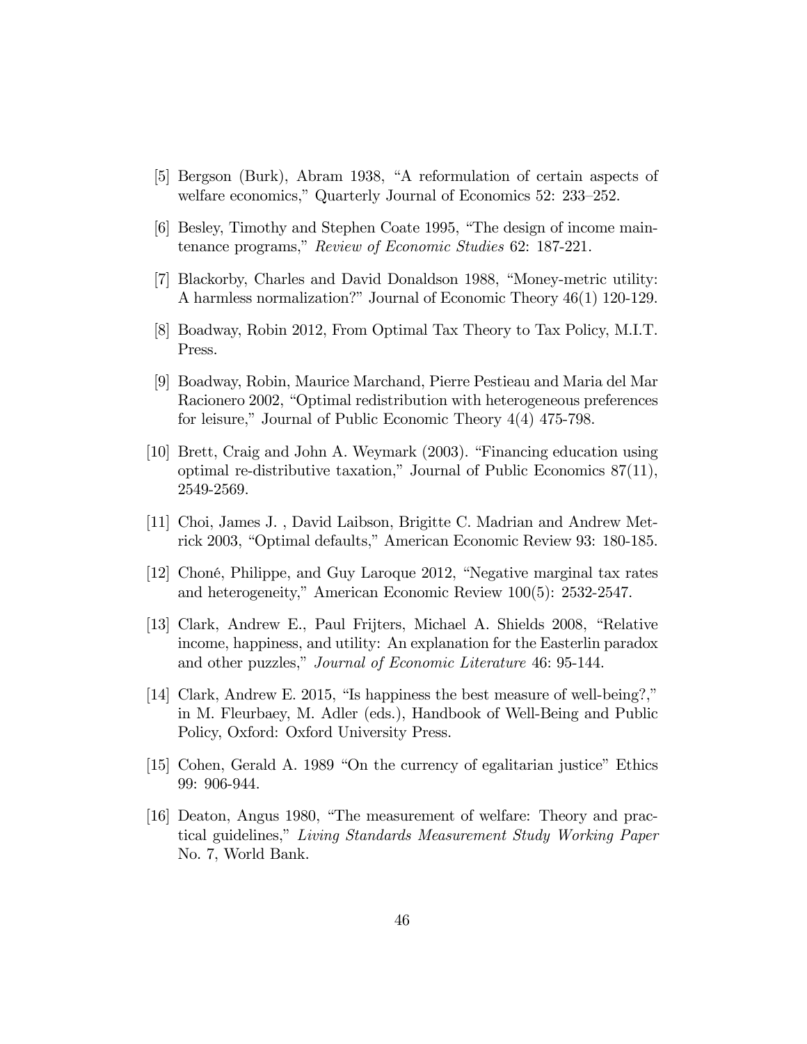[5] Bergson (Burk), Abram 1938, "A reformulation of certain aspects of welfare economics," Quarterly Journal of Economics 52: 233–252.

[6] Besley, Timothy and Stephen Coate 1995, "The design of income maintenance programs," *Review of Economic Studies* 62: 187-221.

[7] Blackorby, Charles and David Donaldson 1988, "Money-metric utility: A harmless normalization?" Journal of Economic Theory 46(1) 120-129.

[8] Boadway, Robin 2012, From Optimal Tax Theory to Tax Policy, M.I.T. Press.

[9] Boadway, Robin, Maurice Marchand, Pierre Pestieau and Maria del Mar Racionero 2002, "Optimal redistribution with heterogeneous preferences for leisure," Journal of Public Economic Theory 4(4) 475-798.

[10] Brett, Craig and John A. Weymark (2003). "Financing education using optimal re-distributive taxation," Journal of Public Economics 87(11), 2549-2569.

[11] Choi, James J. , David Laibson, Brigitte C. Madrian and Andrew Metrick 2003, "Optimal defaults," American Economic Review 93: 180-185.

[12] Choné, Philippe, and Guy Laroque 2012, "Negative marginal tax rates and heterogeneity," American Economic Review 100(5): 2532-2547.

[13] Clark, Andrew E., Paul Frijters, Michael A. Shields 2008, "Relative income, happiness, and utility: An explanation for the Easterlin paradox and other puzzles," *Journal of Economic Literature* 46: 95-144.

[14] Clark, Andrew E. 2015, "Is happiness the best measure of well-being?," in M. Fleurbaey, M. Adler (eds.), Handbook of Well-Being and Public Policy, Oxford: Oxford University Press.

[15] Cohen, Gerald A. 1989 "On the currency of egalitarian justice" Ethics 99: 906-944.

[16] Deaton, Angus 1980, "The measurement of welfare: Theory and practical guidelines," *Living Standards Measurement Study Working Paper* No. 7, World Bank.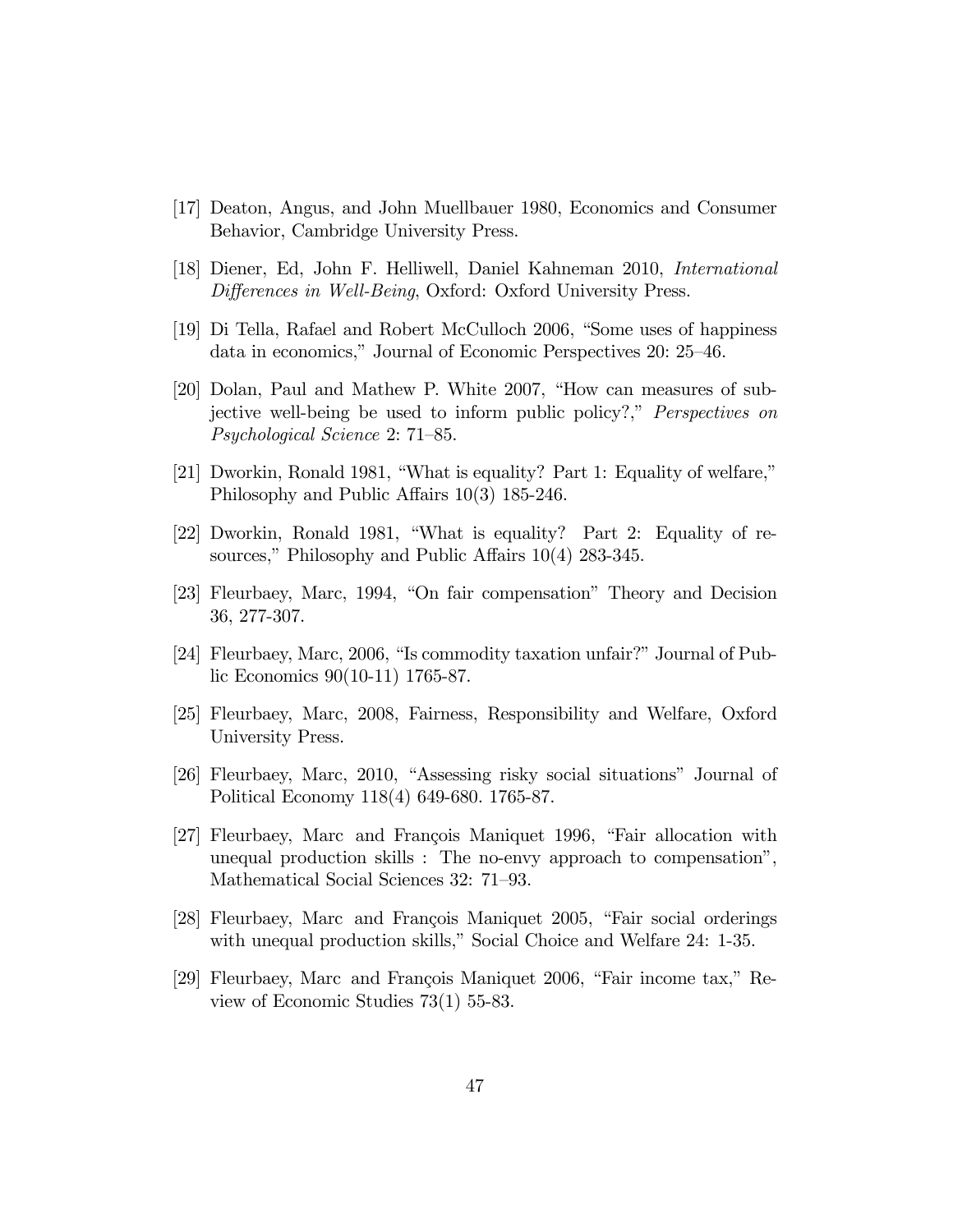[17] Deaton, Angus, and John Muellbauer 1980, Economics and Consumer Behavior, Cambridge University Press.

[18] Diener, Ed, John F. Helliwell, Daniel Kahneman 2010, *International Differences in Well-Being*, Oxford: Oxford University Press.

[19] Di Tella, Rafael and Robert McCulloch 2006, "Some uses of happiness data in economics," Journal of Economic Perspectives 20: 25–46.

[20] Dolan, Paul and Mathew P. White 2007, "How can measures of subjective well-being be used to inform public policy?," *Perspectives on Psychological Science* 2: 71–85.

[21] Dworkin, Ronald 1981, "What is equality? Part 1: Equality of welfare," Philosophy and Public Affairs 10(3) 185-246.

[22] Dworkin, Ronald 1981, "What is equality? Part 2: Equality of resources," Philosophy and Public Affairs 10(4) 283-345.

[23] Fleurbaey, Marc, 1994, "On fair compensation" Theory and Decision 36, 277-307.

[24] Fleurbaey, Marc, 2006, "Is commodity taxation unfair?" Journal of Public Economics 90(10-11) 1765-87.

[25] Fleurbaey, Marc, 2008, Fairness, Responsibility and Welfare, Oxford University Press.

[26] Fleurbaey, Marc, 2010, "Assessing risky social situations" Journal of Political Economy 118(4) 649-680. 1765-87.

[27] Fleurbaey, Marc and François Maniquet 1996, "Fair allocation with unequal production skills : The no-envy approach to compensation", Mathematical Social Sciences 32: 71–93.

[28] Fleurbaey, Marc and François Maniquet 2005, "Fair social orderings with unequal production skills," Social Choice and Welfare 24: 1-35.

[29] Fleurbaey, Marc and François Maniquet 2006, "Fair income tax," Review of Economic Studies 73(1) 55-83.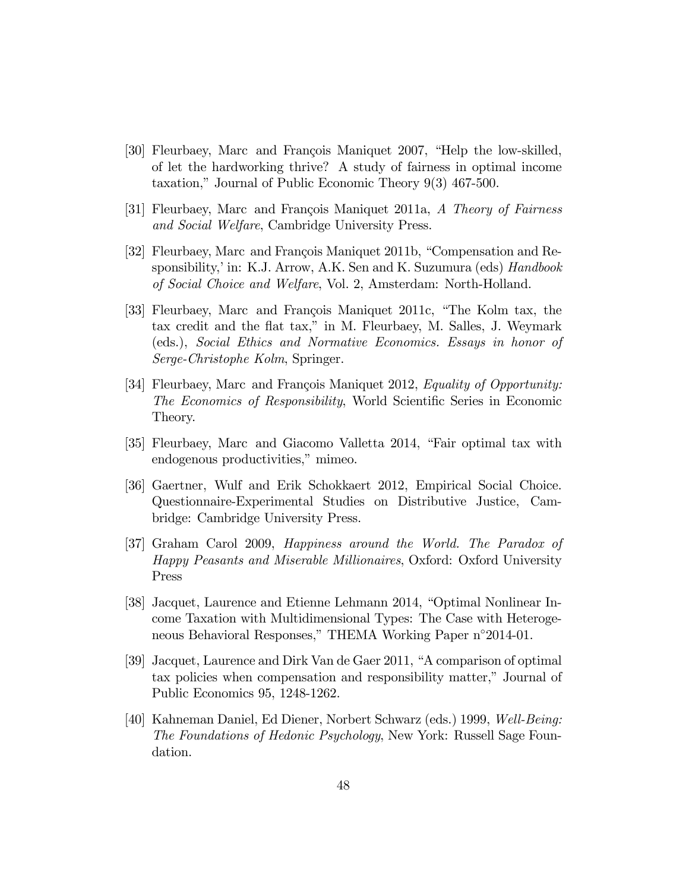[30] Fleurbaey, Marc and François Maniquet 2007, "Help the low-skilled, of let the hardworking thrive? A study of fairness in optimal income taxation," Journal of Public Economic Theory 9(3) 467-500.

[31] Fleurbaey, Marc and François Maniquet 2011a, *A Theory of Fairness and Social Welfare*, Cambridge University Press.

[32] Fleurbaey, Marc and François Maniquet 2011b, "Compensation and Responsibility,' in: K.J. Arrow, A.K. Sen and K. Suzumura (eds) *Handbook of Social Choice and Welfare*, Vol. 2, Amsterdam: North-Holland.

[33] Fleurbaey, Marc and François Maniquet 2011c, "The Kolm tax, the tax credit and the flat tax," in M. Fleurbaey, M. Salles, J. Weymark (eds.), *Social Ethics and Normative Economics. Essays in honor of Serge-Christophe Kolm*, Springer.

[34] Fleurbaey, Marc and François Maniquet 2012, *Equality of Opportunity: The Economics of Responsibility*, World Scientific Series in Economic Theory.

[35] Fleurbaey, Marc and Giacomo Valletta 2014, "Fair optimal tax with endogenous productivities," mimeo.

[36] Gaertner, Wulf and Erik Schokkaert 2012, Empirical Social Choice. Questionnaire-Experimental Studies on Distributive Justice, Cambridge: Cambridge University Press.

[37] Graham Carol 2009, *Happiness around the World. The Paradox of Happy Peasants and Miserable Millionaires*, Oxford: Oxford University Press

[38] Jacquet, Laurence and Etienne Lehmann 2014, "Optimal Nonlinear Income Taxation with Multidimensional Types: The Case with Heterogeneous Behavioral Responses," THEMA Working Paper n°2014-01.

[39] Jacquet, Laurence and Dirk Van de Gaer 2011, "A comparison of optimal tax policies when compensation and responsibility matter," Journal of Public Economics 95, 1248-1262.

[40] Kahneman Daniel, Ed Diener, Norbert Schwarz (eds.) 1999, *Well-Being: The Foundations of Hedonic Psychology*, New York: Russell Sage Foundation.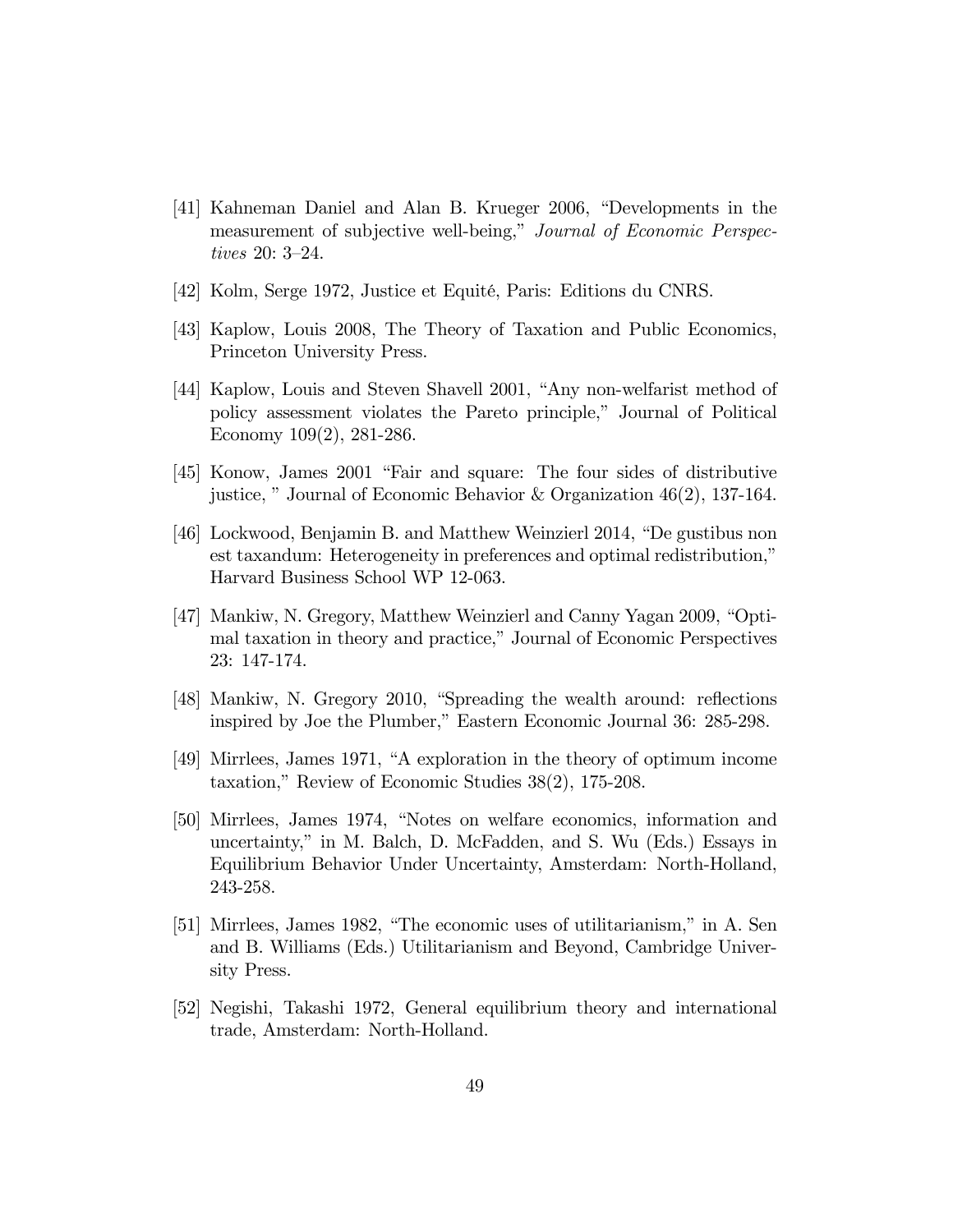[41] Kahneman Daniel and Alan B. Krueger 2006, "Developments in the measurement of subjective well-being," *Journal of Economic Perspectives* 20: 3–24.

[42] Kolm, Serge 1972, Justice et Equité, Paris: Editions du CNRS.

[43] Kaplow, Louis 2008, The Theory of Taxation and Public Economics, Princeton University Press.

[44] Kaplow, Louis and Steven Shavell 2001, "Any non-welfarist method of policy assessment violates the Pareto principle," Journal of Political Economy 109(2), 281-286.

[45] Konow, James 2001 "Fair and square: The four sides of distributive justice, " Journal of Economic Behavior & Organization 46(2), 137-164.

[46] Lockwood, Benjamin B. and Matthew Weinzierl 2014, "De gustibus non est taxandum: Heterogeneity in preferences and optimal redistribution," Harvard Business School WP 12-063.

[47] Mankiw, N. Gregory, Matthew Weinzierl and Canny Yagan 2009, "Optimal taxation in theory and practice," Journal of Economic Perspectives 23: 147-174.

[48] Mankiw, N. Gregory 2010, "Spreading the wealth around: reflections inspired by Joe the Plumber," Eastern Economic Journal 36: 285-298.

[49] Mirrlees, James 1971, "A exploration in the theory of optimum income taxation," Review of Economic Studies 38(2), 175-208.

[50] Mirrlees, James 1974, "Notes on welfare economics, information and uncertainty," in M. Balch, D. McFadden, and S. Wu (Eds.) Essays in Equilibrium Behavior Under Uncertainty, Amsterdam: North-Holland, 243-258.

[51] Mirrlees, James 1982, "The economic uses of utilitarianism," in A. Sen and B. Williams (Eds.) Utilitarianism and Beyond, Cambridge University Press.

[52] Negishi, Takashi 1972, General equilibrium theory and international trade, Amsterdam: North-Holland.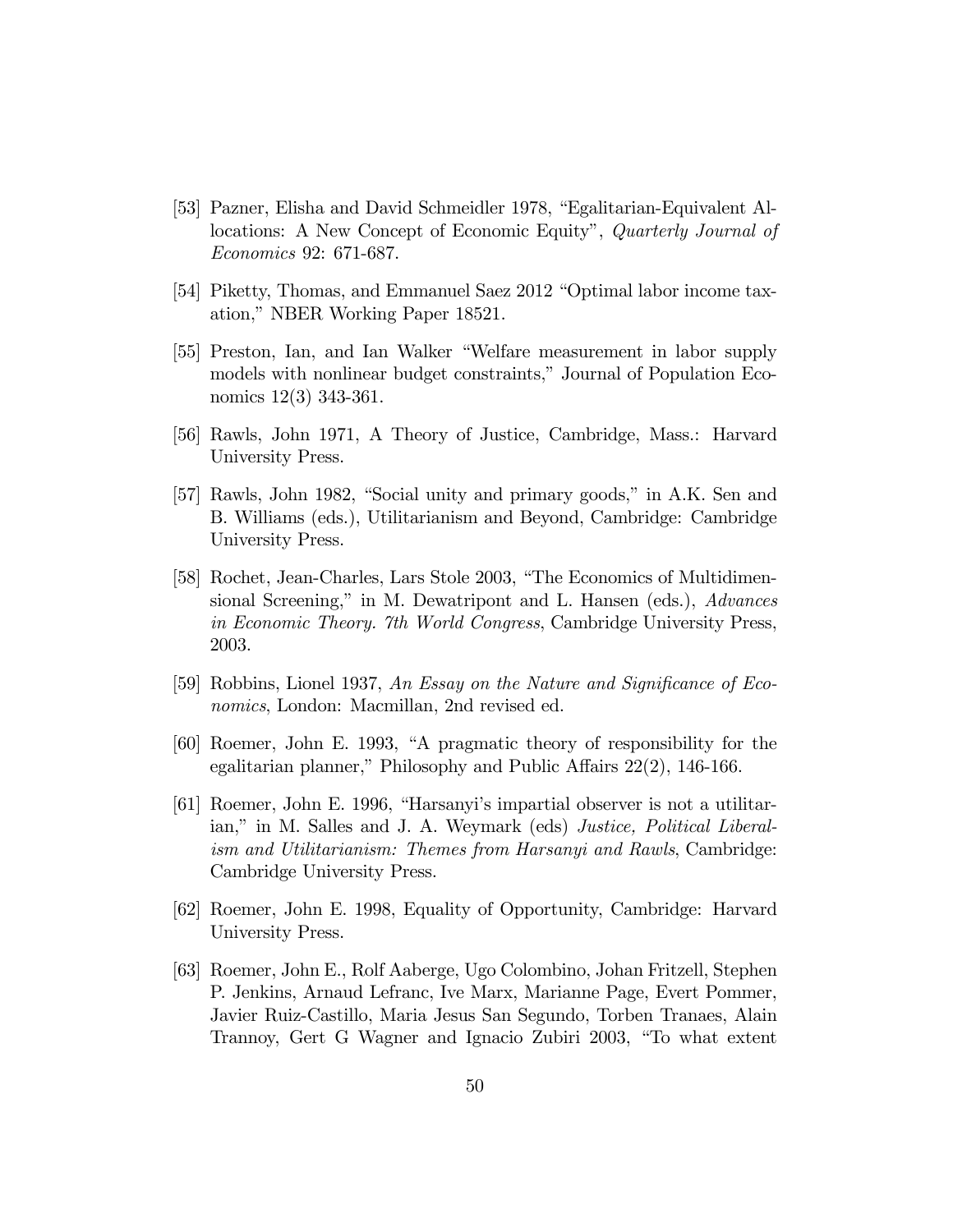[53] Pazner, Elisha and David Schmeidler 1978, "Egalitarian-Equivalent Allocations: A New Concept of Economic Equity", *Quarterly Journal of Economics* 92: 671-687.

[54] Piketty, Thomas, and Emmanuel Saez 2012 "Optimal labor income taxation," NBER Working Paper 18521.

[55] Preston, Ian, and Ian Walker "Welfare measurement in labor supply models with nonlinear budget constraints," Journal of Population Economics 12(3) 343-361.

[56] Rawls, John 1971, A Theory of Justice, Cambridge, Mass.: Harvard University Press.

[57] Rawls, John 1982, "Social unity and primary goods," in A.K. Sen and B. Williams (eds.), Utilitarianism and Beyond, Cambridge: Cambridge University Press.

[58] Rochet, Jean-Charles, Lars Stole 2003, "The Economics of Multidimensional Screening," in M. Dewatripont and L. Hansen (eds.), *Advances in Economic Theory. 7th World Congress*, Cambridge University Press, 2003.

[59] Robbins, Lionel 1937, *An Essay on the Nature and Significance of Economics*, London: Macmillan, 2nd revised ed.

[60] Roemer, John E. 1993, "A pragmatic theory of responsibility for the egalitarian planner," Philosophy and Public Affairs 22(2), 146-166.

[61] Roemer, John E. 1996, "Harsanyi's impartial observer is not a utilitarian," in M. Salles and J. A. Weymark (eds) *Justice, Political Liberalism and Utilitarianism: Themes from Harsanyi and Rawls*, Cambridge: Cambridge University Press.

[62] Roemer, John E. 1998, Equality of Opportunity, Cambridge: Harvard University Press.

[63] Roemer, John E., Rolf Aaberge, Ugo Colombino, Johan Fritzell, Stephen P. Jenkins, Arnaud Lefranc, Ive Marx, Marianne Page, Evert Pommer, Javier Ruiz-Castillo, Maria Jesus San Segundo, Torben Tranaes, Alain Trannoy, Gert G Wagner and Ignacio Zubiri 2003, "To what extent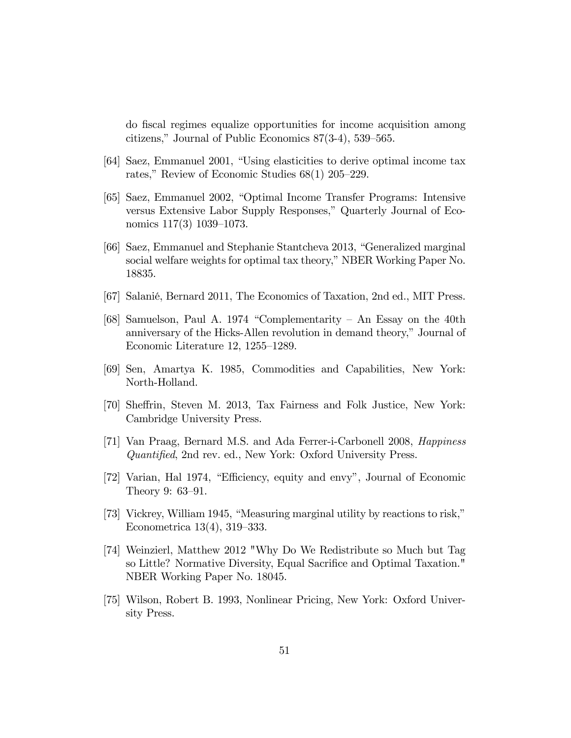do fiscal regimes equalize opportunities for income acquisition among citizens," Journal of Public Economics 87(3-4), 539–565.

[64] Saez, Emmanuel 2001, "Using elasticities to derive optimal income tax rates," Review of Economic Studies 68(1) 205–229.

[65] Saez, Emmanuel 2002, "Optimal Income Transfer Programs: Intensive versus Extensive Labor Supply Responses," Quarterly Journal of Economics 117(3) 1039–1073.

[66] Saez, Emmanuel and Stephanie Stantcheva 2013, "Generalized marginal social welfare weights for optimal tax theory," NBER Working Paper No. 18835.

[67] Salanié, Bernard 2011, The Economics of Taxation, 2nd ed., MIT Press.

[68] Samuelson, Paul A. 1974 "Complementarity – An Essay on the 40th anniversary of the Hicks-Allen revolution in demand theory," Journal of Economic Literature 12, 1255–1289.

[69] Sen, Amartya K. 1985, Commodities and Capabilities, New York: North-Holland.

[70] Sheffrin, Steven M. 2013, Tax Fairness and Folk Justice, New York: Cambridge University Press.

[71] Van Praag, Bernard M.S. and Ada Ferrer-i-Carbonell 2008, *Happiness Quantified*, 2nd rev. ed., New York: Oxford University Press.

[72] Varian, Hal 1974, "Efficiency, equity and envy", Journal of Economic Theory 9: 63–91.

[73] Vickrey, William 1945, "Measuring marginal utility by reactions to risk," Econometrica 13(4), 319–333.

[74] Weinzierl, Matthew 2012 "Why Do We Redistribute so Much but Tag so Little? Normative Diversity, Equal Sacrifice and Optimal Taxation." NBER Working Paper No. 18045.

[75] Wilson, Robert B. 1993, Nonlinear Pricing, New York: Oxford University Press.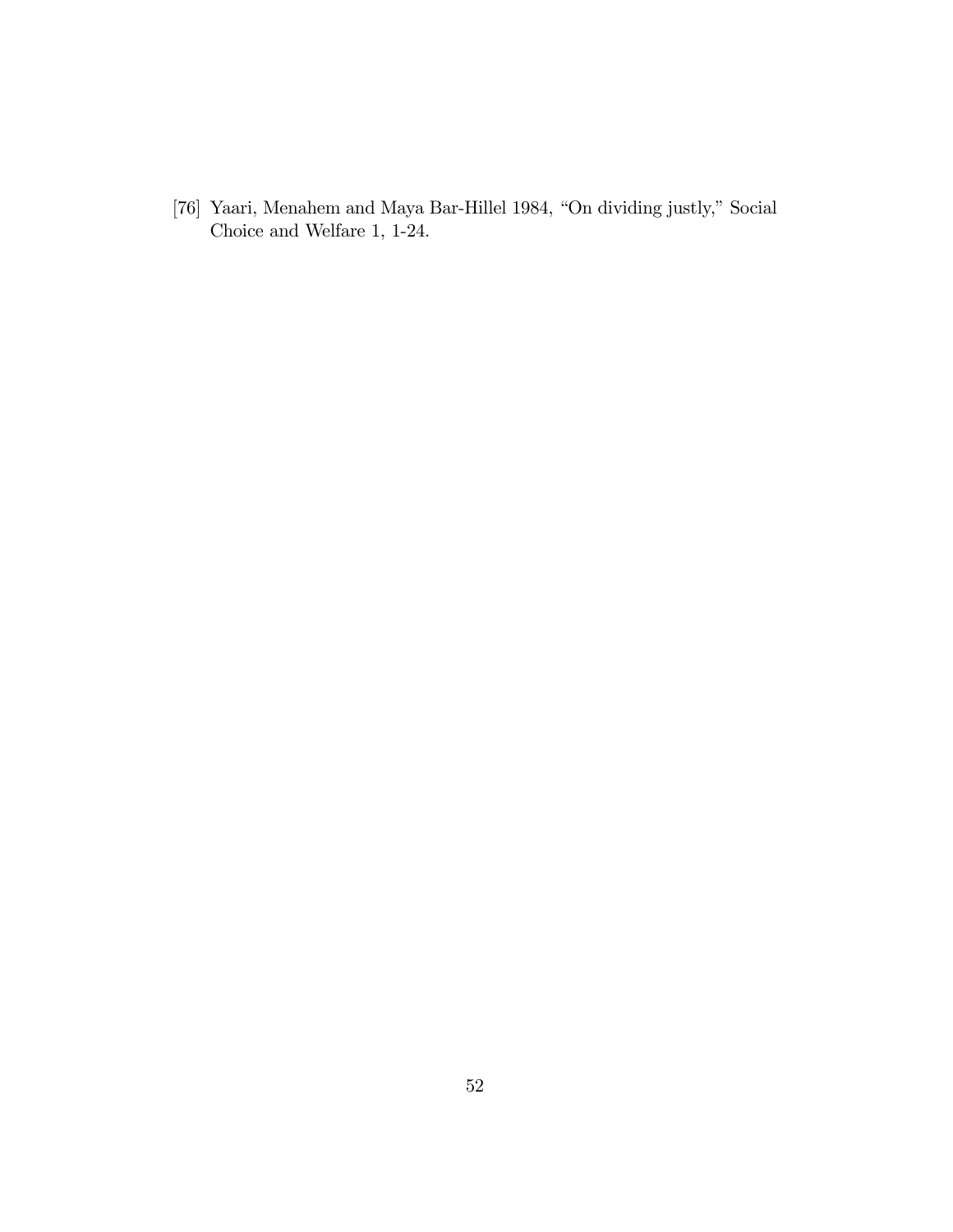[76] Yaari, Menahem and Maya Bar-Hillel 1984, "On dividing justly," Social Choice and Welfare 1, 1-24.